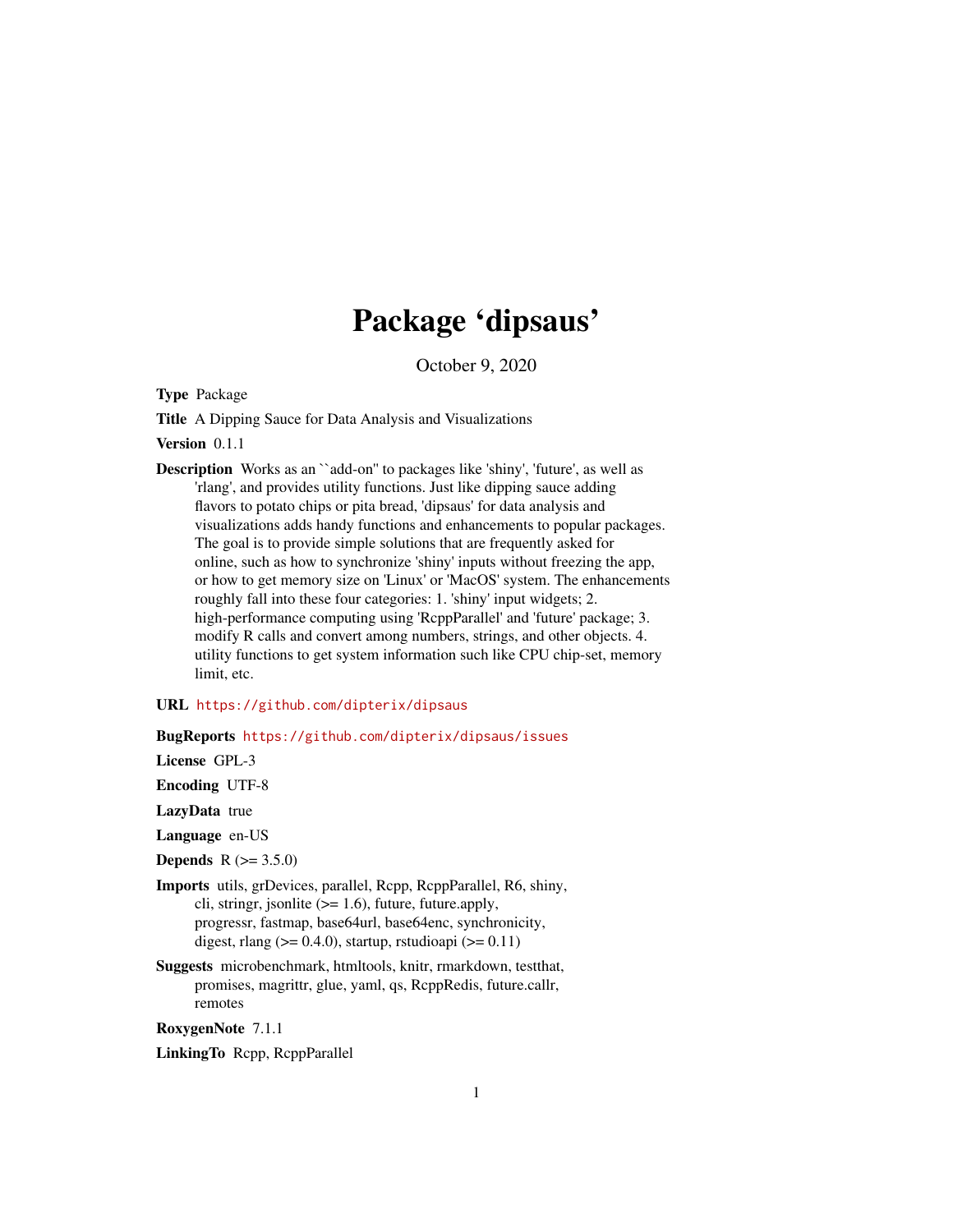# Package 'dipsaus'

October 9, 2020

**Type** Package

**Title** A Dipping Sauce for Data Analysis and Visualizations

**Version** 0.1.1

**Description** Works as an ``add-on'' to packages like 'shiny', 'future', as well as 'rlang', and provides utility functions. Just like dipping sauce adding flavors to potato chips or pita bread, 'dipsaus' for data analysis and visualizations adds handy functions and enhancements to popular packages. The goal is to provide simple solutions that are frequently asked for online, such as how to synchronize 'shiny' inputs without freezing the app, or how to get memory size on 'Linux' or 'MacOS' system. The enhancements roughly fall into these four categories: 1. 'shiny' input widgets; 2. high-performance computing using 'RcppParallel' and 'future' package; 3. modify R calls and convert among numbers, strings, and other objects. 4. utility functions to get system information such like CPU chip-set, memory limit, etc.

**URL** https://github.com/dipterix/dipsaus

**BugReports** https://github.com/dipterix/dipsaus/issues

**License** GPL-3

**Encoding** UTF-8

**LazyData** true

**Language** en-US

**Depends** R (>= 3.5.0)

**Imports** utils, grDevices, parallel, Rcpp, RcppParallel, R6, shiny, cli, stringr, jsonlite (>= 1.6), future, future.apply, progressr, fastmap, base64url, base64enc, synchronicity, digest, rlang (>= 0.4.0), startup, rstudioapi (>= 0.11)

**Suggests** microbenchmark, htmltools, knitr, rmarkdown, testthat, promises, magrittr, glue, yaml, qs, RcppRedis, future.callr, remotes

**RoxygenNote** 7.1.1

**LinkingTo** Rcpp, RcppParallel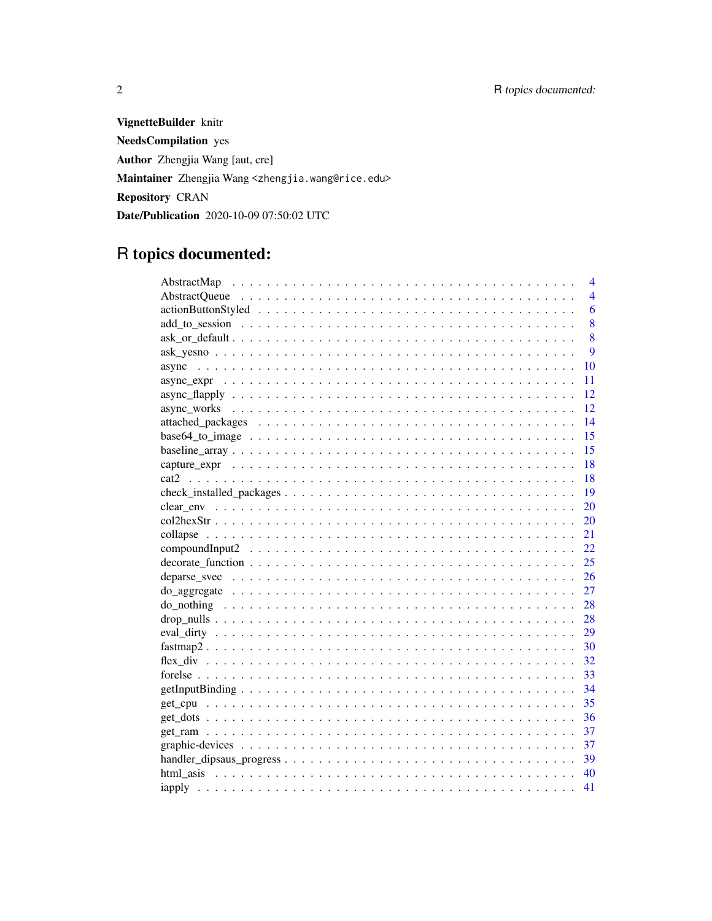**VignetteBuilder** knitr

**NeedsCompilation** yes

**Author** Zhengjia Wang [aut, cre]

**Maintainer** Zhengjia Wang <zhengjia.wang@rice.edu>

**Repository** CRAN

**Date/Publication** 2020-10-09 07:50:02 UTC

# R topics documented:

| | |
|---|---|
| AbstractMap | 4 |
| AbstractQueue | 4 |
| actionButtonStyled | 6 |
| add_to_session | 8 |
| ask_or_default | 8 |
| ask_yesno | 9 |
| async | 10 |
| async_expr | 11 |
| async_flapply | 12 |
| async_works | 12 |
| attached_packages | 14 |
| base64_to_image | 15 |
| baseline_array | 15 |
| capture_expr | 18 |
| cat2 | 18 |
| check_installed_packages | 19 |
| clear_env | 20 |
| col2hexStr | 20 |
| collapse | 21 |
| compoundInput2 | 22 |
| decorate_function | 25 |
| deparse_svec | 26 |
| do_aggregate | 27 |
| do_nothing | 28 |
| drop_nulls | 28 |
| eval_dirty | 29 |
| fastmap2 | 30 |
| flex_div | 32 |
| forelse | 33 |
| getInputBinding | 34 |
| get_cpu | 35 |
| get_dots | 36 |
| get_ram | 37 |
| graphic-devices | 37 |
| handler_dipsaus_progress | 39 |
| html_asis | 40 |
| iapply | 41 |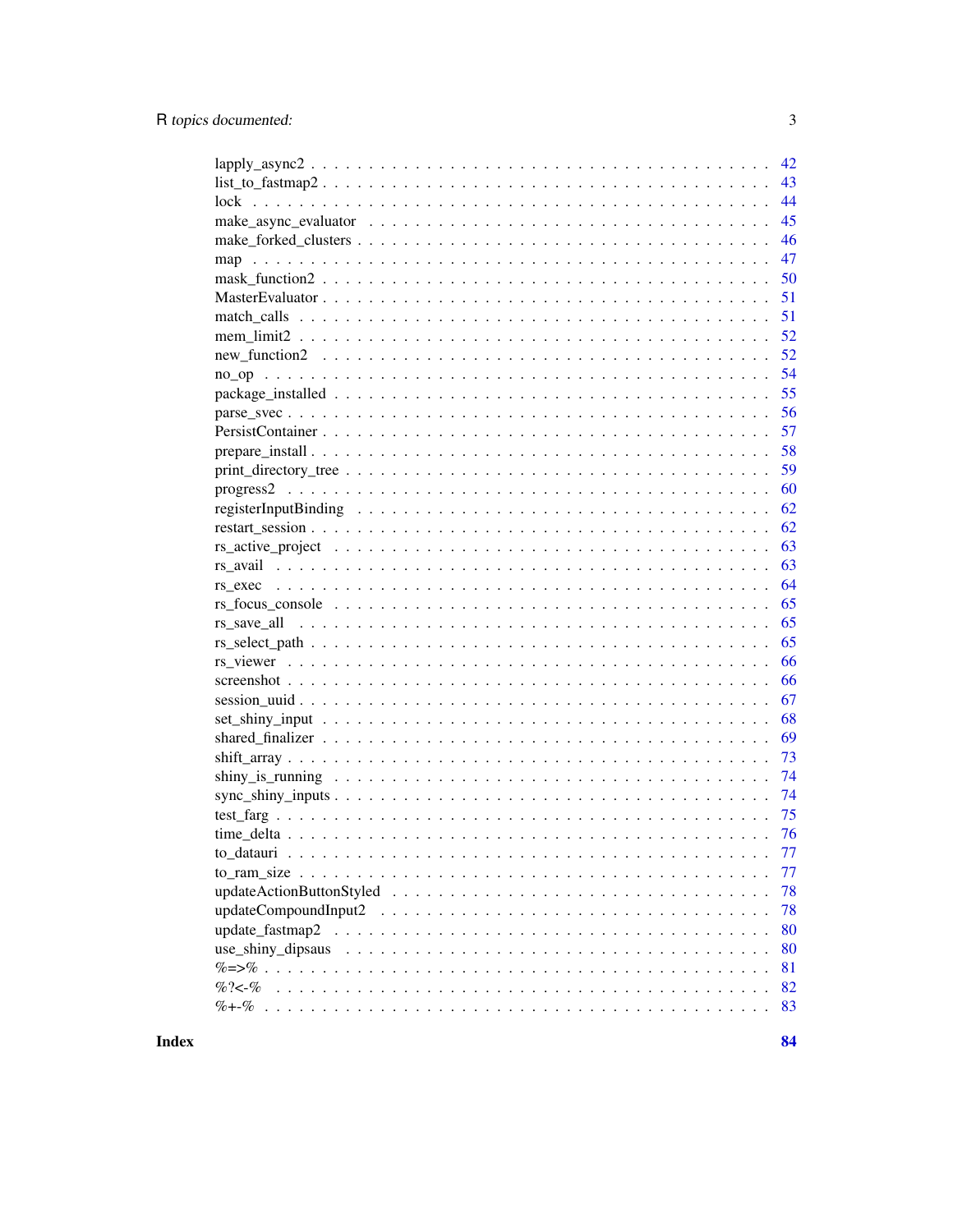| | |
|---|---|
| lapply_async2 | 42 |
| list_to_fastmap2 | 43 |
| lock | 44 |
| make_async_evaluator | 45 |
| make_forked_clusters | 46 |
| map | 47 |
| mask_function2 | 50 |
| MasterEvaluator | 51 |
| match_calls | 51 |
| mem_limit2 | 52 |
| new_function2 | 52 |
| no_op | 54 |
| package_installed | 55 |
| parse_svec | 56 |
| PersistContainer | 57 |
| prepare_install | 58 |
| print_directory_tree | 59 |
| progress2 | 60 |
| registerInputBinding | 62 |
| restart_session | 62 |
| rs_active_project | 63 |
| rs_avail | 63 |
| rs_exec | 64 |
| rs_focus_console | 65 |
| rs_save_all | 65 |
| rs_select_path | 65 |
| rs_viewer | 66 |
| screenshot | 66 |
| session_uuid | 67 |
| set_shiny_input | 68 |
| shared_finalizer | 69 |
| shift_array | 73 |
| shiny_is_running | 74 |
| sync_shiny_inputs | 74 |
| test_farg | 75 |
| time_delta | 76 |
| to_datauri | 77 |
| to_ram_size | 77 |
| updateActionButtonStyled | 78 |
| updateCompoundInput2 | 78 |
| update_fastmap2 | 80 |
| use_shiny_dipsaus | 80 |
| %=>% | 81 |
| %?<-% | 82 |
| %+-% | 83 |

**Index** **84**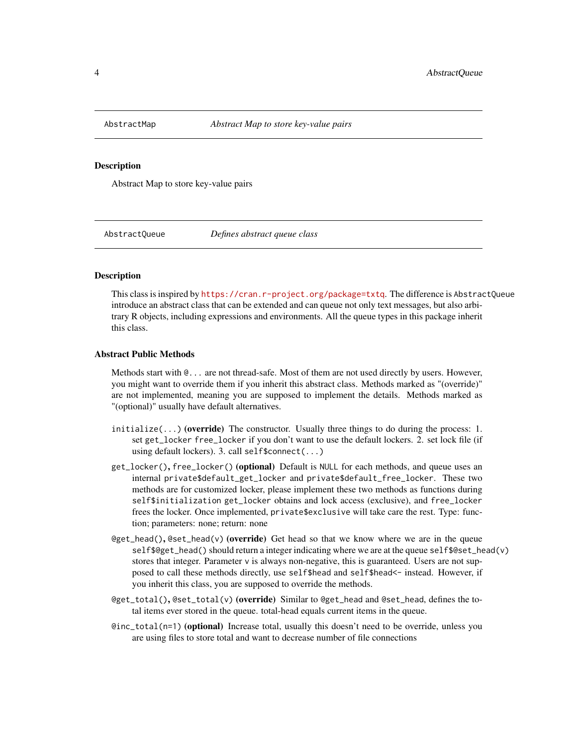## AbstractMap    *Abstract Map to store key-value pairs*

### Description

Abstract Map to store key-value pairs

## AbstractQueue    *Defines abstract queue class*

### Description

This class is inspired by https://cran.r-project.org/package=txtq. The difference is AbstractQueue introduce an abstract class that can be extended and can queue not only text messages, but also arbitrary R objects, including expressions and environments. All the queue types in this package inherit this class.

### Abstract Public Methods

Methods start with `@...` are not thread-safe. Most of them are not used directly by users. However, you might want to override them if you inherit this abstract class. Methods marked as "(override)" are not implemented, meaning you are supposed to implement the details. Methods marked as "(optional)" usually have default alternatives.

- `initialize(...)` **(override)** The constructor. Usually three things to do during the process: 1. set `get_locker` `free_locker` if you don't want to use the default lockers. 2. set lock file (if using default lockers). 3. call `self$connect(...)`
- `get_locker()`, `free_locker()` **(optional)** Default is `NULL` for each methods, and queue uses an internal `private$default_get_locker` and `private$default_free_locker`. These two methods are for customized locker, please implement these two methods as functions during `self$initialization` `get_locker` obtains and lock access (exclusive), and `free_locker` frees the locker. Once implemented, `private$exclusive` will take care the rest. Type: function; parameters: none; return: none
- `@get_head()`, `@set_head(v)` **(override)** Get head so that we know where we are in the queue `self$@get_head()` should return a integer indicating where we are at the queue `self$@set_head(v)` stores that integer. Parameter `v` is always non-negative, this is guaranteed. Users are not supposed to call these methods directly, use `self$head` and `self$head<-` instead. However, if you inherit this class, you are supposed to override the methods.
- `@get_total()`, `@set_total(v)` **(override)** Similar to `@get_head` and `@set_head`, defines the total items ever stored in the queue. total-head equals current items in the queue.
- `@inc_total(n=1)` **(optional)** Increase total, usually this doesn't need to be override, unless you are using files to store total and want to decrease number of file connections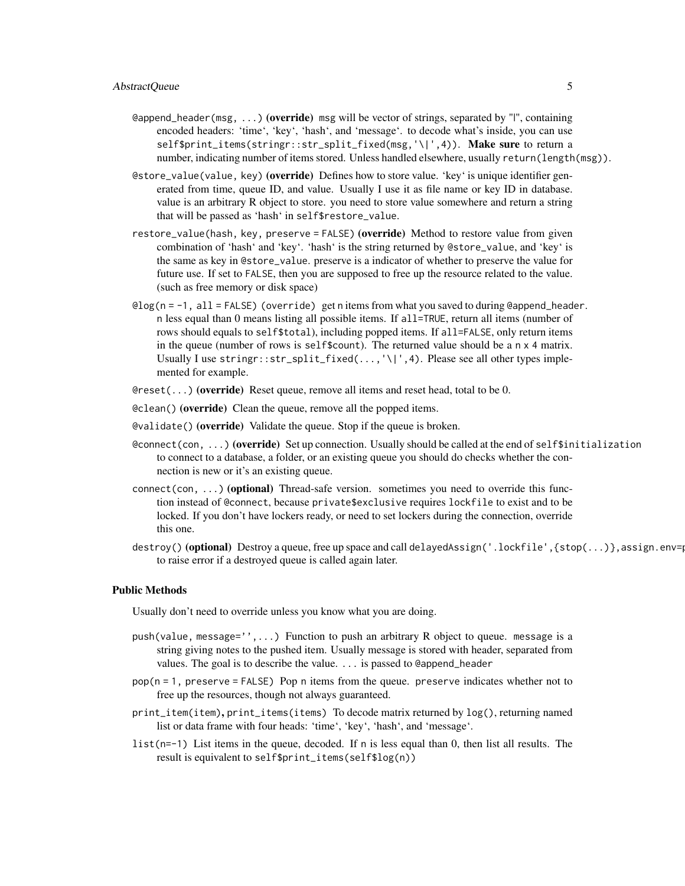@append_header(msg, ...) **(override)** msg will be vector of strings, separated by "|", containing encoded headers: 'time', 'key', 'hash', and 'message'. to decode what's inside, you can use self$print_items(stringr::str_split_fixed(msg,'\|',4)). **Make sure** to return a number, indicating number of items stored. Unless handled elsewhere, usually return(length(msg)).

@store_value(value, key) **(override)** Defines how to store value. 'key' is unique identifier generated from time, queue ID, and value. Usually I use it as file name or key ID in database. value is an arbitrary R object to store. you need to store value somewhere and return a string that will be passed as 'hash' in self$restore_value.

restore_value(hash, key, preserve = FALSE) **(override)** Method to restore value from given combination of 'hash' and 'key'. 'hash' is the string returned by @store_value, and 'key' is the same as key in @store_value. preserve is a indicator of whether to preserve the value for future use. If set to FALSE, then you are supposed to free up the resource related to the value. (such as free memory or disk space)

@log(n = -1, all = FALSE) (override) get n items from what you saved to during @append_header. n less equal than 0 means listing all possible items. If all=TRUE, return all items (number of rows should equals to self$total), including popped items. If all=FALSE, only return items in the queue (number of rows is self$count). The returned value should be a n x 4 matrix. Usually I use stringr::str_split_fixed(...,'\|',4). Please see all other types implemented for example.

@reset(...) **(override)** Reset queue, remove all items and reset head, total to be 0.

@clean() **(override)** Clean the queue, remove all the popped items.

@validate() **(override)** Validate the queue. Stop if the queue is broken.

@connect(con, ...) **(override)** Set up connection. Usually should be called at the end of self$initialization to connect to a database, a folder, or an existing queue you should do checks whether the connection is new or it's an existing queue.

connect(con, ...) **(optional)** Thread-safe version. sometimes you need to override this function instead of @connect, because private$exclusive requires lockfile to exist and to be locked. If you don't have lockers ready, or need to set lockers during the connection, override this one.

destroy() **(optional)** Destroy a queue, free up space and call delayedAssign('.lockfile',{stop(...)},assign.env=p to raise error if a destroyed queue is called again later.

**Public Methods**

Usually don't need to override unless you know what you are doing.

push(value, message='',...) Function to push an arbitrary R object to queue. message is a string giving notes to the pushed item. Usually message is stored with header, separated from values. The goal is to describe the value. ... is passed to @append_header

pop(n = 1, preserve = FALSE) Pop n items from the queue. preserve indicates whether not to free up the resources, though not always guaranteed.

print_item(item), print_items(items) To decode matrix returned by log(), returning named list or data frame with four heads: 'time', 'key', 'hash', and 'message'.

list(n=-1) List items in the queue, decoded. If n is less equal than 0, then list all results. The result is equivalent to self$print_items(self$log(n))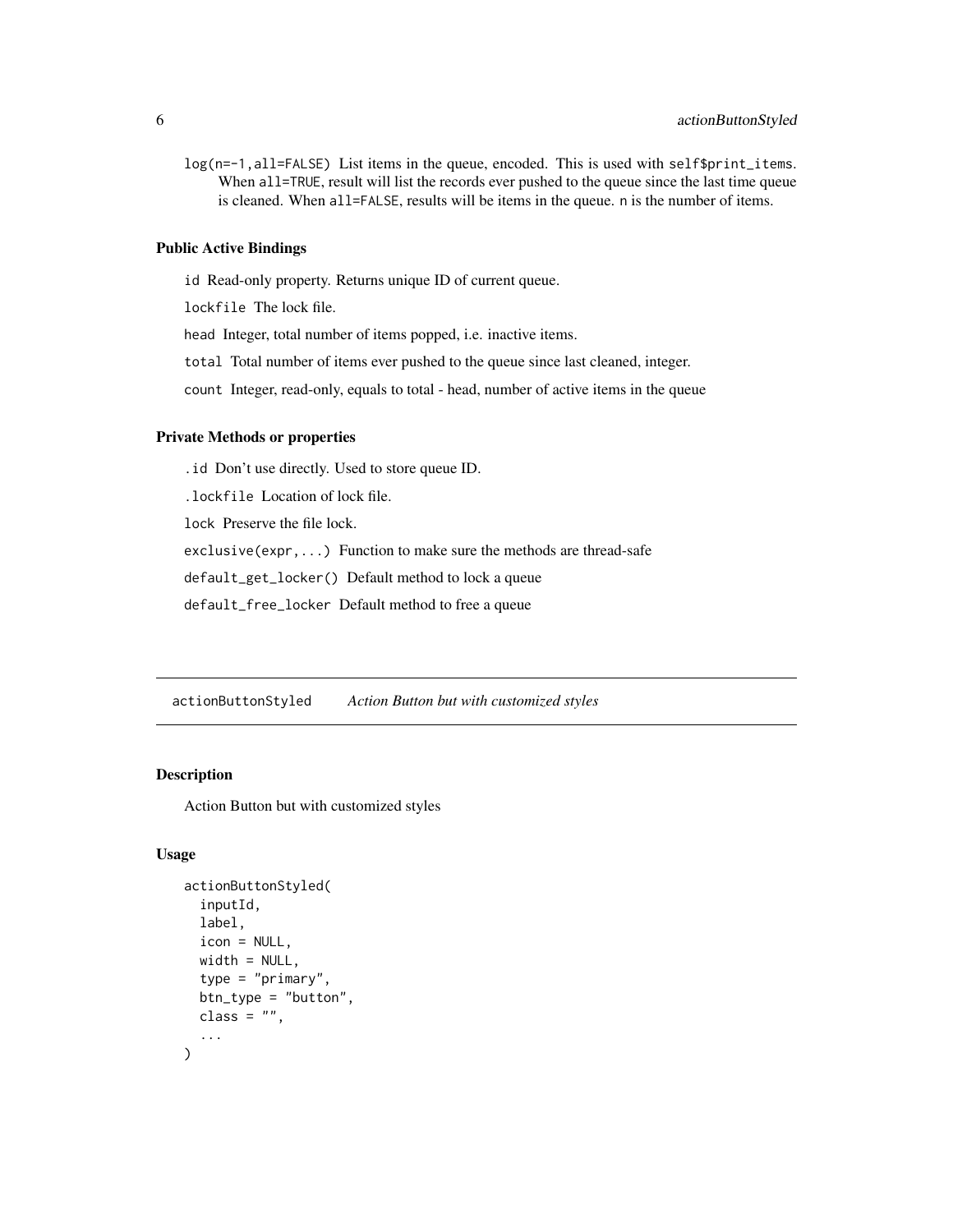`log(n=-1,all=FALSE)` List items in the queue, encoded. This is used with `self$print_items`. When `all=TRUE`, result will list the records ever pushed to the queue since the last time queue is cleaned. When `all=FALSE`, results will be items in the queue. `n` is the number of items.

### Public Active Bindings

`id` Read-only property. Returns unique ID of current queue.

`lockfile` The lock file.

`head` Integer, total number of items popped, i.e. inactive items.

`total` Total number of items ever pushed to the queue since last cleaned, integer.

`count` Integer, read-only, equals to total - head, number of active items in the queue

### Private Methods or properties

`.id` Don't use directly. Used to store queue ID.

`.lockfile` Location of lock file.

`lock` Preserve the file lock.

`exclusive(expr,...)` Function to make sure the methods are thread-safe

`default_get_locker()` Default method to lock a queue

`default_free_locker` Default method to free a queue

---

## actionButtonStyled *Action Button but with customized styles*

---

### Description

Action Button but with customized styles

### Usage

```
actionButtonStyled(
  inputId,
  label,
  icon = NULL,
  width = NULL,
  type = "primary",
  btn_type = "button",
  class = "",
  ...
)
```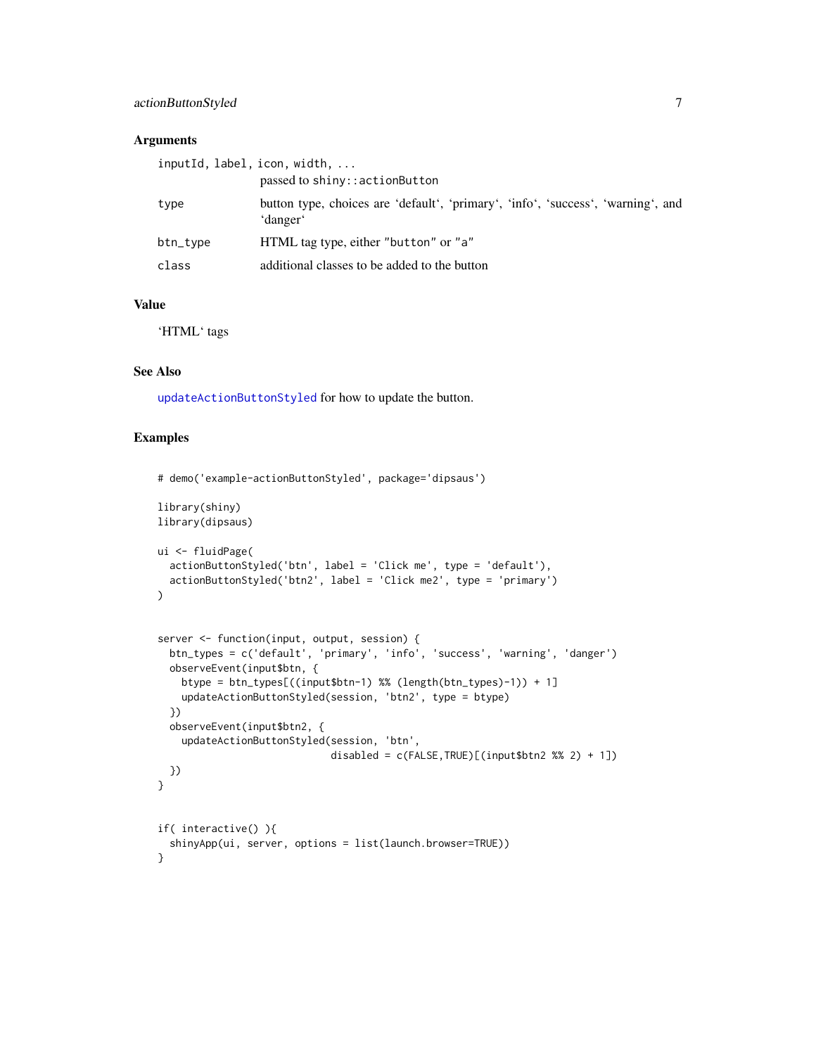## Arguments

| | |
|---|---|
| `inputId, label, icon, width, ...` | passed to `shiny::actionButton` |
| `type` | button type, choices are 'default', 'primary', 'info', 'success', 'warning', and 'danger' |
| `btn_type` | HTML tag type, either `"button"` or `"a"` |
| `class` | additional classes to be added to the button |

## Value

'HTML' tags

## See Also

`updateActionButtonStyled` for how to update the button.

## Examples

```
# demo('example-actionButtonStyled', package='dipsaus')

library(shiny)
library(dipsaus)

ui <- fluidPage(
  actionButtonStyled('btn', label = 'Click me', type = 'default'),
  actionButtonStyled('btn2', label = 'Click me2', type = 'primary')
)


server <- function(input, output, session) {
  btn_types = c('default', 'primary', 'info', 'success', 'warning', 'danger')
  observeEvent(input$btn, {
    btype = btn_types[((input$btn-1) %% (length(btn_types)-1)) + 1]
    updateActionButtonStyled(session, 'btn2', type = btype)
  })
  observeEvent(input$btn2, {
    updateActionButtonStyled(session, 'btn',
                             disabled = c(FALSE,TRUE)[(input$btn2 %% 2) + 1])
  })
}


if( interactive() ){
  shinyApp(ui, server, options = list(launch.browser=TRUE))
}
```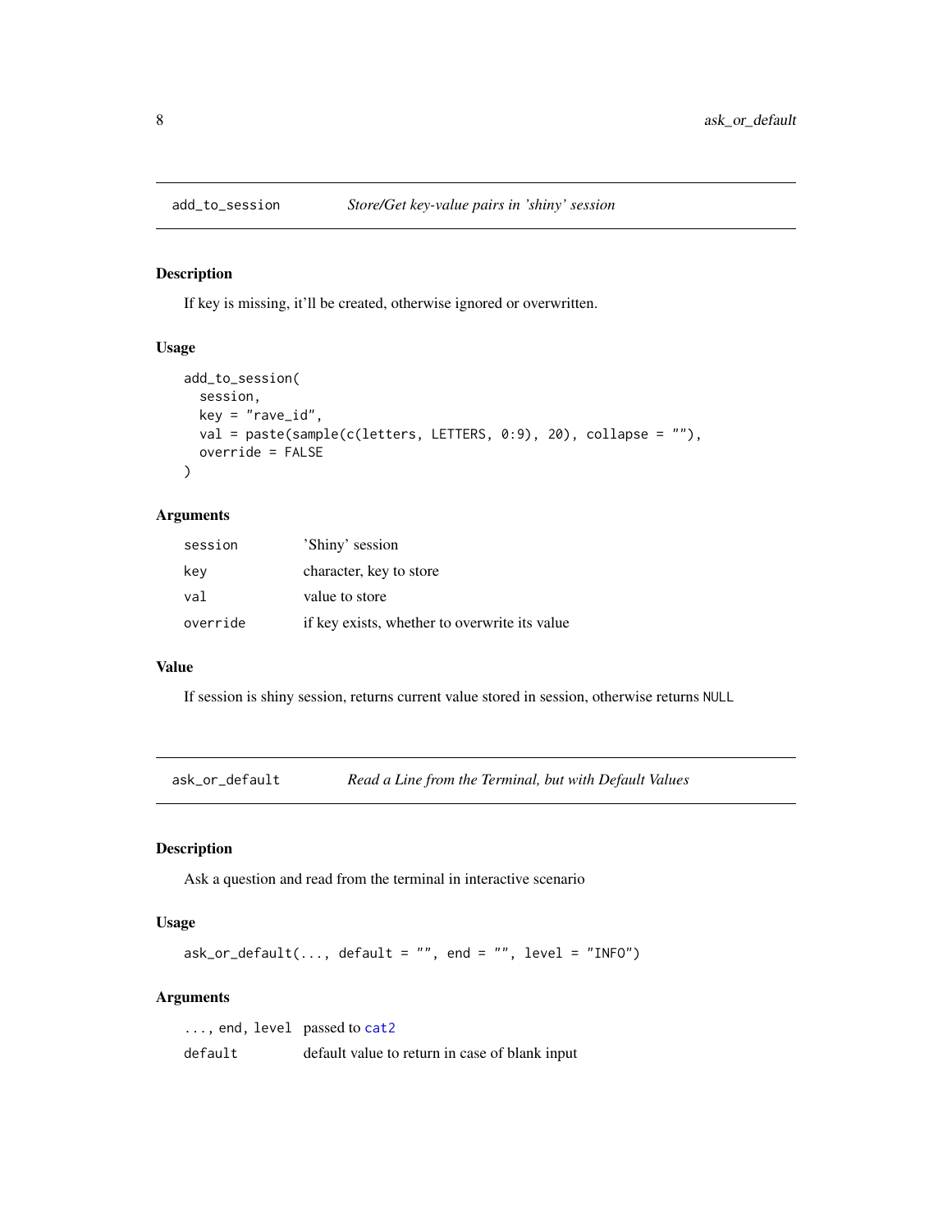## add_to_session — *Store/Get key-value pairs in 'shiny' session*

### Description

If key is missing, it'll be created, otherwise ignored or overwritten.

### Usage

```
add_to_session(
  session,
  key = "rave_id",
  val = paste(sample(c(letters, LETTERS, 0:9), 20), collapse = ""),
  override = FALSE
)
```

### Arguments

| | |
|---|---|
| `session` | 'Shiny' session |
| `key` | character, key to store |
| `val` | value to store |
| `override` | if key exists, whether to overwrite its value |

### Value

If session is shiny session, returns current value stored in session, otherwise returns `NULL`

## ask_or_default — *Read a Line from the Terminal, but with Default Values*

### Description

Ask a question and read from the terminal in interactive scenario

### Usage

```
ask_or_default(..., default = "", end = "", level = "INFO")
```

### Arguments

| | |
|---|---|
| `..., end, level` | passed to `cat2` |
| `default` | default value to return in case of blank input |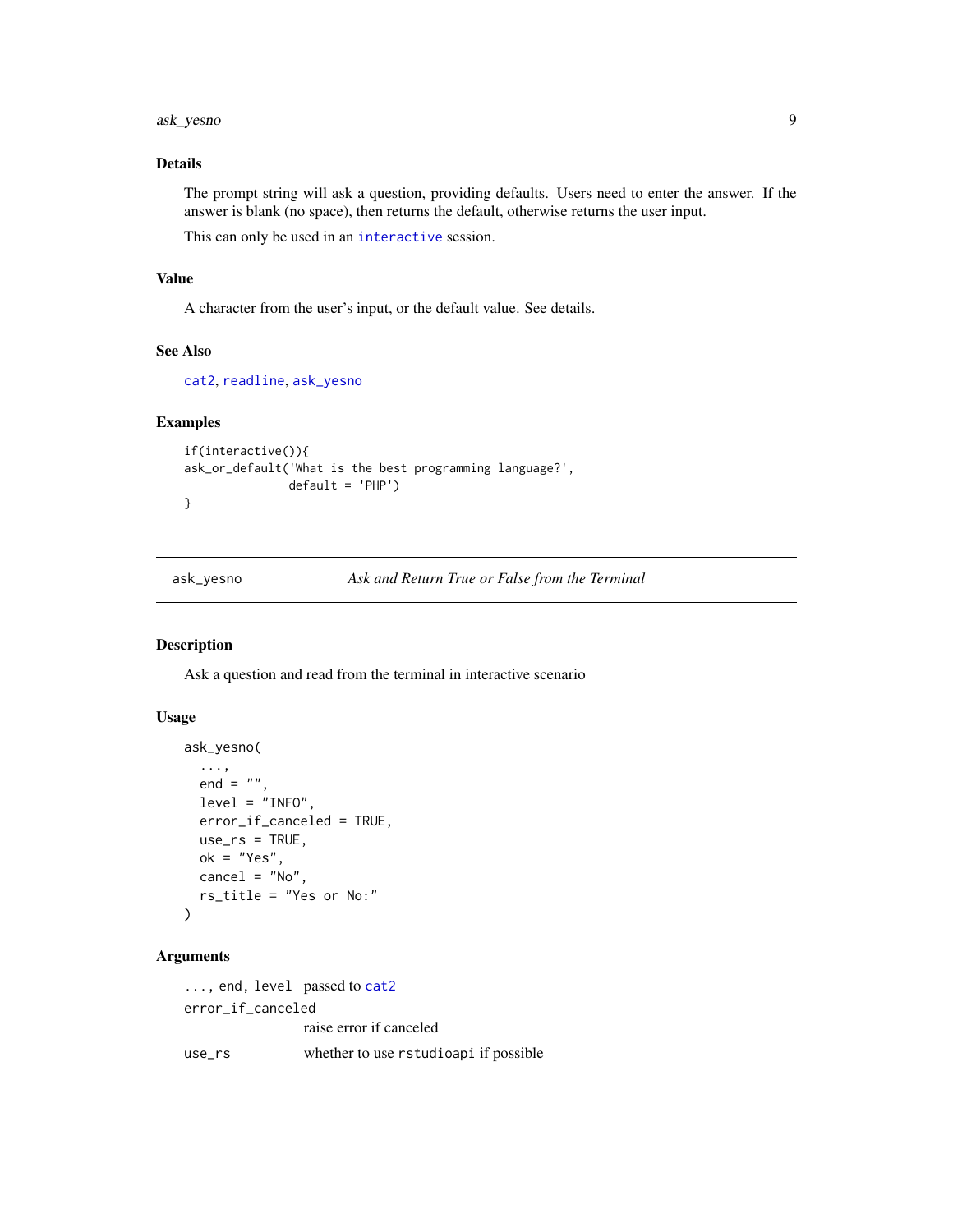### Details

The prompt string will ask a question, providing defaults. Users need to enter the answer. If the answer is blank (no space), then returns the default, otherwise returns the user input.

This can only be used in an `interactive` session.

### Value

A character from the user's input, or the default value. See details.

### See Also

`cat2`, `readline`, `ask_yesno`

### Examples

```
if(interactive()){
ask_or_default('What is the best programming language?',
               default = 'PHP')
}
```

---

## ask_yesno *Ask and Return True or False from the Terminal*

---

### Description

Ask a question and read from the terminal in interactive scenario

### Usage

```
ask_yesno(
  ...,
  end = "",
  level = "INFO",
  error_if_canceled = TRUE,
  use_rs = TRUE,
  ok = "Yes",
  cancel = "No",
  rs_title = "Yes or No:"
)
```

### Arguments

`...`, `end`, `level` passed to `cat2`

`error_if_canceled`
raise error if canceled

`use_rs` whether to use `rstudioapi` if possible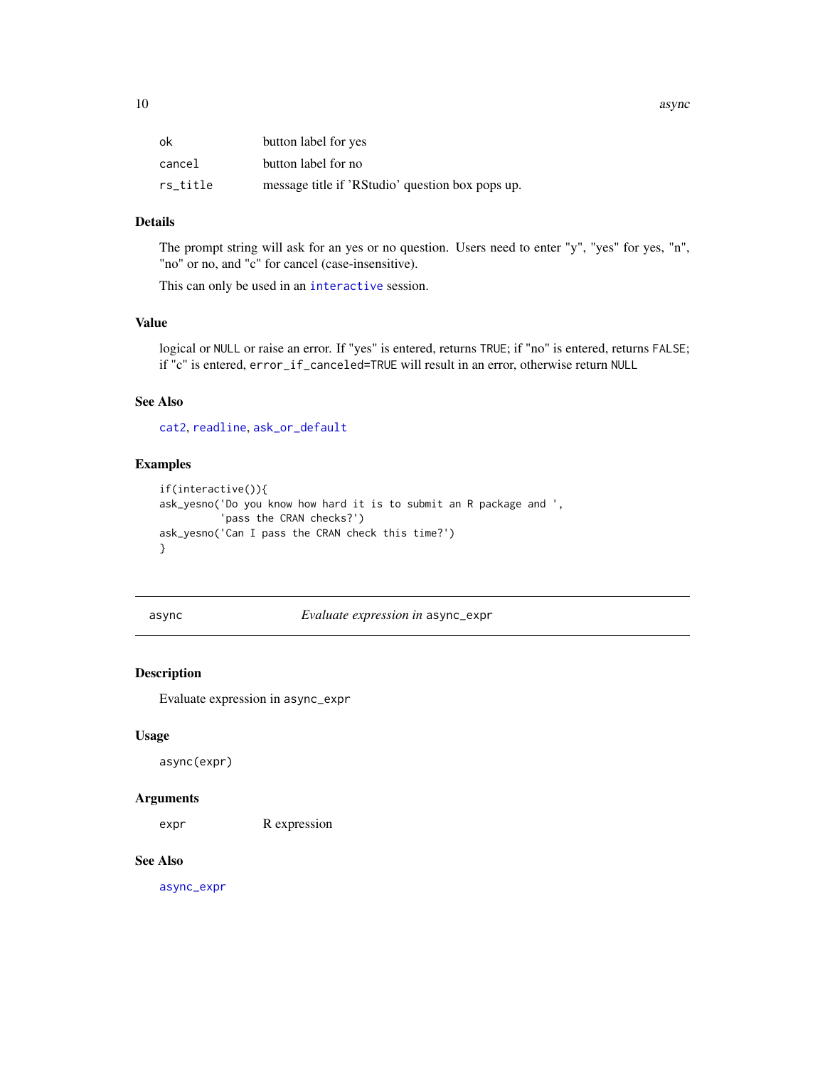| | |
|---|---|
| ok | button label for yes |
| cancel | button label for no |
| rs_title | message title if 'RStudio' question box pops up. |

### Details

The prompt string will ask for an yes or no question. Users need to enter "y", "yes" for yes, "n", "no" or no, and "c" for cancel (case-insensitive).

This can only be used in an interactive session.

### Value

logical or NULL or raise an error. If "yes" is entered, returns TRUE; if "no" is entered, returns FALSE; if "c" is entered, error_if_canceled=TRUE will result in an error, otherwise return NULL

### See Also

cat2, readline, ask_or_default

### Examples

```
if(interactive()){
ask_yesno('Do you know how hard it is to submit an R package and ',
          'pass the CRAN checks?')
ask_yesno('Can I pass the CRAN check this time?')
}
```

---

## async — *Evaluate expression in* async_expr

### Description

Evaluate expression in async_expr

### Usage

```
async(expr)
```

### Arguments

| | |
|---|---|
| expr | R expression |

### See Also

async_expr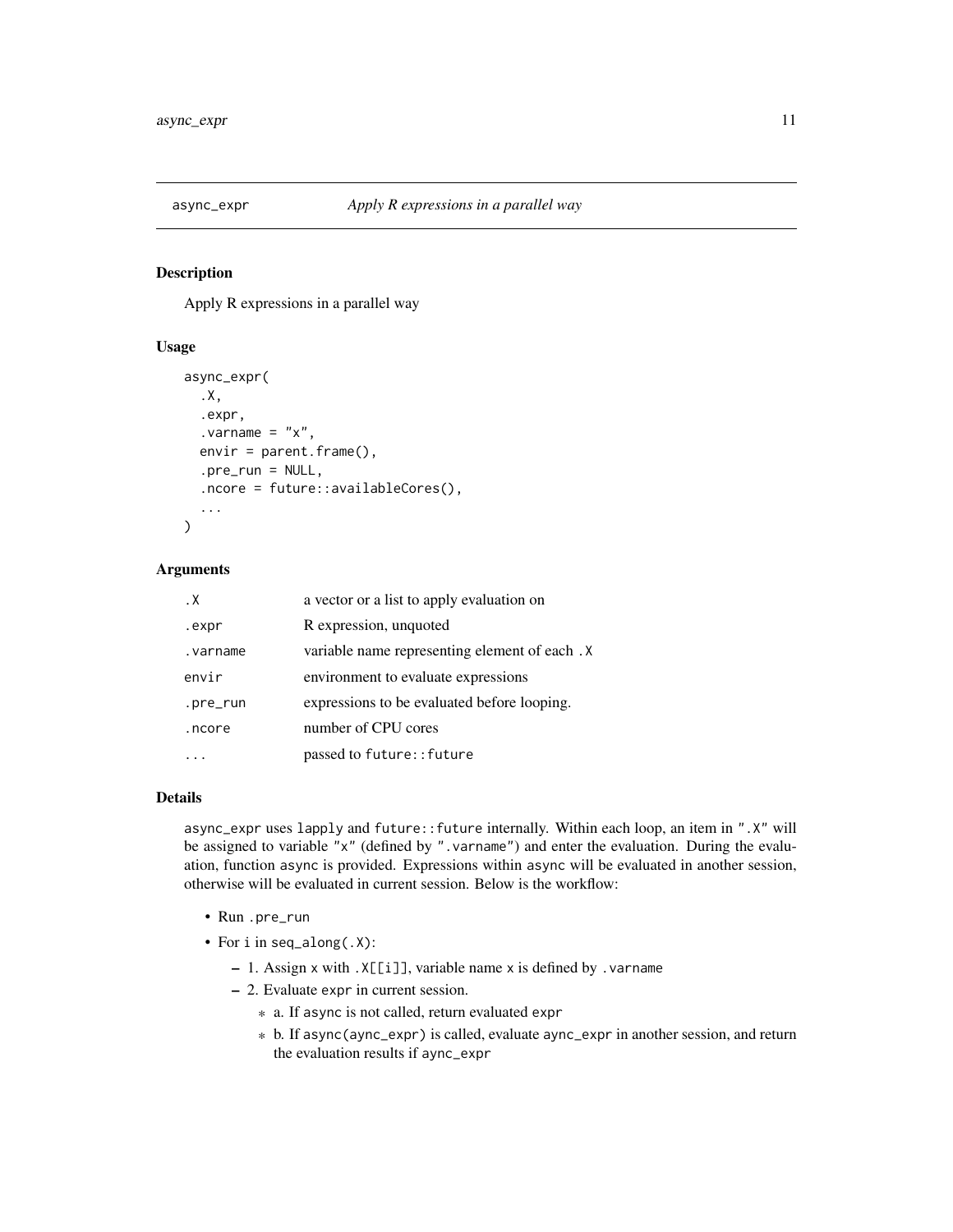## async_expr *Apply R expressions in a parallel way*

### Description

Apply R expressions in a parallel way

### Usage

```
async_expr(
  .X,
  .expr,
  .varname = "x",
  envir = parent.frame(),
  .pre_run = NULL,
  .ncore = future::availableCores(),
  ...
)
```

### Arguments

| | |
|---|---|
| `.X` | a vector or a list to apply evaluation on |
| `.expr` | R expression, unquoted |
| `.varname` | variable name representing element of each `.X` |
| `envir` | environment to evaluate expressions |
| `.pre_run` | expressions to be evaluated before looping. |
| `.ncore` | number of CPU cores |
| `...` | passed to `future::future` |

### Details

`async_expr` uses `lapply` and `future::future` internally. Within each loop, an item in `".X"` will be assigned to variable `"x"` (defined by `".varname"`) and enter the evaluation. During the evaluation, function `async` is provided. Expressions within `async` will be evaluated in another session, otherwise will be evaluated in current session. Below is the workflow:

- Run `.pre_run`
- For `i` in `seq_along(.X)`:
  - 1. Assign `x` with `.X[[i]]`, variable name `x` is defined by `.varname`
  - 2. Evaluate `expr` in current session.
    - a. If `async` is not called, return evaluated `expr`
    - b. If `async(ayenc_expr)` is called, evaluate `aync_expr` in another session, and return the evaluation results if `aync_expr`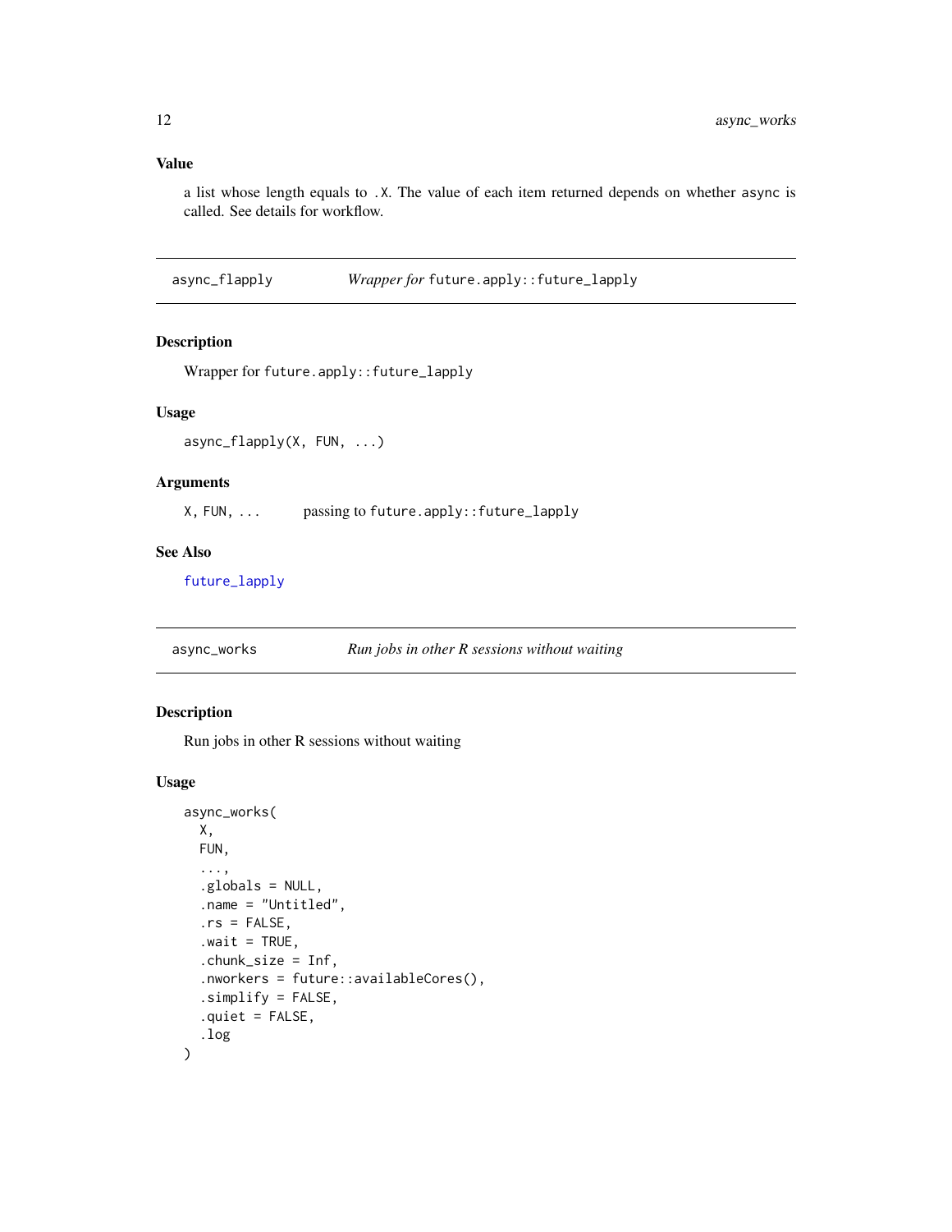### Value

a list whose length equals to `.X`. The value of each item returned depends on whether `async` is called. See details for workflow.

---

## async_flapply — *Wrapper for* `future.apply::future_lapply`

### Description

Wrapper for `future.apply::future_lapply`

### Usage

```
async_flapply(X, FUN, ...)
```

### Arguments

| | |
|---|---|
| `X, FUN, ...` | passing to `future.apply::future_lapply` |

### See Also

`future_lapply`

---

## async_works — *Run jobs in other R sessions without waiting*

### Description

Run jobs in other R sessions without waiting

### Usage

```
async_works(
  X,
  FUN,
  ...,
  .globals = NULL,
  .name = "Untitled",
  .rs = FALSE,
  .wait = TRUE,
  .chunk_size = Inf,
  .nworkers = future::availableCores(),
  .simplify = FALSE,
  .quiet = FALSE,
  .log
)
```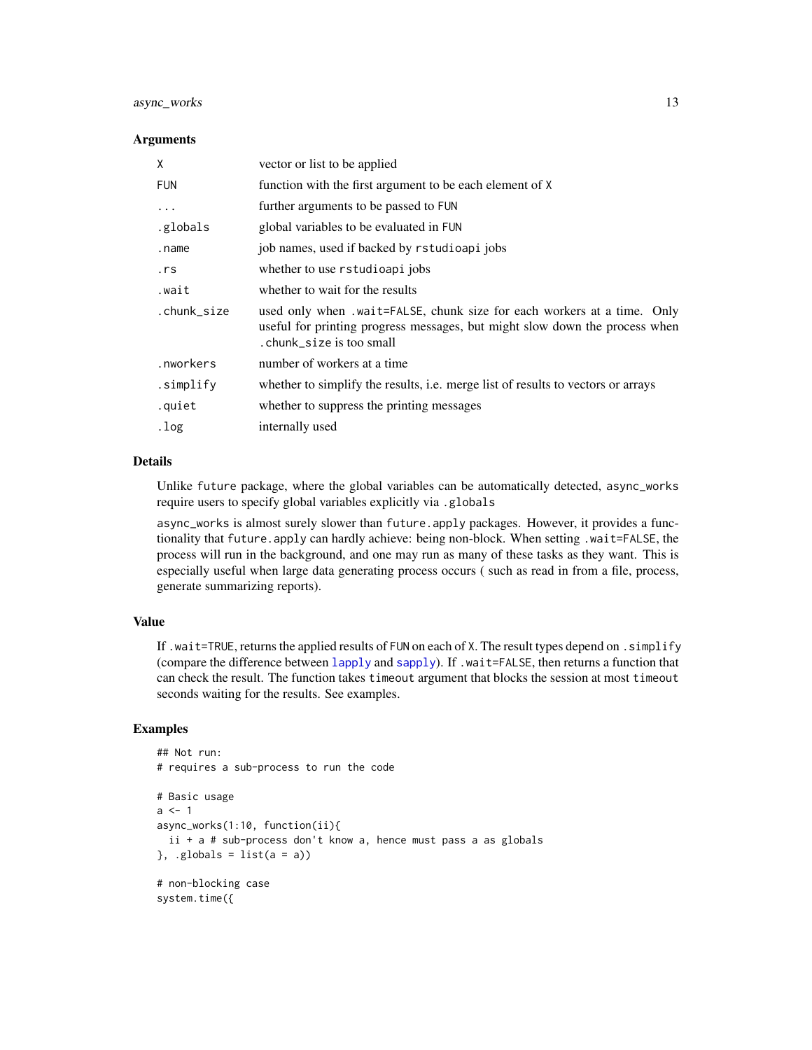### Arguments

| | |
|---|---|
| X | vector or list to be applied |
| FUN | function with the first argument to be each element of X |
| ... | further arguments to be passed to FUN |
| .globals | global variables to be evaluated in FUN |
| .name | job names, used if backed by rstudioapi jobs |
| .rs | whether to use rstudioapi jobs |
| .wait | whether to wait for the results |
| .chunk_size | used only when .wait=FALSE, chunk size for each workers at a time. Only useful for printing progress messages, but might slow down the process when .chunk_size is too small |
| .nworkers | number of workers at a time |
| .simplify | whether to simplify the results, i.e. merge list of results to vectors or arrays |
| .quiet | whether to suppress the printing messages |
| .log | internally used |

### Details

Unlike future package, where the global variables can be automatically detected, async_works require users to specify global variables explicitly via .globals

async_works is almost surely slower than future.apply packages. However, it provides a functionality that future.apply can hardly achieve: being non-block. When setting .wait=FALSE, the process will run in the background, and one may run as many of these tasks as they want. This is especially useful when large data generating process occurs ( such as read in from a file, process, generate summarizing reports).

### Value

If .wait=TRUE, returns the applied results of FUN on each of X. The result types depend on .simplify (compare the difference between lapply and sapply). If .wait=FALSE, then returns a function that can check the result. The function takes timeout argument that blocks the session at most timeout seconds waiting for the results. See examples.

### Examples

```
## Not run:
# requires a sub-process to run the code

# Basic usage
a <- 1
async_works(1:10, function(ii){
  ii + a # sub-process don't know a, hence must pass a as globals
}, .globals = list(a = a))

# non-blocking case
system.time({
```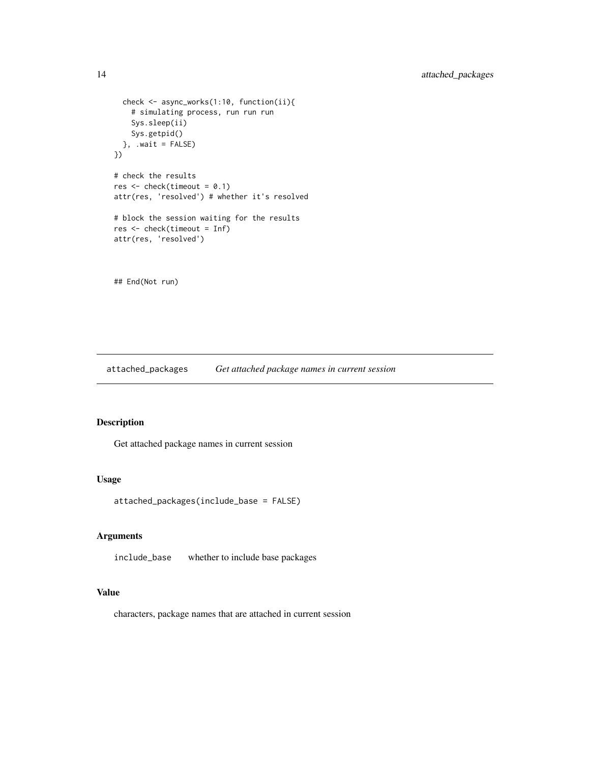```
  check <- async_works(1:10, function(ii){
    # simulating process, run run run
    Sys.sleep(ii)
    Sys.getpid()
  }, .wait = FALSE)
})

# check the results
res <- check(timeout = 0.1)
attr(res, 'resolved') # whether it's resolved

# block the session waiting for the results
res <- check(timeout = Inf)
attr(res, 'resolved')



## End(Not run)
```

## attached_packages *Get attached package names in current session*

### Description

Get attached package names in current session

### Usage

```
attached_packages(include_base = FALSE)
```

### Arguments

| | |
|---|---|
| include_base | whether to include base packages |

### Value

characters, package names that are attached in current session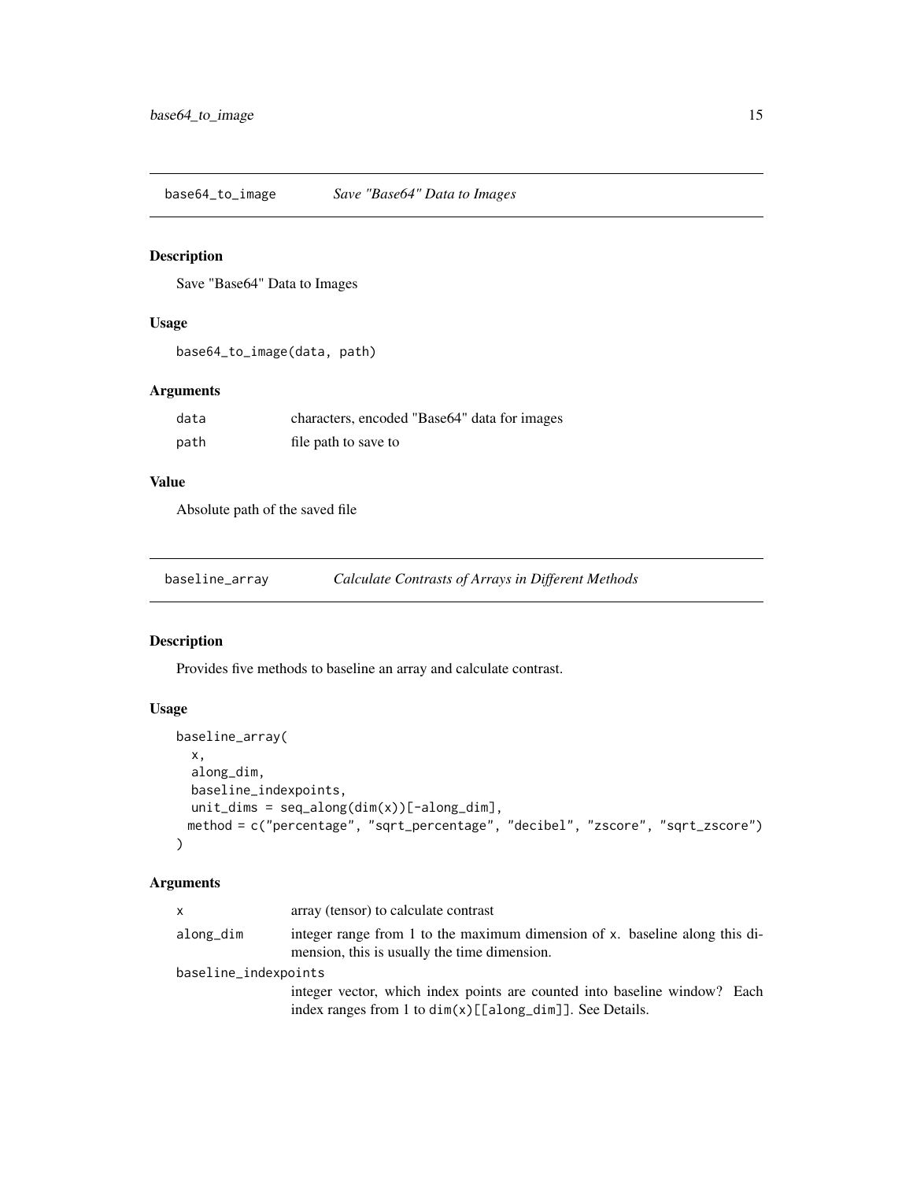## base64_to_image — *Save "Base64" Data to Images*

### Description

Save "Base64" Data to Images

### Usage

```
base64_to_image(data, path)
```

### Arguments

| | |
|---|---|
| `data` | characters, encoded "Base64" data for images |
| `path` | file path to save to |

### Value

Absolute path of the saved file

## baseline_array — *Calculate Contrasts of Arrays in Different Methods*

### Description

Provides five methods to baseline an array and calculate contrast.

### Usage

```
baseline_array(
  x,
  along_dim,
  baseline_indexpoints,
  unit_dims = seq_along(dim(x))[-along_dim],
  method = c("percentage", "sqrt_percentage", "decibel", "zscore", "sqrt_zscore")
)
```

### Arguments

| | |
|---|---|
| `x` | array (tensor) to calculate contrast |
| `along_dim` | integer range from 1 to the maximum dimension of `x`. baseline along this dimension, this is usually the time dimension. |
| `baseline_indexpoints` | integer vector, which index points are counted into baseline window? Each index ranges from 1 to `dim(x)[[along_dim]]`. See Details. |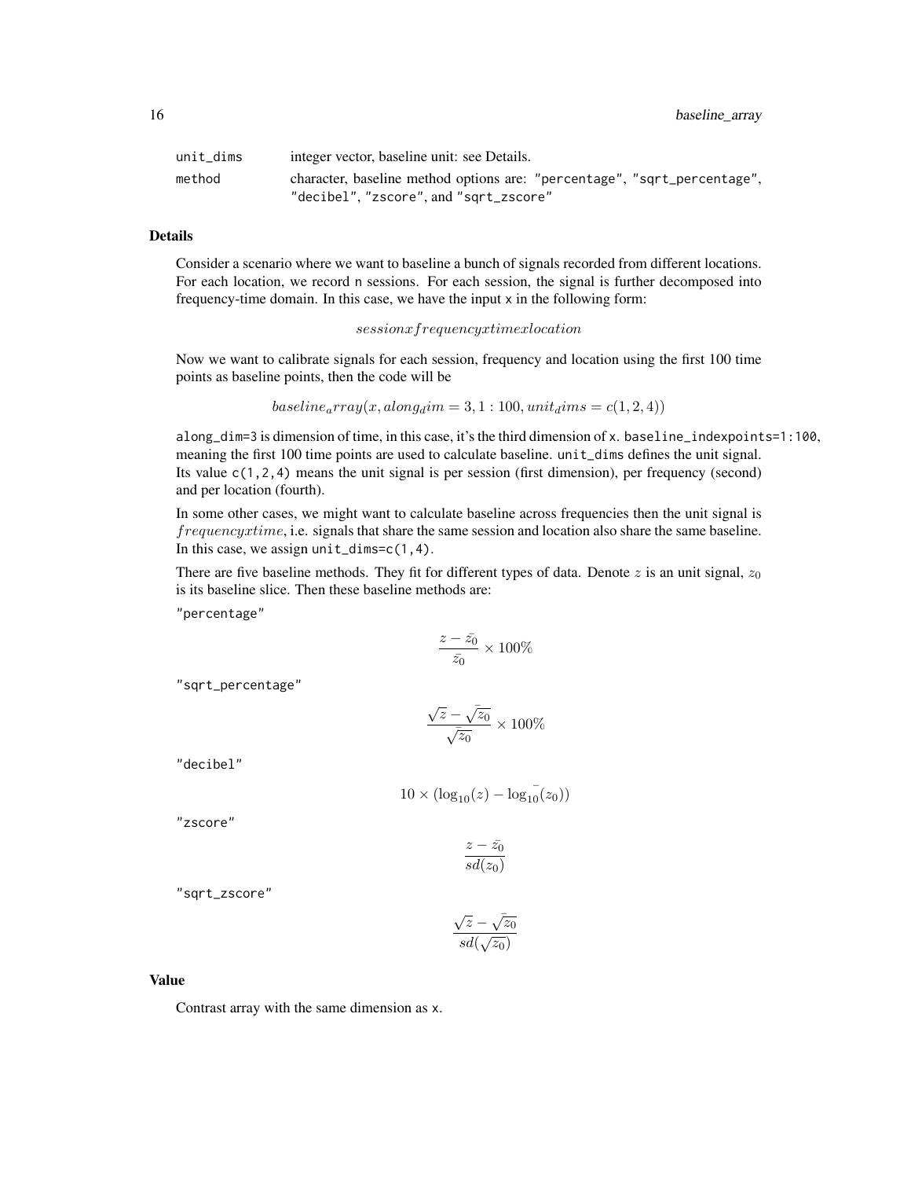| | |
|---|---|
| unit_dims | integer vector, baseline unit: see Details. |
| method | character, baseline method options are: "percentage", "sqrt_percentage", "decibel", "zscore", and "sqrt_zscore" |

### Details

Consider a scenario where we want to baseline a bunch of signals recorded from different locations. For each location, we record n sessions. For each session, the signal is further decomposed into frequency-time domain. In this case, we have the input x in the following form:

$$session x frequency x time x location$$

Now we want to calibrate signals for each session, frequency and location using the first 100 time points as baseline points, then the code will be

$$baseline_array(x, along_dim = 3, 1:100, unit_dims = c(1, 2, 4))$$

along_dim=3 is dimension of time, in this case, it's the third dimension of x. baseline_indexpoints=1:100, meaning the first 100 time points are used to calculate baseline. unit_dims defines the unit signal. Its value c(1,2,4) means the unit signal is per session (first dimension), per frequency (second) and per location (fourth).

In some other cases, we might want to calculate baseline across frequencies then the unit signal is $frequency x time$, i.e. signals that share the same session and location also share the same baseline. In this case, we assign unit_dims=c(1,4).

There are five baseline methods. They fit for different types of data. Denote $z$ is an unit signal, $z_0$ is its baseline slice. Then these baseline methods are:

"percentage"

$$\frac{z - \bar{z_0}}{\bar{z_0}} \times 100\%$$

"sqrt_percentage"

$$\frac{\sqrt{z} - \bar{\sqrt{z_0}}}{\bar{\sqrt{z_0}}} \times 100\%$$

"decibel"

$$10 \times (\log_{10}(z) - \bar{\log_{10}}(z_0))$$

"zscore"

$$\frac{z - \bar{z_0}}{sd(z_0)}$$

"sqrt_zscore"

$$\frac{\sqrt{z} - \bar{\sqrt{z_0}}}{sd(\sqrt{z_0})}$$

### Value

Contrast array with the same dimension as x.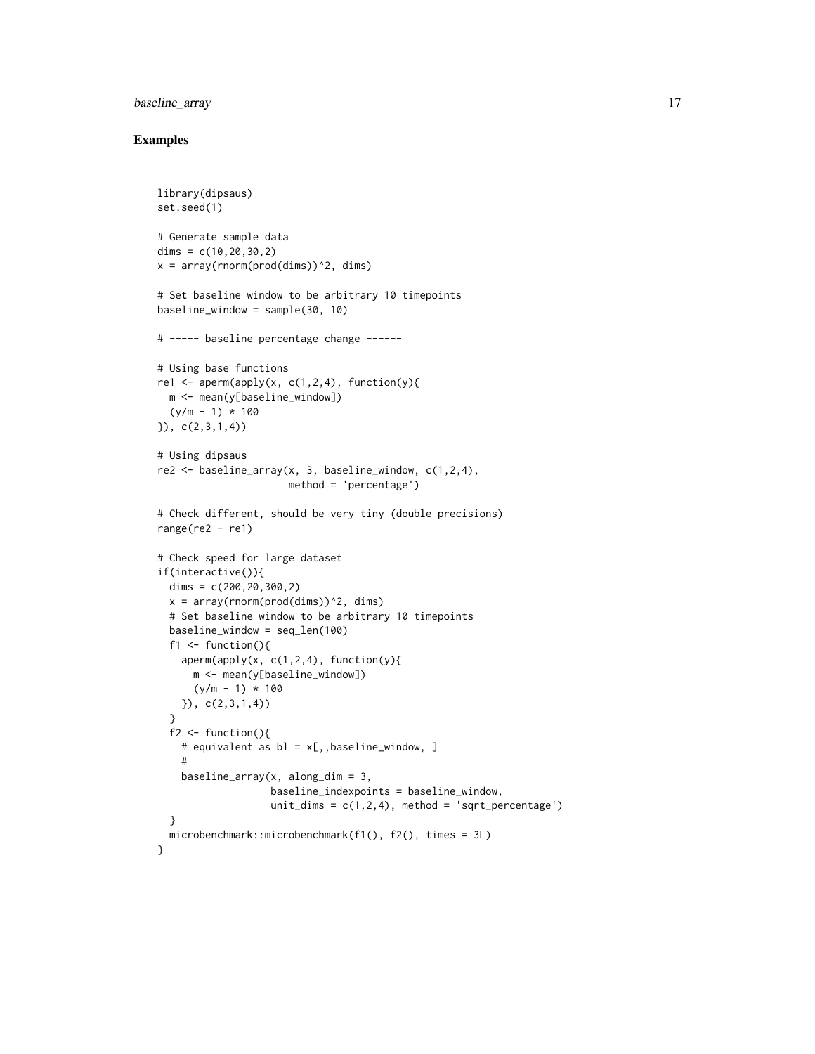## Examples

```
library(dipsaus)
set.seed(1)

# Generate sample data
dims = c(10,20,30,2)
x = array(rnorm(prod(dims))^2, dims)

# Set baseline window to be arbitrary 10 timepoints
baseline_window = sample(30, 10)

# ----- baseline percentage change ------

# Using base functions
re1 <- aperm(apply(x, c(1,2,4), function(y){
  m <- mean(y[baseline_window])
  (y/m - 1) * 100
}), c(2,3,1,4))

# Using dipsaus
re2 <- baseline_array(x, 3, baseline_window, c(1,2,4),
                      method = 'percentage')

# Check different, should be very tiny (double precisions)
range(re2 - re1)

# Check speed for large dataset
if(interactive()){
  dims = c(200,20,300,2)
  x = array(rnorm(prod(dims))^2, dims)
  # Set baseline window to be arbitrary 10 timepoints
  baseline_window = seq_len(100)
  f1 <- function(){
    aperm(apply(x, c(1,2,4), function(y){
      m <- mean(y[baseline_window])
      (y/m - 1) * 100
    }), c(2,3,1,4))
  }
  f2 <- function(){
    # equivalent as bl = x[,,baseline_window, ]
    #
    baseline_array(x, along_dim = 3,
                   baseline_indexpoints = baseline_window,
                   unit_dims = c(1,2,4), method = 'sqrt_percentage')
  }
  microbenchmark::microbenchmark(f1(), f2(), times = 3L)
}
```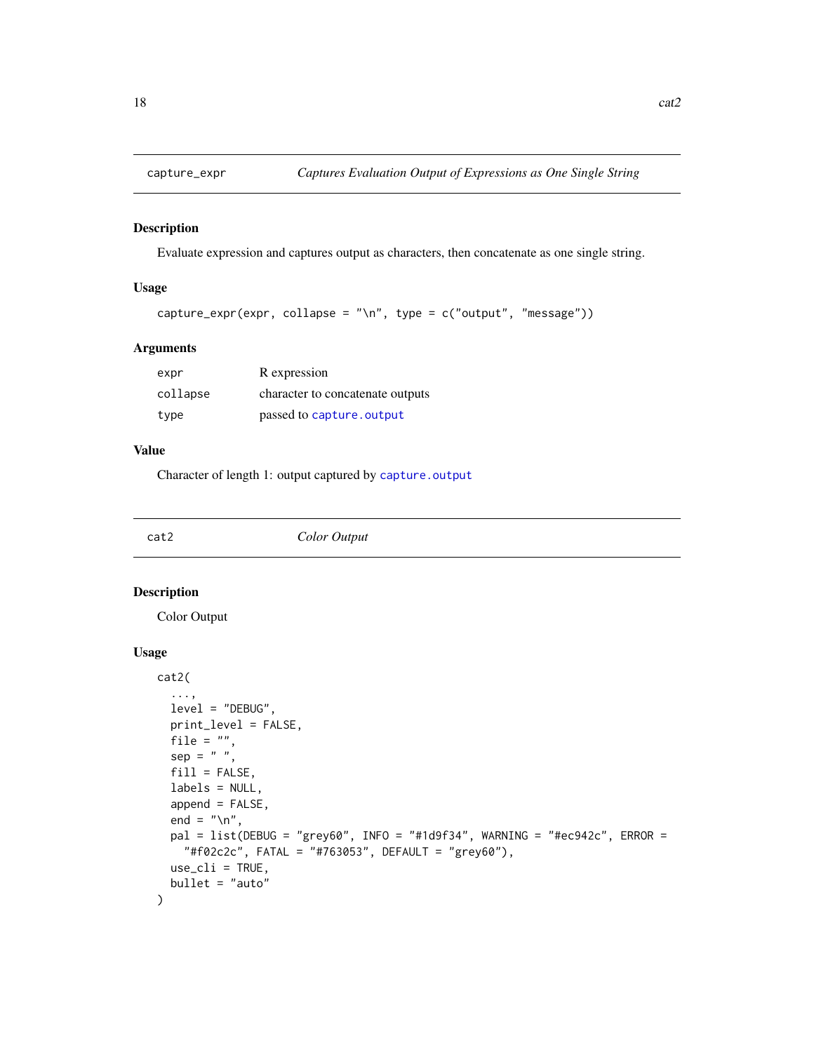## capture_expr — *Captures Evaluation Output of Expressions as One Single String*

### Description

Evaluate expression and captures output as characters, then concatenate as one single string.

### Usage

```
capture_expr(expr, collapse = "\n", type = c("output", "message"))
```

### Arguments

| | |
|---|---|
| `expr` | R expression |
| `collapse` | character to concatenate outputs |
| `type` | passed to `capture.output` |

### Value

Character of length 1: output captured by `capture.output`

## cat2 — *Color Output*

### Description

Color Output

### Usage

```
cat2(
  ...,
  level = "DEBUG",
  print_level = FALSE,
  file = "",
  sep = " ",
  fill = FALSE,
  labels = NULL,
  append = FALSE,
  end = "\n",
  pal = list(DEBUG = "grey60", INFO = "#1d9f34", WARNING = "#ec942c", ERROR =
    "#f02c2c", FATAL = "#763053", DEFAULT = "grey60"),
  use_cli = TRUE,
  bullet = "auto"
)
```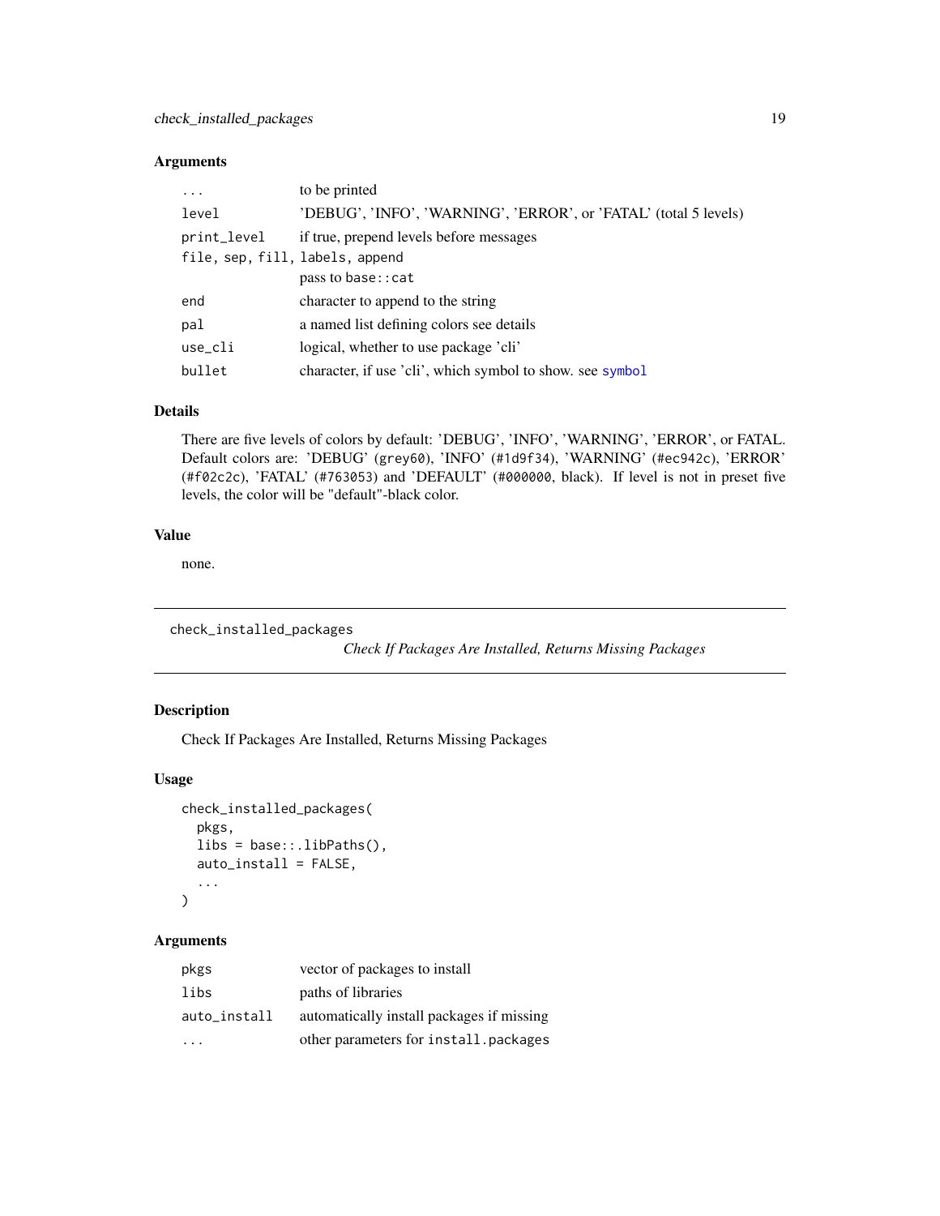### Arguments

| | |
|---|---|
| `...` | to be printed |
| `level` | 'DEBUG', 'INFO', 'WARNING', 'ERROR', or 'FATAL' (total 5 levels) |
| `print_level` | if true, prepend levels before messages |
| `file, sep, fill, labels, append` | pass to `base::cat` |
| `end` | character to append to the string |
| `pal` | a named list defining colors see details |
| `use_cli` | logical, whether to use package 'cli' |
| `bullet` | character, if use 'cli', which symbol to show. see `symbol` |

### Details

There are five levels of colors by default: 'DEBUG', 'INFO', 'WARNING', 'ERROR', or FATAL. Default colors are: 'DEBUG' (`grey60`), 'INFO' (`#1d9f34`), 'WARNING' (`#ec942c`), 'ERROR' (`#f02c2c`), 'FATAL' (`#763053`) and 'DEFAULT' (`#000000`, black). If level is not in preset five levels, the color will be "default"-black color.

### Value

none.

---

## check_installed_packages

*Check If Packages Are Installed, Returns Missing Packages*

### Description

Check If Packages Are Installed, Returns Missing Packages

### Usage

```
check_installed_packages(
  pkgs,
  libs = base::.libPaths(),
  auto_install = FALSE,
  ...
)
```

### Arguments

| | |
|---|---|
| `pkgs` | vector of packages to install |
| `libs` | paths of libraries |
| `auto_install` | automatically install packages if missing |
| `...` | other parameters for `install.packages` |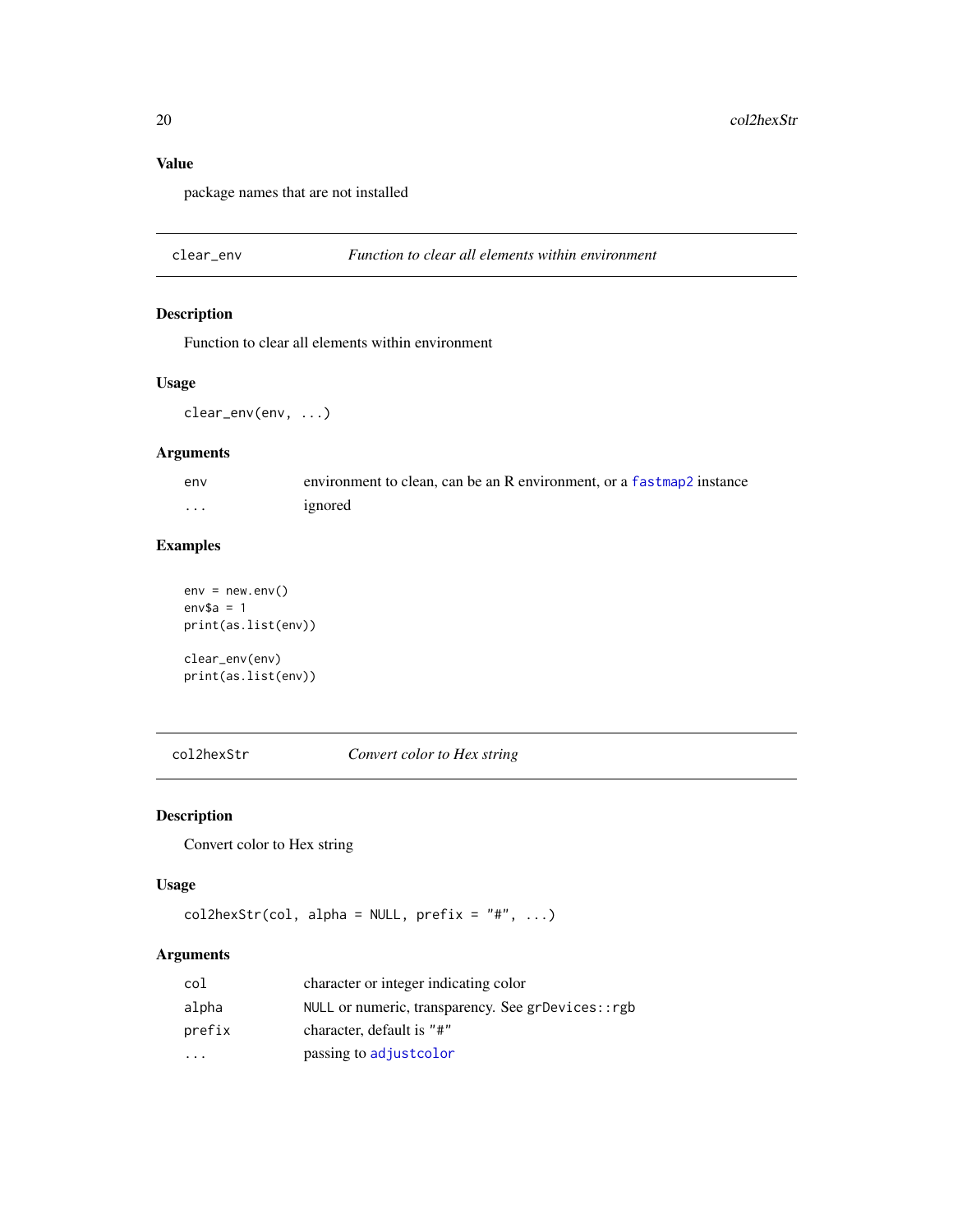## Value

package names that are not installed

---

## clear_env — *Function to clear all elements within environment*

### Description

Function to clear all elements within environment

### Usage

```
clear_env(env, ...)
```

### Arguments

| | |
|---|---|
| env | environment to clean, can be an R environment, or a fastmap2 instance |
| ... | ignored |

### Examples

```
env = new.env()
env$a = 1
print(as.list(env))

clear_env(env)
print(as.list(env))
```

---

## col2hexStr — *Convert color to Hex string*

### Description

Convert color to Hex string

### Usage

```
col2hexStr(col, alpha = NULL, prefix = "#", ...)
```

### Arguments

| | |
|---|---|
| col | character or integer indicating color |
| alpha | NULL or numeric, transparency. See grDevices::rgb |
| prefix | character, default is "#" |
| ... | passing to adjustcolor |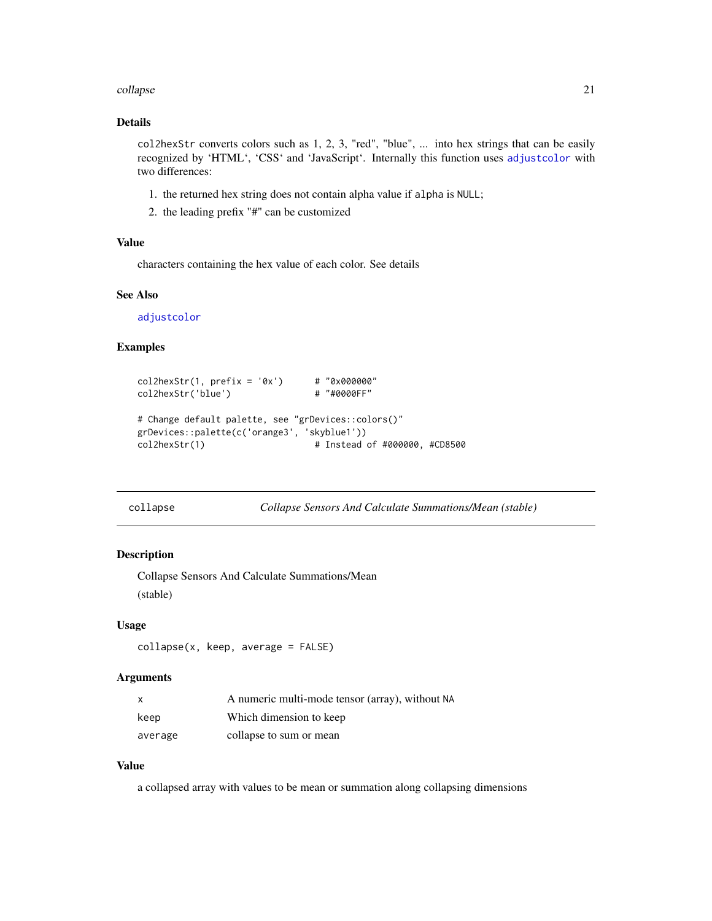## Details

`col2hexStr` converts colors such as 1, 2, 3, "red", "blue", ... into hex strings that can be easily recognized by 'HTML', 'CSS' and 'JavaScript'. Internally this function uses `adjustcolor` with two differences:

1. the returned hex string does not contain alpha value if `alpha` is `NULL`;
2. the leading prefix "#" can be customized

## Value

characters containing the hex value of each color. See details

## See Also

`adjustcolor`

## Examples

```
col2hexStr(1, prefix = '0x')      # "0x000000"
col2hexStr('blue')                # "#0000FF"

# Change default palette, see "grDevices::colors()"
grDevices::palette(c('orange3', 'skyblue1'))
col2hexStr(1)                     # Instead of #000000, #CD8500
```

---

# collapse — *Collapse Sensors And Calculate Summations/Mean (stable)*

## Description

Collapse Sensors And Calculate Summations/Mean

(stable)

## Usage

```
collapse(x, keep, average = FALSE)
```

## Arguments

| | |
|---|---|
| `x` | A numeric multi-mode tensor (array), without `NA` |
| `keep` | Which dimension to keep |
| `average` | collapse to sum or mean |

## Value

a collapsed array with values to be mean or summation along collapsing dimensions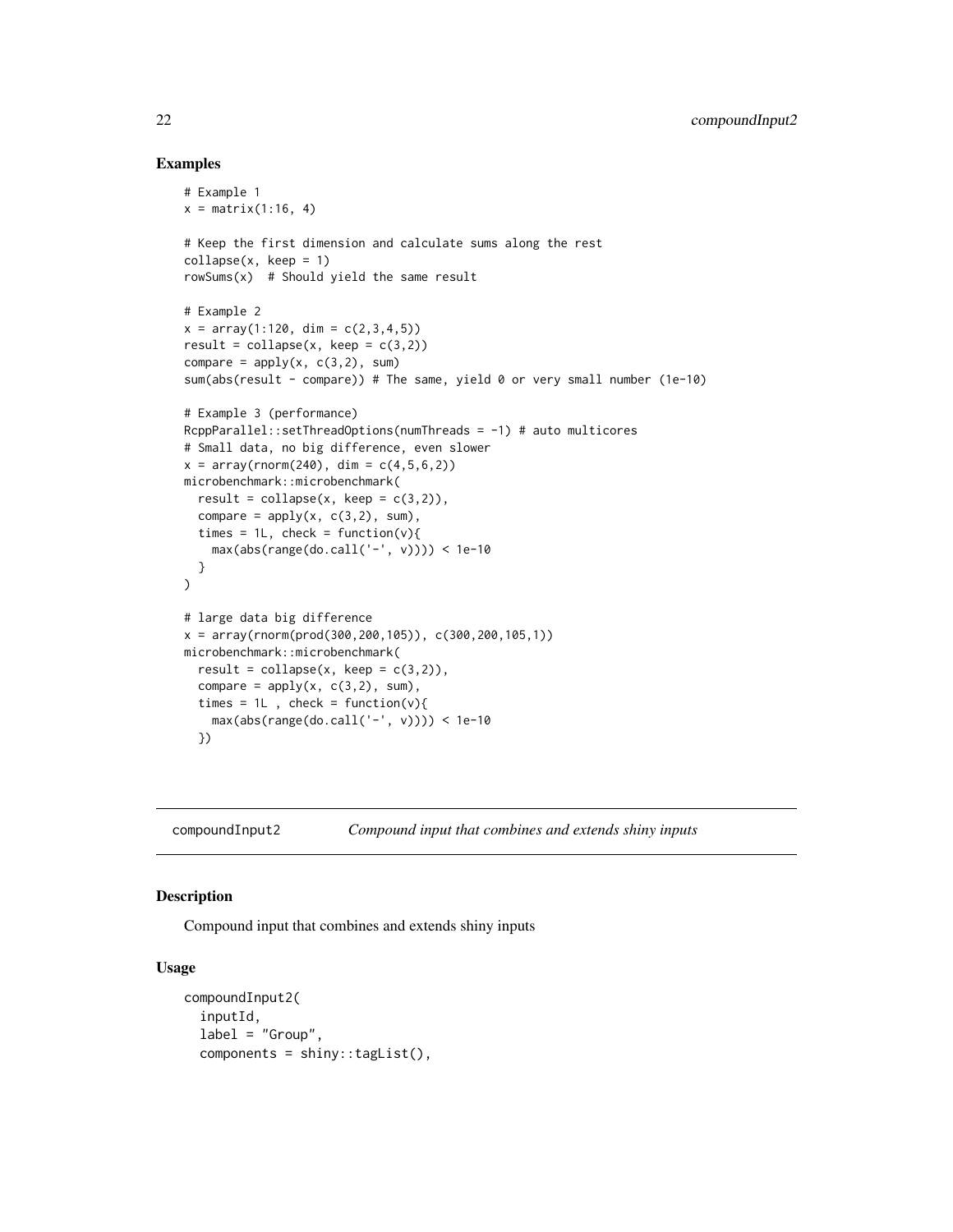### Examples

```
# Example 1
x = matrix(1:16, 4)

# Keep the first dimension and calculate sums along the rest
collapse(x, keep = 1)
rowSums(x)  # Should yield the same result

# Example 2
x = array(1:120, dim = c(2,3,4,5))
result = collapse(x, keep = c(3,2))
compare = apply(x, c(3,2), sum)
sum(abs(result - compare)) # The same, yield 0 or very small number (1e-10)

# Example 3 (performance)
RcppParallel::setThreadOptions(numThreads = -1) # auto multicores
# Small data, no big difference, even slower
x = array(rnorm(240), dim = c(4,5,6,2))
microbenchmark::microbenchmark(
  result = collapse(x, keep = c(3,2)),
  compare = apply(x, c(3,2), sum),
  times = 1L, check = function(v){
    max(abs(range(do.call('-', v)))) < 1e-10
  }
)

# large data big difference
x = array(rnorm(prod(300,200,105)), c(300,200,105,1))
microbenchmark::microbenchmark(
  result = collapse(x, keep = c(3,2)),
  compare = apply(x, c(3,2), sum),
  times = 1L , check = function(v){
    max(abs(range(do.call('-', v)))) < 1e-10
  })
```

---

## compoundInput2 — *Compound input that combines and extends shiny inputs*

### Description

Compound input that combines and extends shiny inputs

### Usage

```
compoundInput2(
  inputId,
  label = "Group",
  components = shiny::tagList(),
```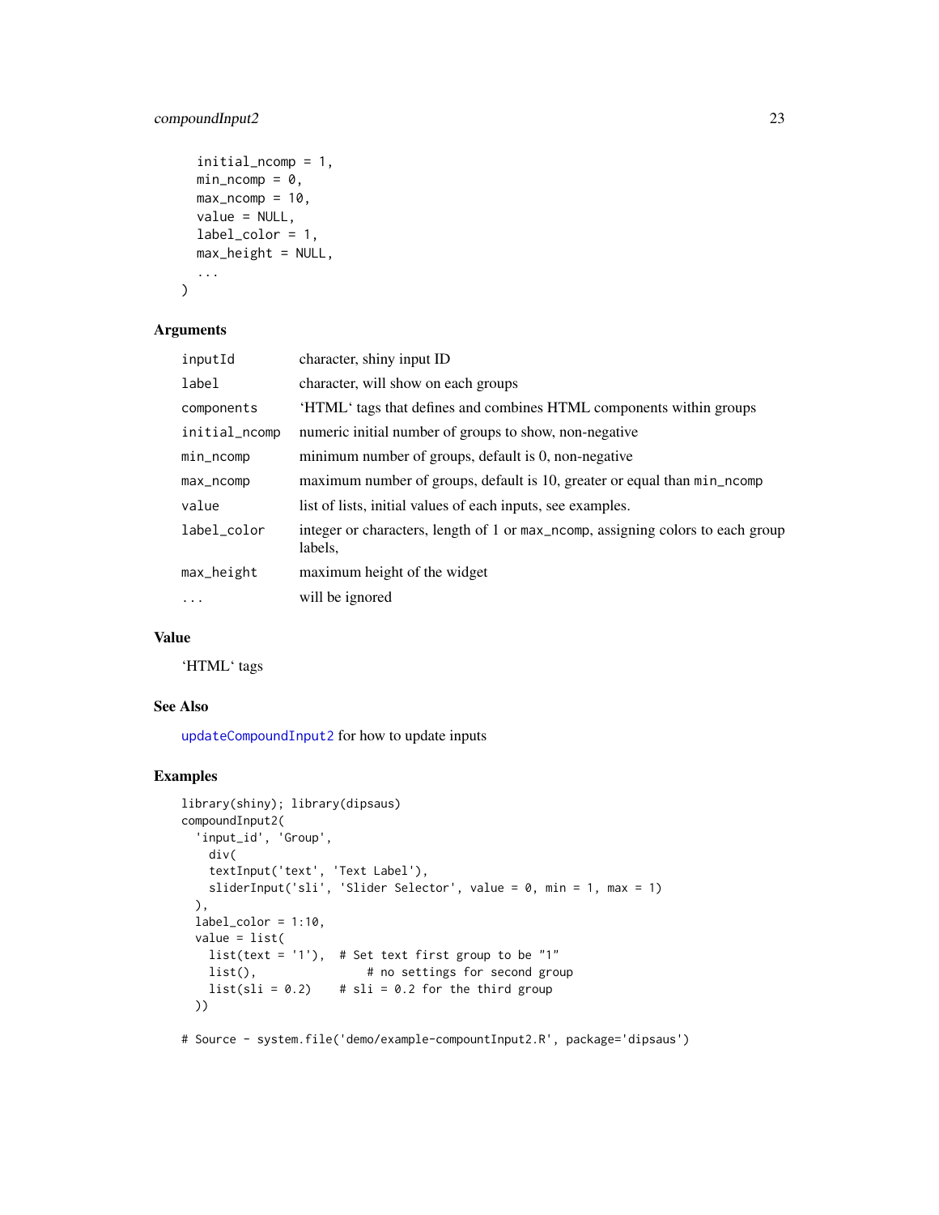```
  initial_ncomp = 1,
  min_ncomp = 0,
  max_ncomp = 10,
  value = NULL,
  label_color = 1,
  max_height = NULL,
  ...
)
```

## Arguments

| | |
|---|---|
| inputId | character, shiny input ID |
| label | character, will show on each groups |
| components | 'HTML' tags that defines and combines HTML components within groups |
| initial_ncomp | numeric initial number of groups to show, non-negative |
| min_ncomp | minimum number of groups, default is 0, non-negative |
| max_ncomp | maximum number of groups, default is 10, greater or equal than min_ncomp |
| value | list of lists, initial values of each inputs, see examples. |
| label_color | integer or characters, length of 1 or max_ncomp, assigning colors to each group labels, |
| max_height | maximum height of the widget |
| ... | will be ignored |

## Value

'HTML' tags

## See Also

updateCompoundInput2 for how to update inputs

## Examples

```
library(shiny); library(dipsaus)
compoundInput2(
  'input_id', 'Group',
    div(
    textInput('text', 'Text Label'),
    sliderInput('sli', 'Slider Selector', value = 0, min = 1, max = 1)
  ),
  label_color = 1:10,
  value = list(
    list(text = '1'),  # Set text first group to be "1"
    list(),                # no settings for second group
    list(sli = 0.2)    # sli = 0.2 for the third group
  ))

# Source - system.file('demo/example-compountInput2.R', package='dipsaus')
```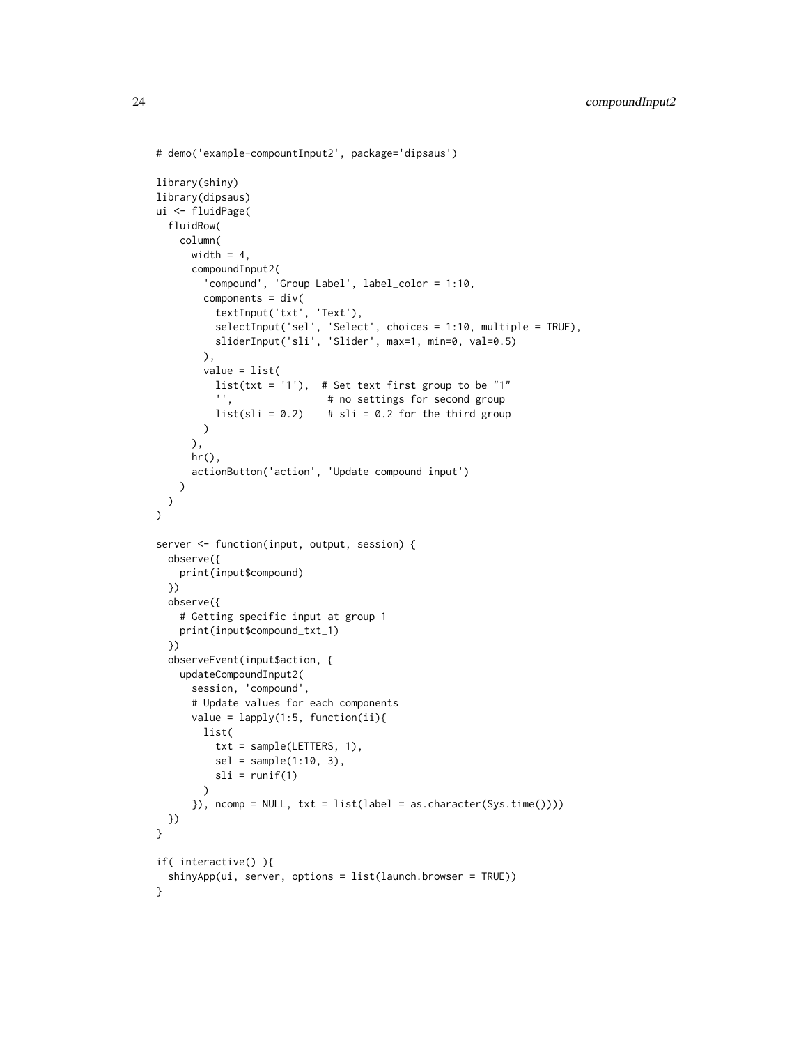```
# demo('example-compountInput2', package='dipsaus')

library(shiny)
library(dipsaus)
ui <- fluidPage(
  fluidRow(
    column(
      width = 4,
      compoundInput2(
        'compound', 'Group Label', label_color = 1:10,
        components = div(
          textInput('txt', 'Text'),
          selectInput('sel', 'Select', choices = 1:10, multiple = TRUE),
          sliderInput('sli', 'Slider', max=1, min=0, val=0.5)
        ),
        value = list(
          list(txt = '1'),  # Set text first group to be "1"
          '',               # no settings for second group
          list(sli = 0.2)    # sli = 0.2 for the third group
        )
      ),
      hr(),
      actionButton('action', 'Update compound input')
    )
  )
)

server <- function(input, output, session) {
  observe({
    print(input$compound)
  })
  observe({
    # Getting specific input at group 1
    print(input$compound_txt_1)
  })
  observeEvent(input$action, {
    updateCompoundInput2(
      session, 'compound',
      # Update values for each components
      value = lapply(1:5, function(ii){
        list(
          txt = sample(LETTERS, 1),
          sel = sample(1:10, 3),
          sli = runif(1)
        )
      }), ncomp = NULL, txt = list(label = as.character(Sys.time())))
  })
}

if( interactive() ){
  shinyApp(ui, server, options = list(launch.browser = TRUE))
}
```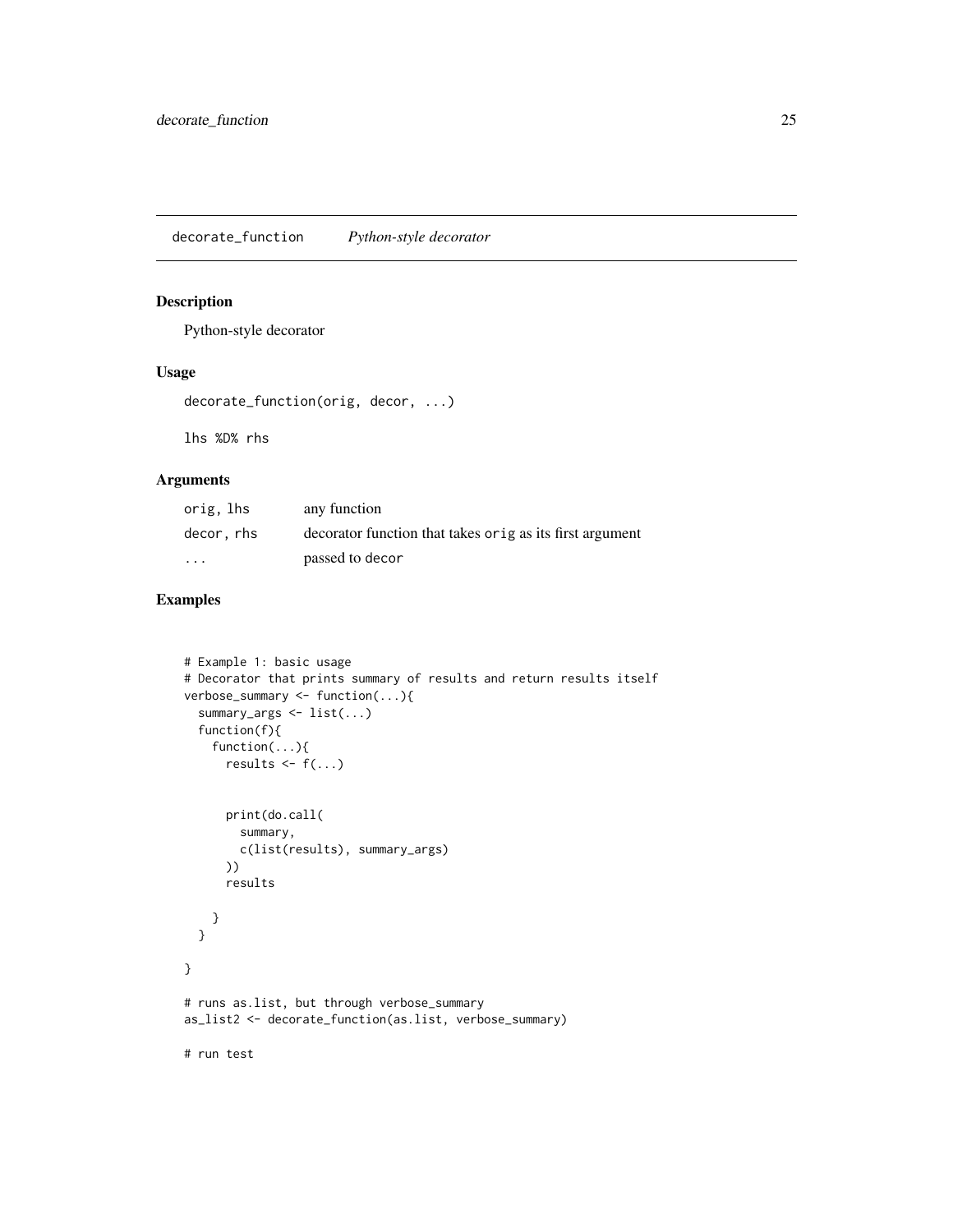## decorate_function *Python-style decorator*

### Description

Python-style decorator

### Usage

```
decorate_function(orig, decor, ...)

lhs %D% rhs
```

### Arguments

| | |
|---|---|
| orig, lhs | any function |
| decor, rhs | decorator function that takes orig as its first argument |
| ... | passed to decor |

### Examples

```
# Example 1: basic usage
# Decorator that prints summary of results and return results itself
verbose_summary <- function(...){
  summary_args <- list(...)
  function(f){
    function(...){
      results <- f(...)


      print(do.call(
        summary,
        c(list(results), summary_args)
      ))
      results

    }
  }

}

# runs as.list, but through verbose_summary
as_list2 <- decorate_function(as.list, verbose_summary)

# run test
```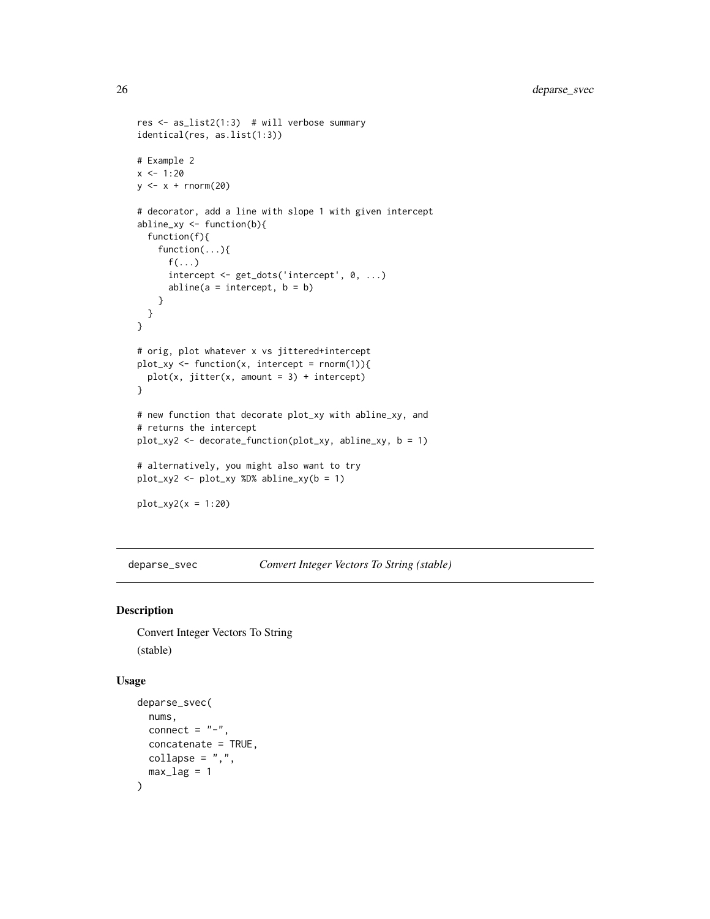```
res <- as_list2(1:3)  # will verbose summary
identical(res, as.list(1:3))

# Example 2
x <- 1:20
y <- x + rnorm(20)

# decorator, add a line with slope 1 with given intercept
abline_xy <- function(b){
  function(f){
    function(...){
      f(...)
      intercept <- get_dots('intercept', 0, ...)
      abline(a = intercept, b = b)
    }
  }
}

# orig, plot whatever x vs jittered+intercept
plot_xy <- function(x, intercept = rnorm(1)){
  plot(x, jitter(x, amount = 3) + intercept)
}

# new function that decorate plot_xy with abline_xy, and
# returns the intercept
plot_xy2 <- decorate_function(plot_xy, abline_xy, b = 1)

# alternatively, you might also want to try
plot_xy2 <- plot_xy %D% abline_xy(b = 1)

plot_xy2(x = 1:20)
```

---

## deparse_svec *Convert Integer Vectors To String (stable)*

### Description

Convert Integer Vectors To String

(stable)

### Usage

```
deparse_svec(
  nums,
  connect = "-",
  concatenate = TRUE,
  collapse = ",",
  max_lag = 1
)
```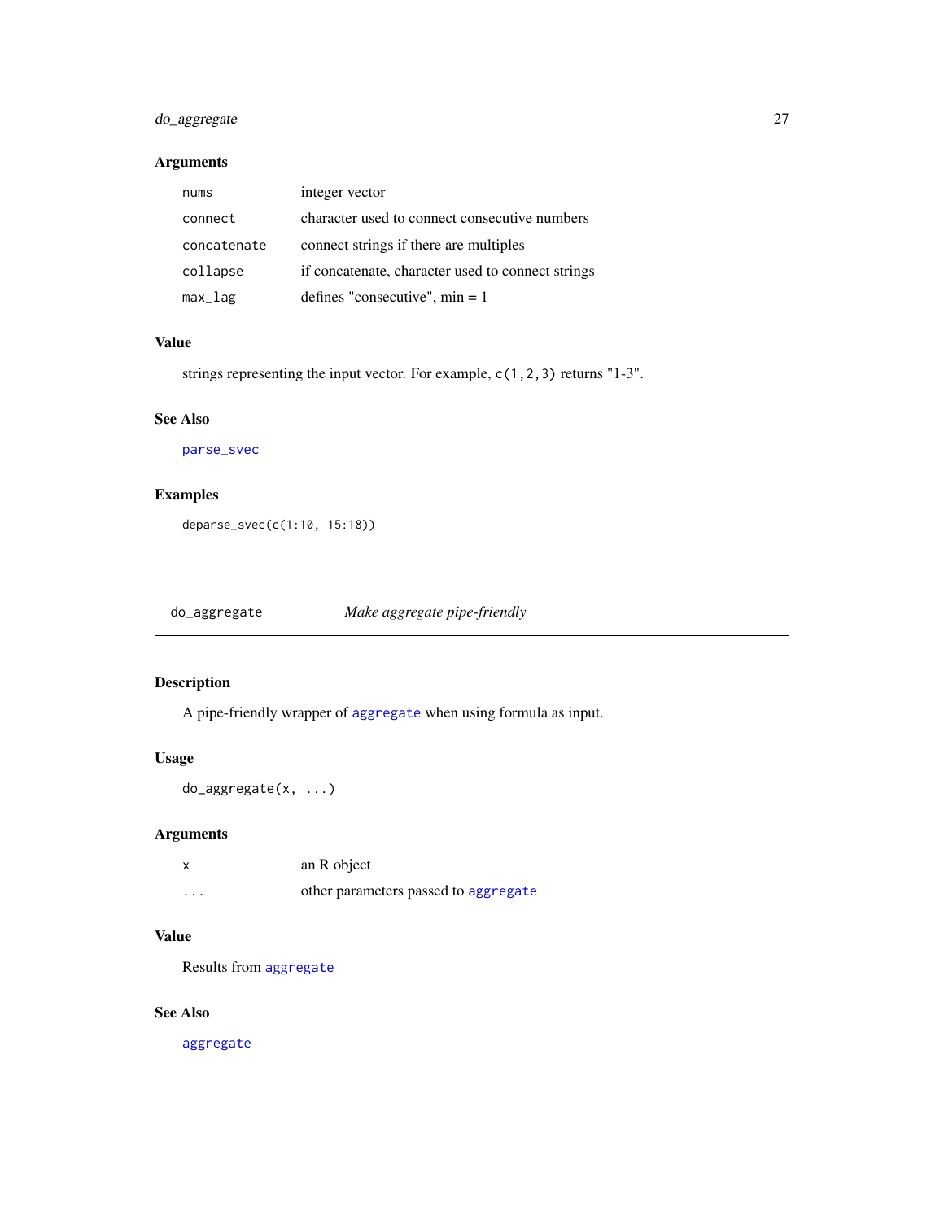### Arguments

| | |
|---|---|
| `nums` | integer vector |
| `connect` | character used to connect consecutive numbers |
| `concatenate` | connect strings if there are multiples |
| `collapse` | if concatenate, character used to connect strings |
| `max_lag` | defines "consecutive", min = 1 |

### Value

strings representing the input vector. For example, `c(1,2,3)` returns "1-3".

### See Also

`parse_svec`

### Examples

```
deparse_svec(c(1:10, 15:18))
```

---

## `do_aggregate` *Make aggregate pipe-friendly*

---

### Description

A pipe-friendly wrapper of `aggregate` when using formula as input.

### Usage

```
do_aggregate(x, ...)
```

### Arguments

| | |
|---|---|
| `x` | an R object |
| `...` | other parameters passed to `aggregate` |

### Value

Results from `aggregate`

### See Also

`aggregate`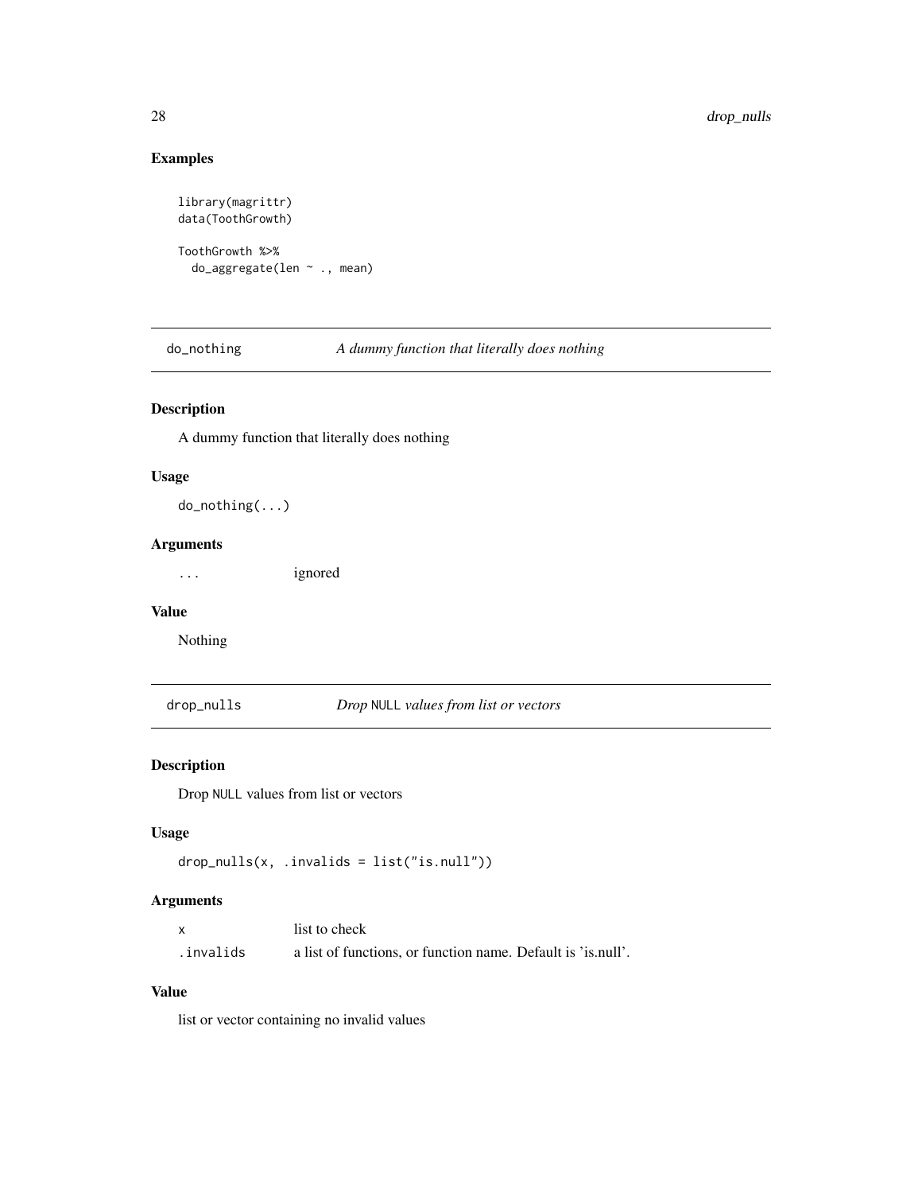## Examples

```
library(magrittr)
data(ToothGrowth)

ToothGrowth %>%
  do_aggregate(len ~ ., mean)
```

---

## do_nothing — *A dummy function that literally does nothing*

### Description

A dummy function that literally does nothing

### Usage

```
do_nothing(...)
```

### Arguments

| | |
|---|---|
| ... | ignored |

### Value

Nothing

---

## drop_nulls — *Drop* NULL *values from list or vectors*

### Description

Drop NULL values from list or vectors

### Usage

```
drop_nulls(x, .invalids = list("is.null"))
```

### Arguments

| | |
|---|---|
| x | list to check |
| .invalids | a list of functions, or function name. Default is 'is.null'. |

### Value

list or vector containing no invalid values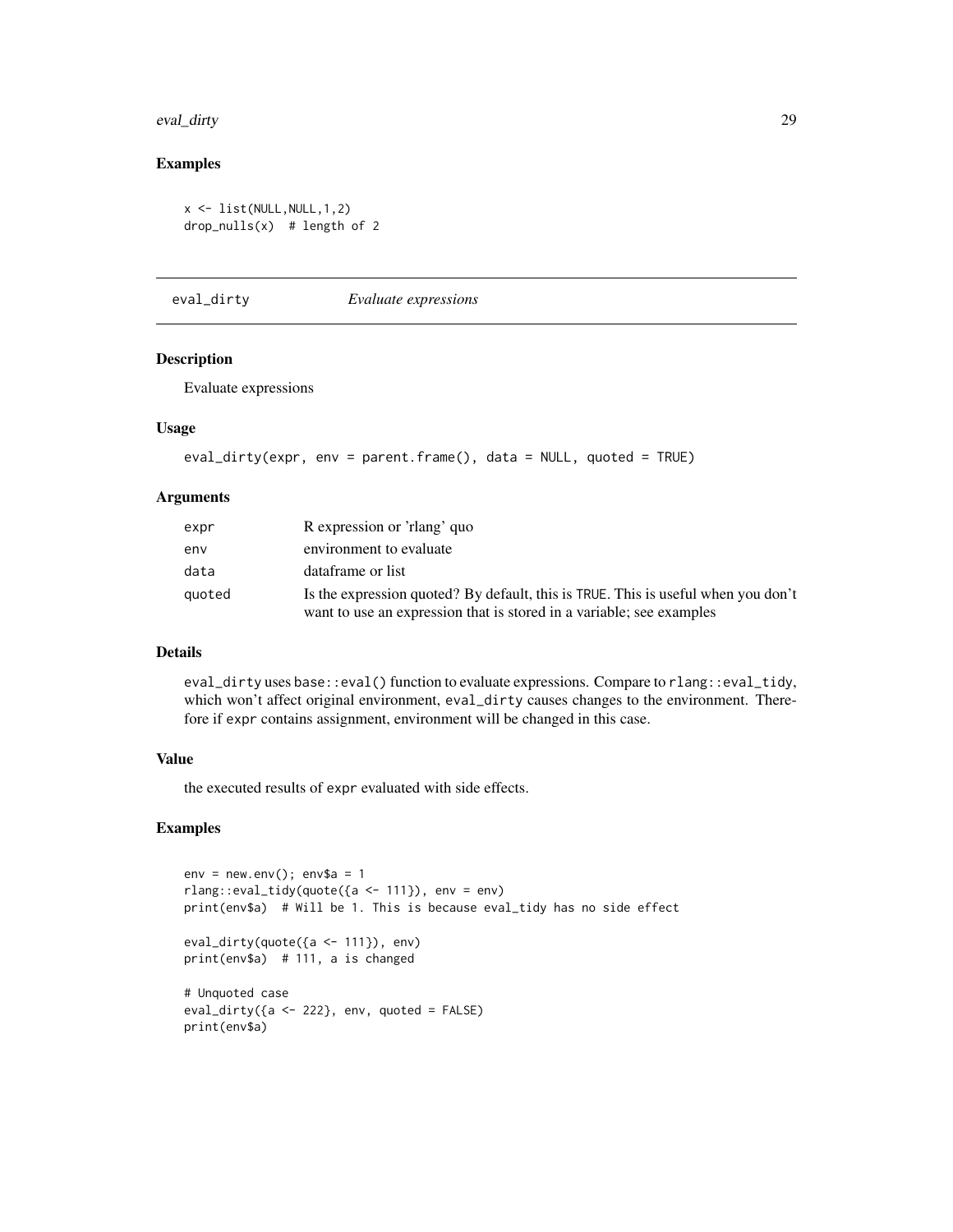## Examples

```
x <- list(NULL,NULL,1,2)
drop_nulls(x)  # length of 2
```

# eval_dirty *Evaluate expressions*

## Description

Evaluate expressions

## Usage

```
eval_dirty(expr, env = parent.frame(), data = NULL, quoted = TRUE)
```

## Arguments

| | |
|---|---|
| expr | R expression or 'rlang' quo |
| env | environment to evaluate |
| data | dataframe or list |
| quoted | Is the expression quoted? By default, this is TRUE. This is useful when you don't want to use an expression that is stored in a variable; see examples |

## Details

eval_dirty uses base::eval() function to evaluate expressions. Compare to rlang::eval_tidy, which won't affect original environment, eval_dirty causes changes to the environment. Therefore if expr contains assignment, environment will be changed in this case.

## Value

the executed results of expr evaluated with side effects.

## Examples

```
env = new.env(); env$a = 1
rlang::eval_tidy(quote({a <- 111}), env = env)
print(env$a)  # Will be 1. This is because eval_tidy has no side effect

eval_dirty(quote({a <- 111}), env)
print(env$a)  # 111, a is changed

# Unquoted case
eval_dirty({a <- 222}, env, quoted = FALSE)
print(env$a)
```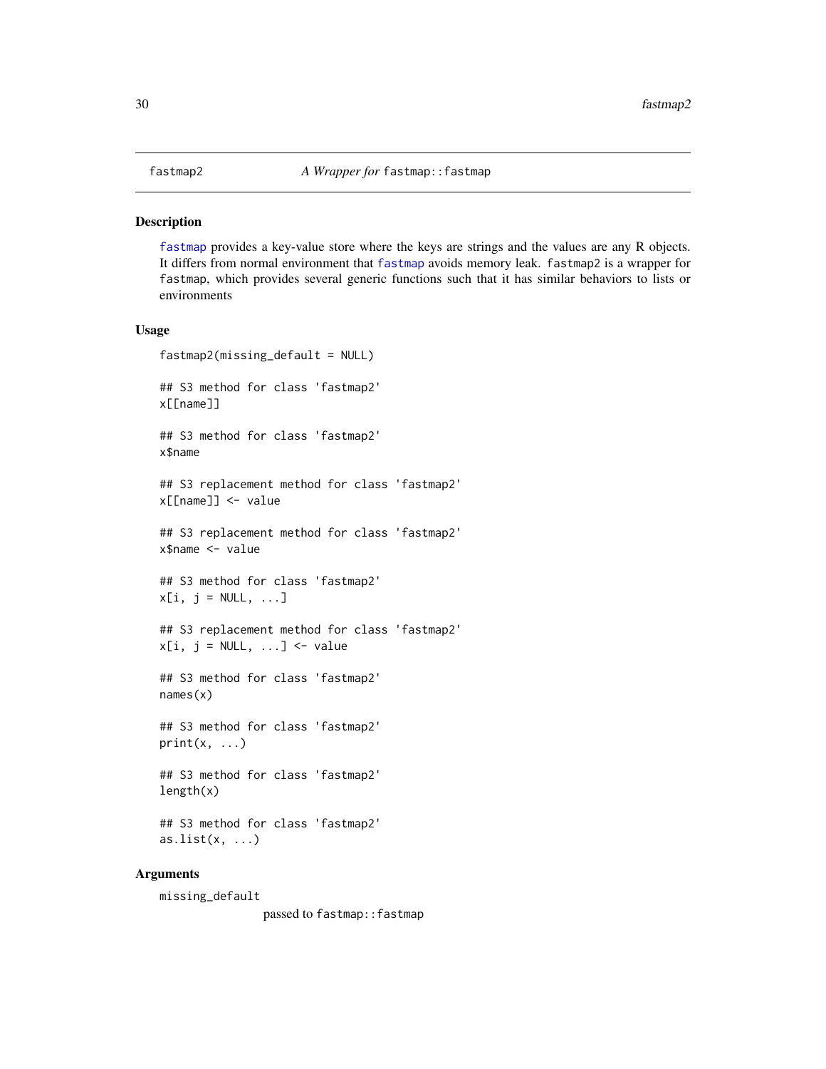# fastmap2 — *A Wrapper for* `fastmap::fastmap`

## Description

fastmap provides a key-value store where the keys are strings and the values are any R objects. It differs from normal environment that fastmap avoids memory leak. `fastmap2` is a wrapper for `fastmap`, which provides several generic functions such that it has similar behaviors to lists or environments

## Usage

```
fastmap2(missing_default = NULL)

## S3 method for class 'fastmap2'
x[[name]]

## S3 method for class 'fastmap2'
x$name

## S3 replacement method for class 'fastmap2'
x[[name]] <- value

## S3 replacement method for class 'fastmap2'
x$name <- value

## S3 method for class 'fastmap2'
x[i, j = NULL, ...]

## S3 replacement method for class 'fastmap2'
x[i, j = NULL, ...] <- value

## S3 method for class 'fastmap2'
names(x)

## S3 method for class 'fastmap2'
print(x, ...)

## S3 method for class 'fastmap2'
length(x)

## S3 method for class 'fastmap2'
as.list(x, ...)
```

## Arguments

`missing_default`
passed to `fastmap::fastmap`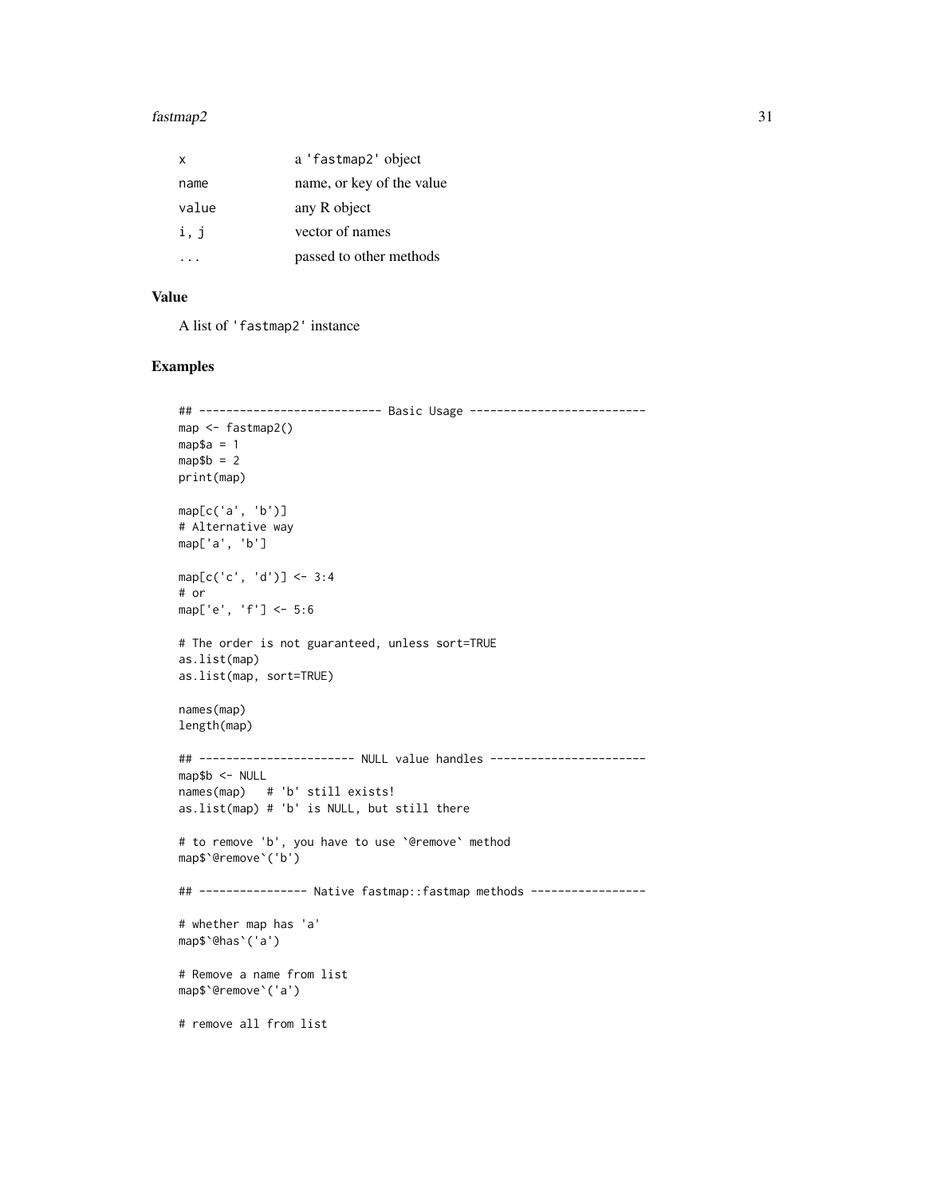| | |
|---|---|
| x | a 'fastmap2' object |
| name | name, or key of the value |
| value | any R object |
| i, j | vector of names |
| ... | passed to other methods |

### Value

A list of 'fastmap2' instance

### Examples

```
## --------------------------- Basic Usage --------------------------
map <- fastmap2()
map$a = 1
map$b = 2
print(map)

map[c('a', 'b')]
# Alternative way
map['a', 'b']

map[c('c', 'd')] <- 3:4
# or
map['e', 'f'] <- 5:6

# The order is not guaranteed, unless sort=TRUE
as.list(map)
as.list(map, sort=TRUE)

names(map)
length(map)

## ----------------------- NULL value handles -----------------------
map$b <- NULL
names(map)   # 'b' still exists!
as.list(map) # 'b' is NULL, but still there

# to remove 'b', you have to use `@remove` method
map$`@remove`('b')

## ---------------- Native fastmap::fastmap methods -----------------

# whether map has 'a'
map$`@has`('a')

# Remove a name from list
map$`@remove`('a')

# remove all from list
```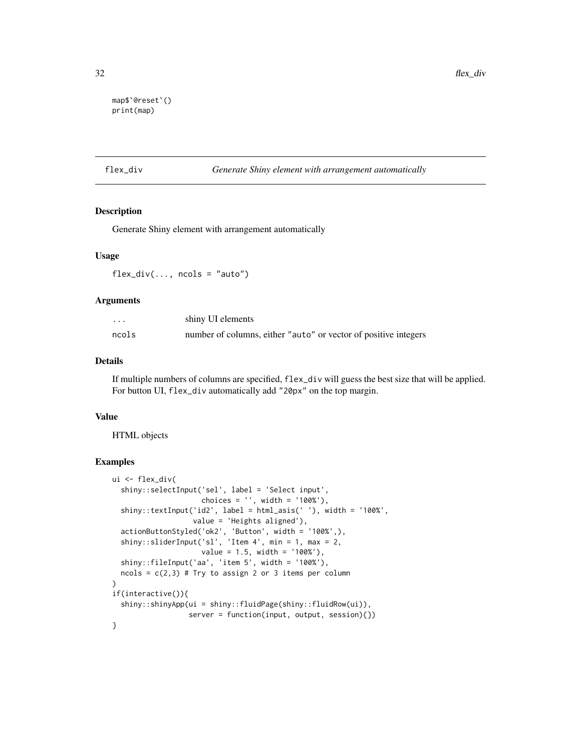```
map$`@reset`()
print(map)
```

## flex_div — *Generate Shiny element with arrangement automatically*

### Description

Generate Shiny element with arrangement automatically

### Usage

```
flex_div(..., ncols = "auto")
```

### Arguments

| | |
|---|---|
| `...` | shiny UI elements |
| `ncols` | number of columns, either "auto" or vector of positive integers |

### Details

If multiple numbers of columns are specified, `flex_div` will guess the best size that will be applied. For button UI, `flex_div` automatically add "20px" on the top margin.

### Value

HTML objects

### Examples

```
ui <- flex_div(
  shiny::selectInput('sel', label = 'Select input',
                     choices = '', width = '100%'),
  shiny::textInput('id2', label = html_asis(' '), width = '100%',
                   value = 'Heights aligned'),
  actionButtonStyled('ok2', 'Button', width = '100%',),
  shiny::sliderInput('sl', 'Item 4', min = 1, max = 2,
                     value = 1.5, width = '100%'),
  shiny::fileInput('aa', 'item 5', width = '100%'),
  ncols = c(2,3) # Try to assign 2 or 3 items per column
)
if(interactive()){
  shiny::shinyApp(ui = shiny::fluidPage(shiny::fluidRow(ui)),
                  server = function(input, output, session){})
}
```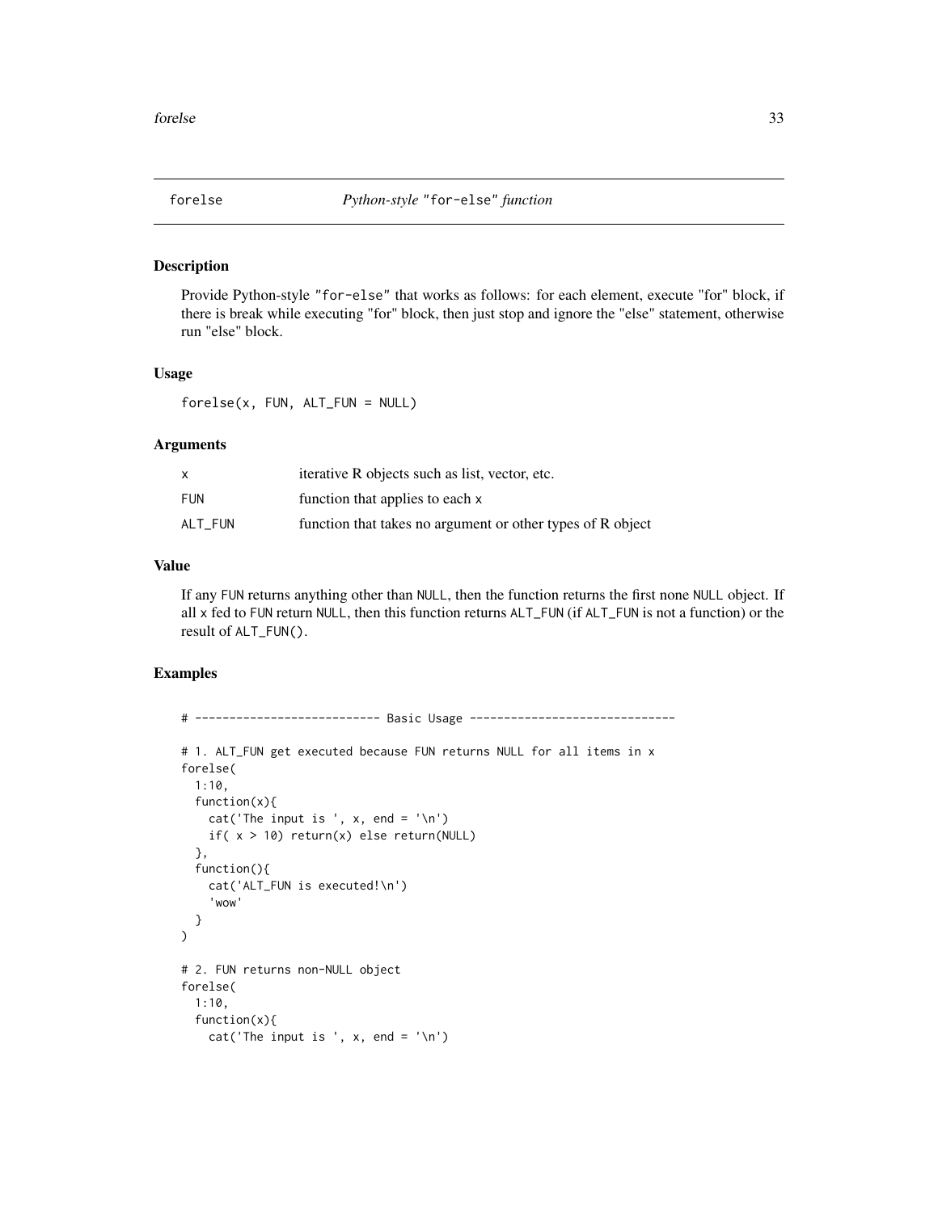forelse    *Python-style "for-else" function*

### Description

Provide Python-style "for-else" that works as follows: for each element, execute "for" block, if there is break while executing "for" block, then just stop and ignore the "else" statement, otherwise run "else" block.

### Usage

```
forelse(x, FUN, ALT_FUN = NULL)
```

### Arguments

| | |
|---|---|
| x | iterative R objects such as list, vector, etc. |
| FUN | function that applies to each x |
| ALT_FUN | function that takes no argument or other types of R object |

### Value

If any FUN returns anything other than NULL, then the function returns the first none NULL object. If all x fed to FUN return NULL, then this function returns ALT_FUN (if ALT_FUN is not a function) or the result of ALT_FUN().

### Examples

```
# -------------------------- Basic Usage ------------------------------

# 1. ALT_FUN get executed because FUN returns NULL for all items in x
forelse(
  1:10,
  function(x){
    cat('The input is ', x, end = '\n')
    if( x > 10) return(x) else return(NULL)
  },
  function(){
    cat('ALT_FUN is executed!\n')
    'wow'
  }
)

# 2. FUN returns non-NULL object
forelse(
  1:10,
  function(x){
    cat('The input is ', x, end = '\n')
```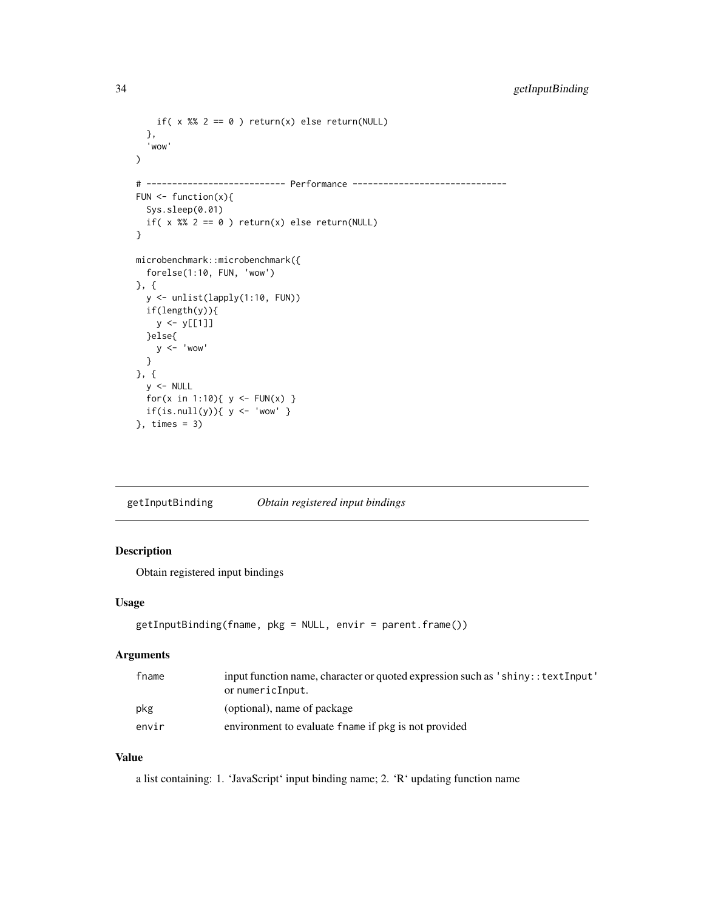```
    if( x %% 2 == 0 ) return(x) else return(NULL)
  },
  'wow'
)

# --------------------------- Performance ------------------------------
FUN <- function(x){
  Sys.sleep(0.01)
  if( x %% 2 == 0 ) return(x) else return(NULL)
}

microbenchmark::microbenchmark({
  forelse(1:10, FUN, 'wow')
}, {
  y <- unlist(lapply(1:10, FUN))
  if(length(y)){
    y <- y[[1]]
  }else{
    y <- 'wow'
  }
}, {
  y <- NULL
  for(x in 1:10){ y <- FUN(x) }
  if(is.null(y)){ y <- 'wow' }
}, times = 3)
```

## getInputBinding *Obtain registered input bindings*

### Description

Obtain registered input bindings

### Usage

```
getInputBinding(fname, pkg = NULL, envir = parent.frame())
```

### Arguments

| | |
|---|---|
| fname | input function name, character or quoted expression such as 'shiny::textInput' or numericInput. |
| pkg | (optional), name of package |
| envir | environment to evaluate fname if pkg is not provided |

### Value

a list containing: 1. 'JavaScript' input binding name; 2. 'R' updating function name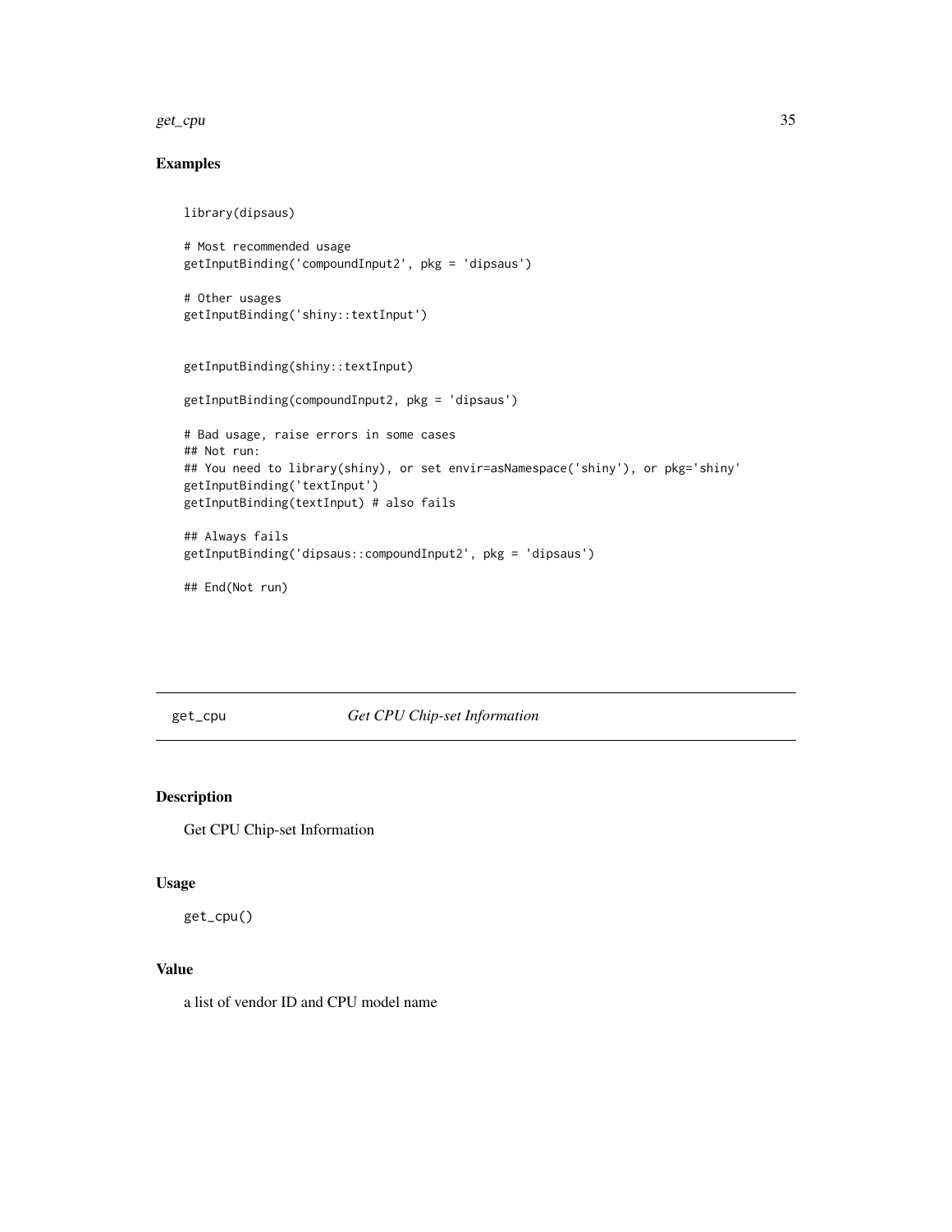## Examples

```
library(dipsaus)

# Most recommended usage
getInputBinding('compoundInput2', pkg = 'dipsaus')

# Other usages
getInputBinding('shiny::textInput')


getInputBinding(shiny::textInput)

getInputBinding(compoundInput2, pkg = 'dipsaus')

# Bad usage, raise errors in some cases
## Not run:
## You need to library(shiny), or set envir=asNamespace('shiny'), or pkg='shiny'
getInputBinding('textInput')
getInputBinding(textInput) # also fails

## Always fails
getInputBinding('dipsaus::compoundInput2', pkg = 'dipsaus')

## End(Not run)
```

---

`get_cpu` *Get CPU Chip-set Information*

---

## Description

Get CPU Chip-set Information

## Usage

```
get_cpu()
```

## Value

a list of vendor ID and CPU model name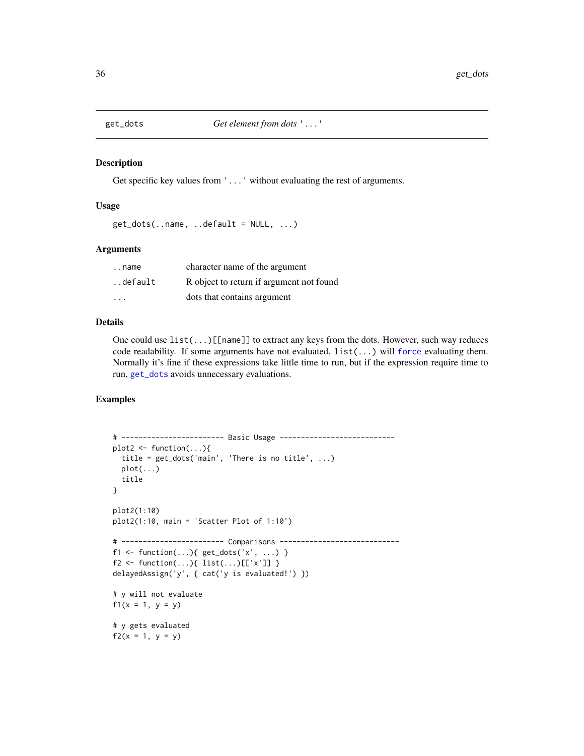## get_dots — *Get element from dots '...'*

### Description

Get specific key values from '...' without evaluating the rest of arguments.

### Usage

```
get_dots(..name, ..default = NULL, ...)
```

### Arguments

| | |
|---|---|
| `..name` | character name of the argument |
| `..default` | R object to return if argument not found |
| `...` | dots that contains argument |

### Details

One could use `list(...)[[name]]` to extract any keys from the dots. However, such way reduces code readability. If some arguments have not evaluated, `list(...)` will `force` evaluating them. Normally it's fine if these expressions take little time to run, but if the expression require time to run, `get_dots` avoids unnecessary evaluations.

### Examples

```
# ------------------------ Basic Usage ---------------------------
plot2 <- function(...){
  title = get_dots('main', 'There is no title', ...)
  plot(...)
  title
}

plot2(1:10)
plot2(1:10, main = 'Scatter Plot of 1:10')

# ------------------------ Comparisons ----------------------------
f1 <- function(...){ get_dots('x', ...) }
f2 <- function(...){ list(...)[['x']] }
delayedAssign('y', { cat('y is evaluated!') })

# y will not evaluate
f1(x = 1, y = y)

# y gets evaluated
f2(x = 1, y = y)
```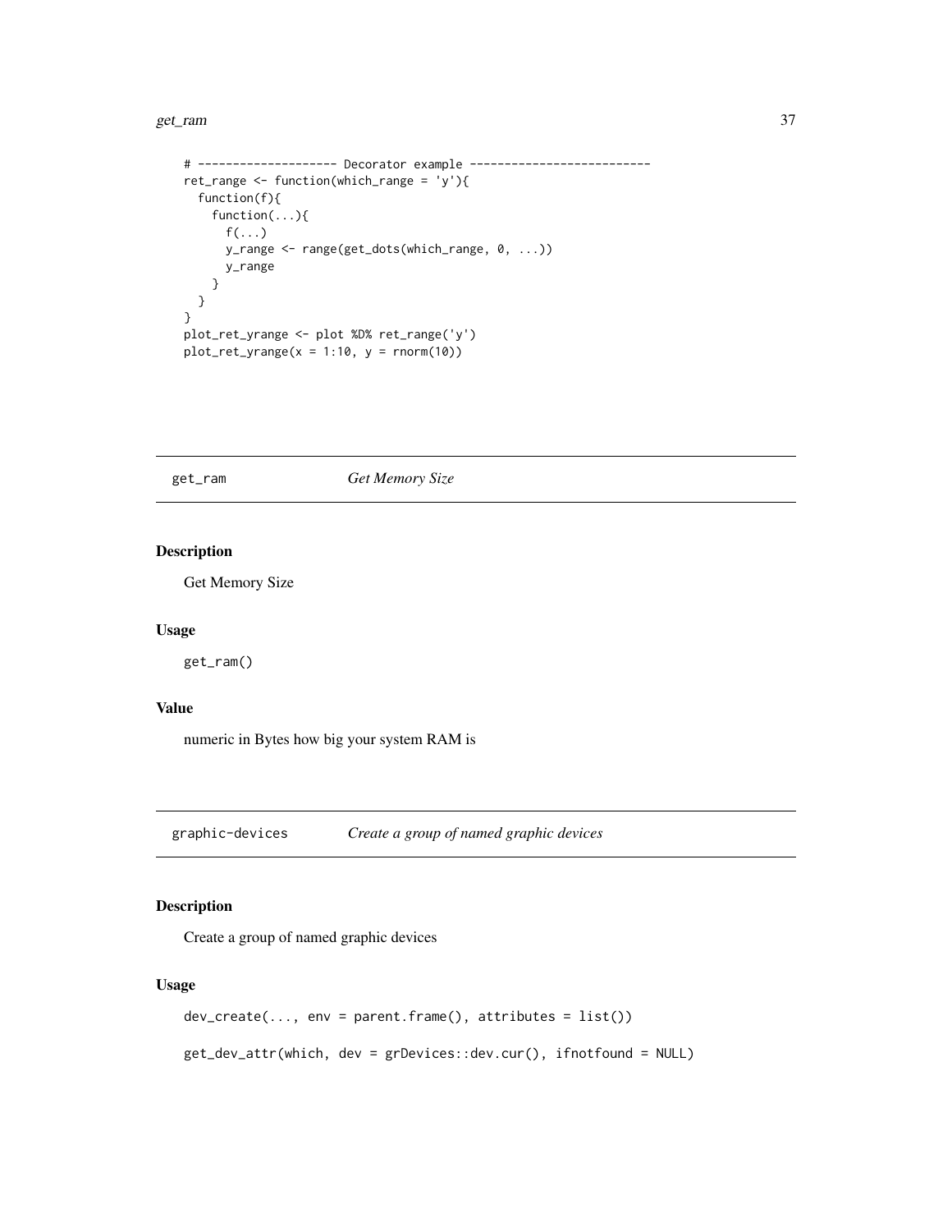```
# -------------------- Decorator example --------------------------
ret_range <- function(which_range = 'y'){
  function(f){
    function(...){
      f(...)
      y_range <- range(get_dots(which_range, 0, ...))
      y_range
    }
  }
}
plot_ret_yrange <- plot %D% ret_range('y')
plot_ret_yrange(x = 1:10, y = rnorm(10))
```

## get_ram *Get Memory Size*

### Description

Get Memory Size

### Usage

```
get_ram()
```

### Value

numeric in Bytes how big your system RAM is

## graphic-devices *Create a group of named graphic devices*

### Description

Create a group of named graphic devices

### Usage

```
dev_create(..., env = parent.frame(), attributes = list())

get_dev_attr(which, dev = grDevices::dev.cur(), ifnotfound = NULL)
```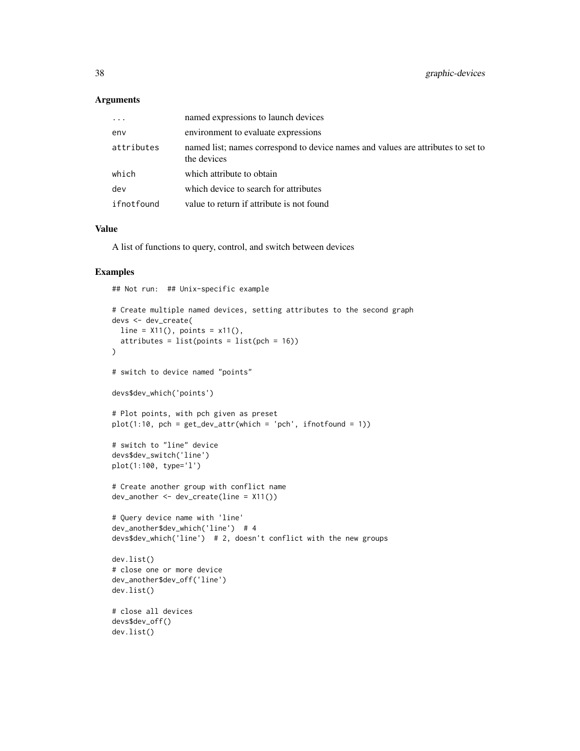### Arguments

| | |
|---|---|
| ... | named expressions to launch devices |
| env | environment to evaluate expressions |
| attributes | named list; names correspond to device names and values are attributes to set to the devices |
| which | which attribute to obtain |
| dev | which device to search for attributes |
| ifnotfound | value to return if attribute is not found |

### Value

A list of functions to query, control, and switch between devices

### Examples

```
## Not run:  ## Unix-specific example

# Create multiple named devices, setting attributes to the second graph
devs <- dev_create(
  line = X11(), points = x11(),
  attributes = list(points = list(pch = 16))
)

# switch to device named "points"

devs$dev_which('points')

# Plot points, with pch given as preset
plot(1:10, pch = get_dev_attr(which = 'pch', ifnotfound = 1))

# switch to "line" device
devs$dev_switch('line')
plot(1:100, type='l')

# Create another group with conflict name
dev_another <- dev_create(line = X11())

# Query device name with 'line'
dev_another$dev_which('line')  # 4
devs$dev_which('line')  # 2, doesn't conflict with the new groups

dev.list()
# close one or more device
dev_another$dev_off('line')
dev.list()

# close all devices
devs$dev_off()
dev.list()
```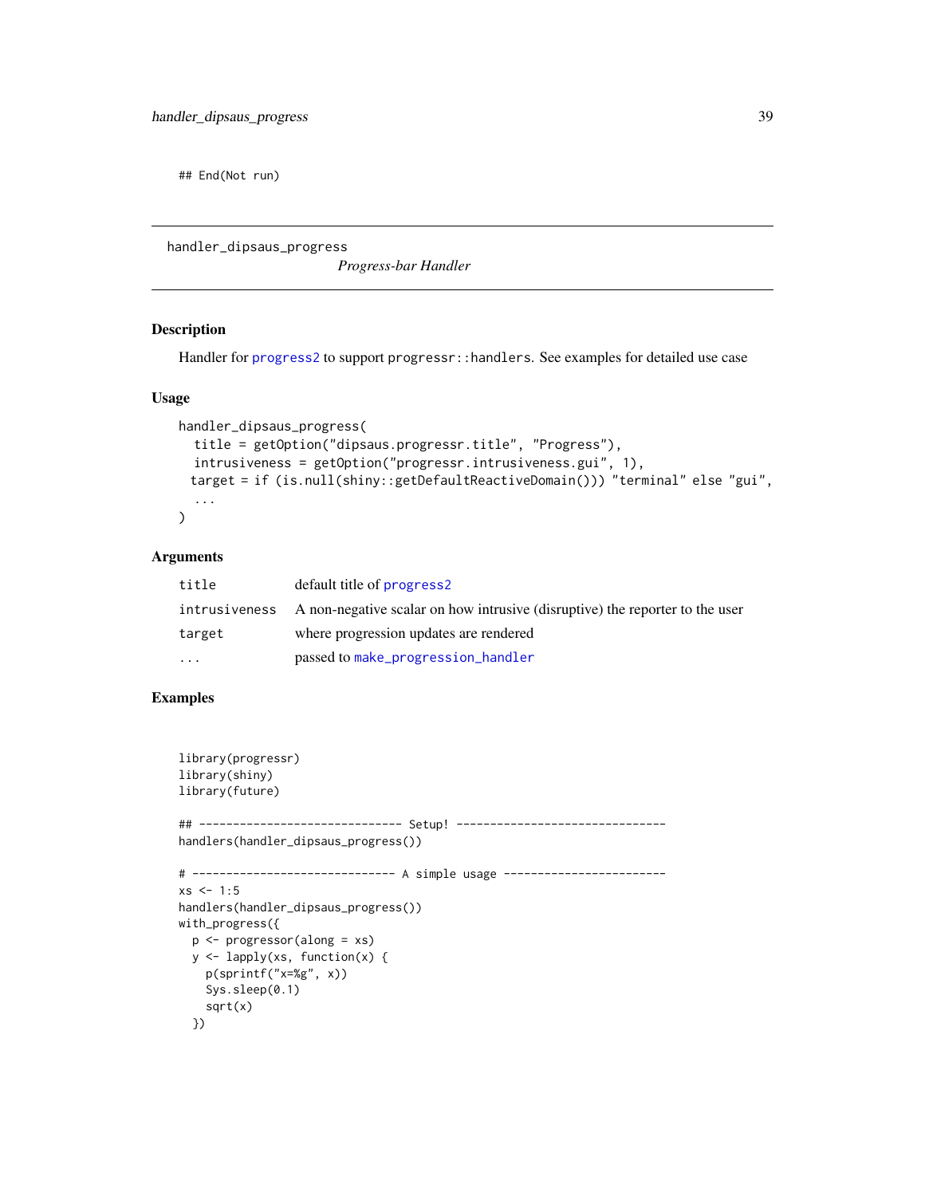```
## End(Not run)
```

---

## handler_dipsaus_progress

*Progress-bar Handler*

### Description

Handler for `progress2` to support `progressr::handlers`. See examples for detailed use case

### Usage

```
handler_dipsaus_progress(
  title = getOption("dipsaus.progressr.title", "Progress"),
  intrusiveness = getOption("progressr.intrusiveness.gui", 1),
  target = if (is.null(shiny::getDefaultReactiveDomain())) "terminal" else "gui",
  ...
)
```

### Arguments

| | |
|---|---|
| `title` | default title of `progress2` |
| `intrusiveness` | A non-negative scalar on how intrusive (disruptive) the reporter to the user |
| `target` | where progression updates are rendered |
| `...` | passed to `make_progression_handler` |

### Examples

```
library(progressr)
library(shiny)
library(future)

## ------------------------------ Setup! -------------------------------
handlers(handler_dipsaus_progress())

# ------------------------------ A simple usage ------------------------
xs <- 1:5
handlers(handler_dipsaus_progress())
with_progress({
  p <- progressor(along = xs)
  y <- lapply(xs, function(x) {
    p(sprintf("x=%g", x))
    Sys.sleep(0.1)
    sqrt(x)
  })
```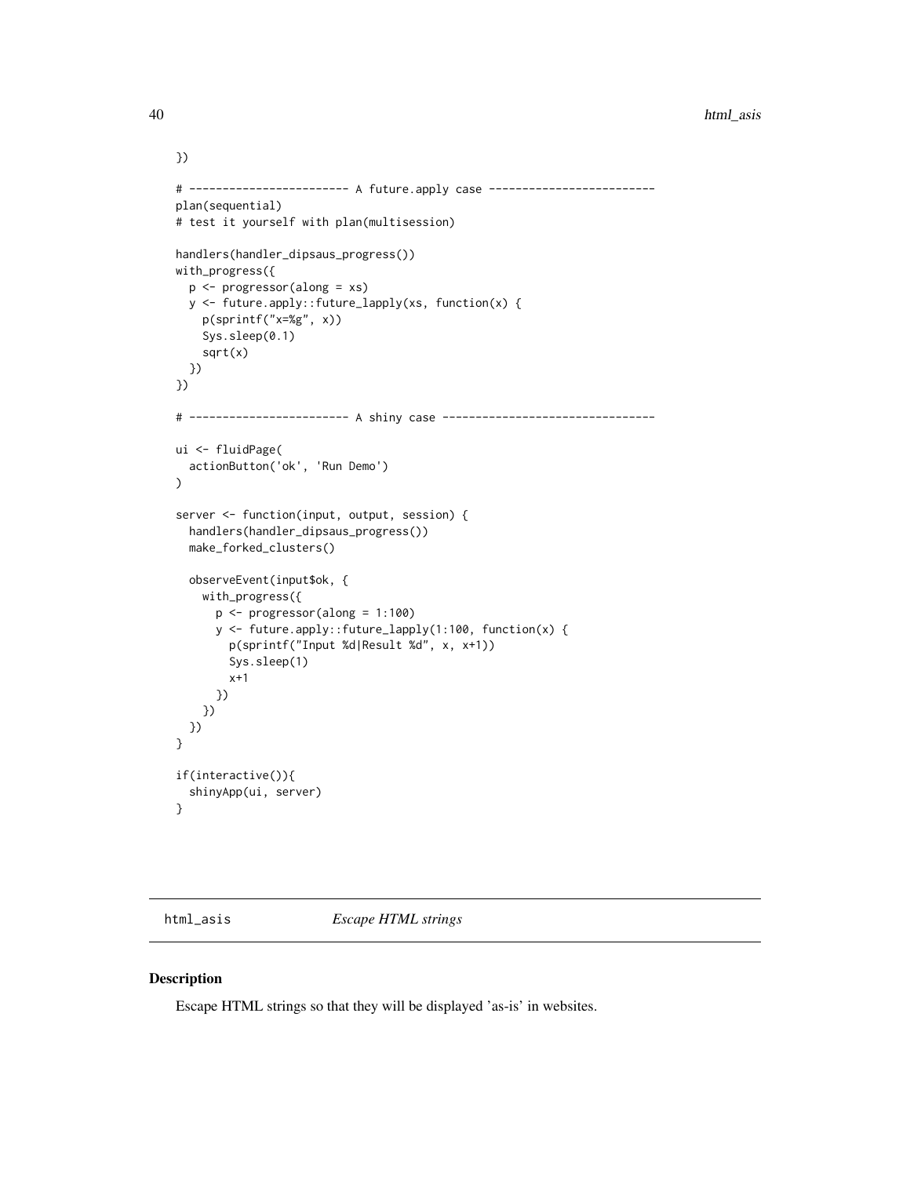```
})

# ----------------------- A future.apply case ------------------------
plan(sequential)
# test it yourself with plan(multisession)

handlers(handler_dipsaus_progress())
with_progress({
  p <- progressor(along = xs)
  y <- future.apply::future_lapply(xs, function(x) {
    p(sprintf("x=%g", x))
    Sys.sleep(0.1)
    sqrt(x)
  })
})

# ----------------------- A shiny case -------------------------------

ui <- fluidPage(
  actionButton('ok', 'Run Demo')
)

server <- function(input, output, session) {
  handlers(handler_dipsaus_progress())
  make_forked_clusters()

  observeEvent(input$ok, {
    with_progress({
      p <- progressor(along = 1:100)
      y <- future.apply::future_lapply(1:100, function(x) {
        p(sprintf("Input %d|Result %d", x, x+1))
        Sys.sleep(1)
        x+1
      })
    })
  })
}

if(interactive()){
  shinyApp(ui, server)
}
```

## html_asis *Escape HTML strings*

### Description

Escape HTML strings so that they will be displayed 'as-is' in websites.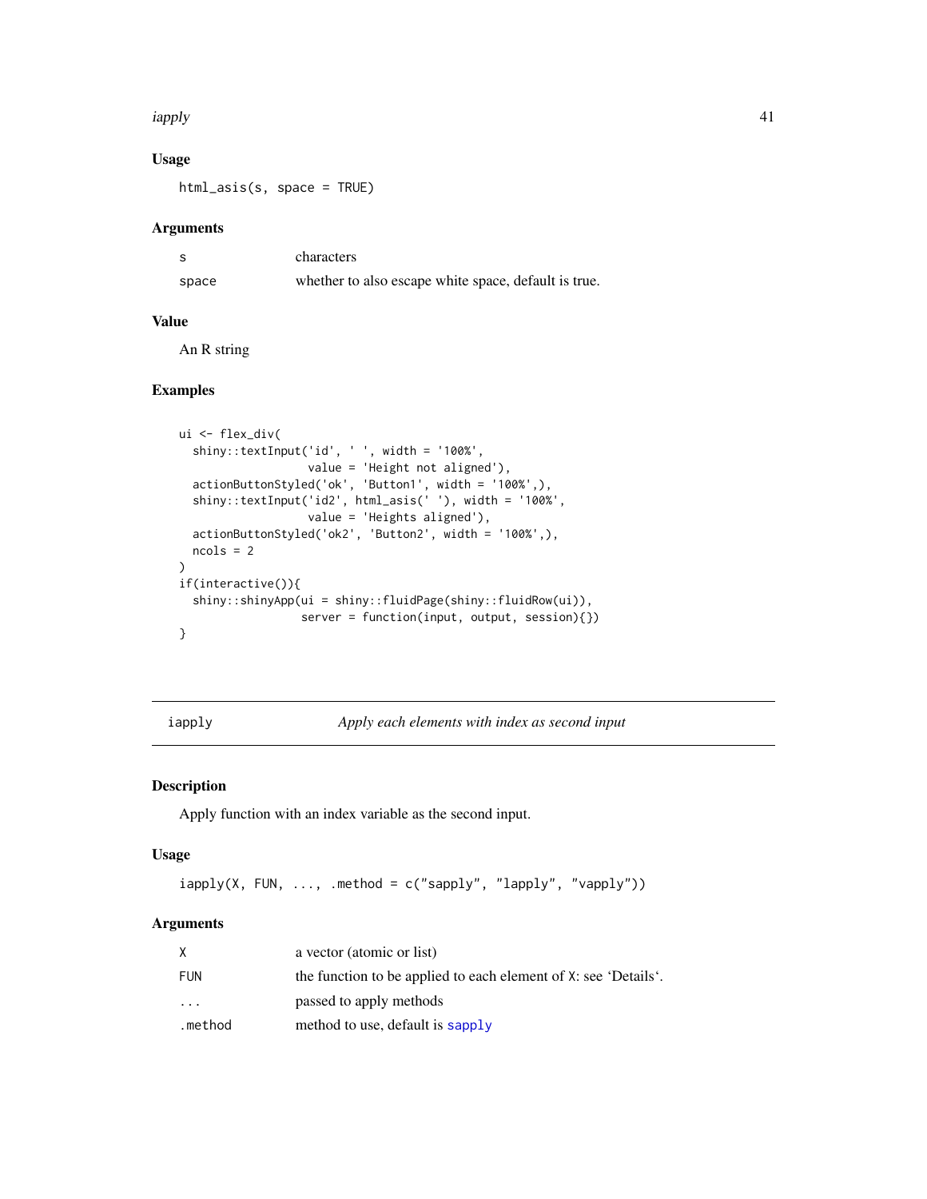### Usage

```
html_asis(s, space = TRUE)
```

### Arguments

| | |
|---|---|
| s | characters |
| space | whether to also escape white space, default is true. |

### Value

An R string

### Examples

```
ui <- flex_div(
  shiny::textInput('id', ' ', width = '100%',
                   value = 'Height not aligned'),
  actionButtonStyled('ok', 'Button1', width = '100%',),
  shiny::textInput('id2', html_asis(' '), width = '100%',
                   value = 'Heights aligned'),
  actionButtonStyled('ok2', 'Button2', width = '100%',),
  ncols = 2
)
if(interactive()){
  shiny::shinyApp(ui = shiny::fluidPage(shiny::fluidRow(ui)),
                  server = function(input, output, session){})
}
```

---

## iapply — *Apply each elements with index as second input*

### Description

Apply function with an index variable as the second input.

### Usage

```
iapply(X, FUN, ..., .method = c("sapply", "lapply", "vapply"))
```

### Arguments

| | |
|---|---|
| X | a vector (atomic or list) |
| FUN | the function to be applied to each element of X: see 'Details'. |
| ... | passed to apply methods |
| .method | method to use, default is sapply |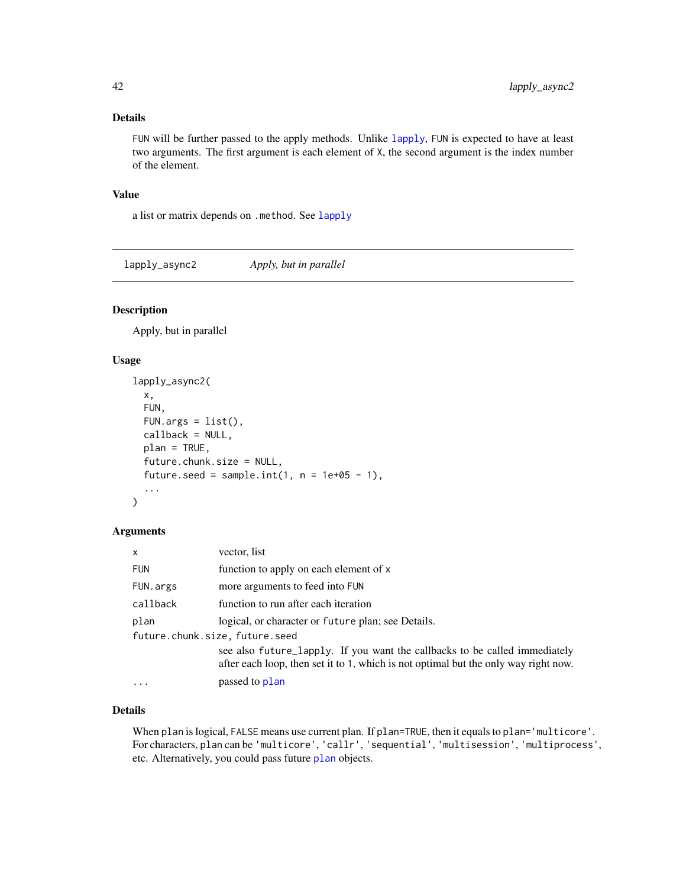### Details

`FUN` will be further passed to the apply methods. Unlike `lapply`, `FUN` is expected to have at least two arguments. The first argument is each element of `X`, the second argument is the index number of the element.

### Value

a list or matrix depends on `.method`. See `lapply`

---

## lapply_async2 — *Apply, but in parallel*

---

### Description

Apply, but in parallel

### Usage

```
lapply_async2(
  x,
  FUN,
  FUN.args = list(),
  callback = NULL,
  plan = TRUE,
  future.chunk.size = NULL,
  future.seed = sample.int(1, n = 1e+05 - 1),
  ...
)
```

### Arguments

| Argument | Description |
|---|---|
| `x` | vector, list |
| `FUN` | function to apply on each element of `x` |
| `FUN.args` | more arguments to feed into `FUN` |
| `callback` | function to run after each iteration |
| `plan` | logical, or character or `future` plan; see Details. |
| `future.chunk.size, future.seed` | see also `future_lapply`. If you want the callbacks to be called immediately after each loop, then set it to `1`, which is not optimal but the only way right now. |
| `...` | passed to `plan` |

### Details

When `plan` is logical, `FALSE` means use current plan. If `plan=TRUE`, then it equals to `plan='multicore'`. For characters, `plan` can be `'multicore'`, `'callr'`, `'sequential'`, `'multisession'`, `'multiprocess'`, etc. Alternatively, you could pass future `plan` objects.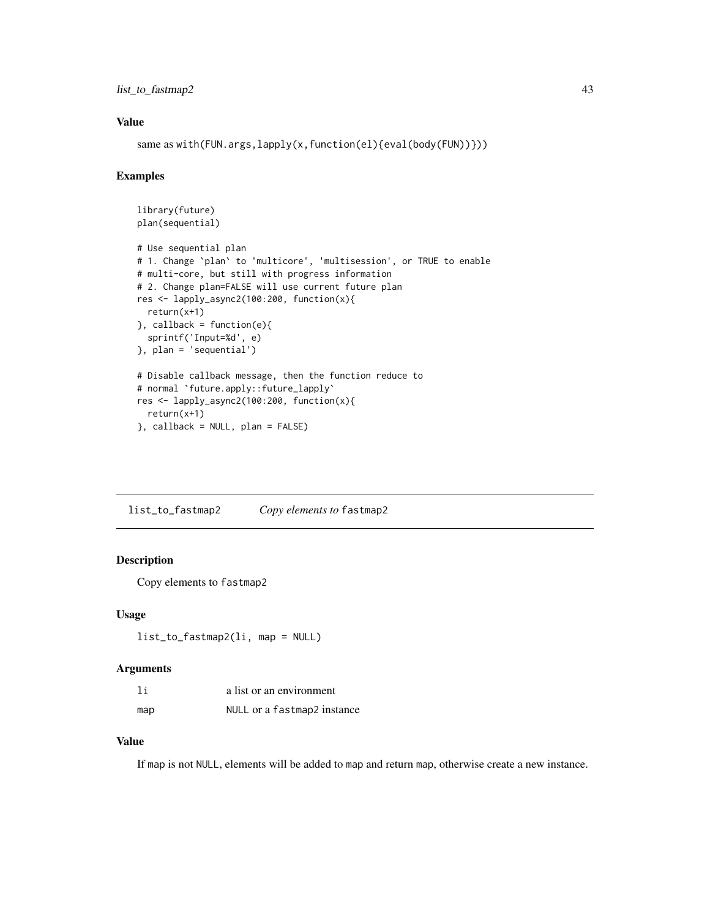## Value

same as `with(FUN.args,lapply(x,function(el){eval(body(FUN))}))`

## Examples

```
library(future)
plan(sequential)

# Use sequential plan
# 1. Change `plan` to 'multicore', 'multisession', or TRUE to enable
# multi-core, but still with progress information
# 2. Change plan=FALSE will use current future plan
res <- lapply_async2(100:200, function(x){
  return(x+1)
}, callback = function(e){
  sprintf('Input=%d', e)
}, plan = 'sequential')

# Disable callback message, then the function reduce to
# normal `future.apply::future_lapply`
res <- lapply_async2(100:200, function(x){
  return(x+1)
}, callback = NULL, plan = FALSE)
```

---

# list_to_fastmap2 *Copy elements to* `fastmap2`

## Description

Copy elements to `fastmap2`

## Usage

```
list_to_fastmap2(li, map = NULL)
```

## Arguments

| | |
|---|---|
| `li` | a list or an environment |
| `map` | `NULL` or a `fastmap2` instance |

## Value

If `map` is not `NULL`, elements will be added to `map` and return `map`, otherwise create a new instance.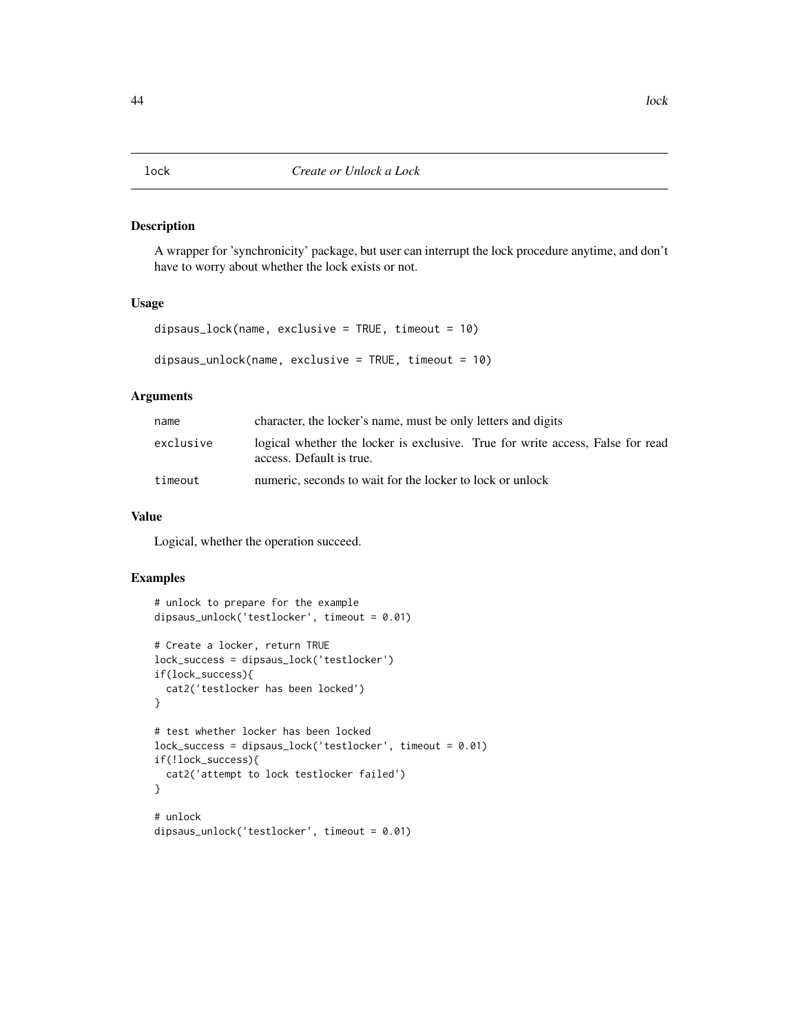# lock *Create or Unlock a Lock*

## Description

A wrapper for 'synchronicity' package, but user can interrupt the lock procedure anytime, and don't have to worry about whether the lock exists or not.

## Usage

```
dipsaus_lock(name, exclusive = TRUE, timeout = 10)

dipsaus_unlock(name, exclusive = TRUE, timeout = 10)
```

## Arguments

| | |
|---|---|
| name | character, the locker's name, must be only letters and digits |
| exclusive | logical whether the locker is exclusive. True for write access, False for read access. Default is true. |
| timeout | numeric, seconds to wait for the locker to lock or unlock |

## Value

Logical, whether the operation succeed.

## Examples

```
# unlock to prepare for the example
dipsaus_unlock('testlocker', timeout = 0.01)

# Create a locker, return TRUE
lock_success = dipsaus_lock('testlocker')
if(lock_success){
  cat2('testlocker has been locked')
}

# test whether locker has been locked
lock_success = dipsaus_lock('testlocker', timeout = 0.01)
if(!lock_success){
  cat2('attempt to lock testlocker failed')
}

# unlock
dipsaus_unlock('testlocker', timeout = 0.01)
```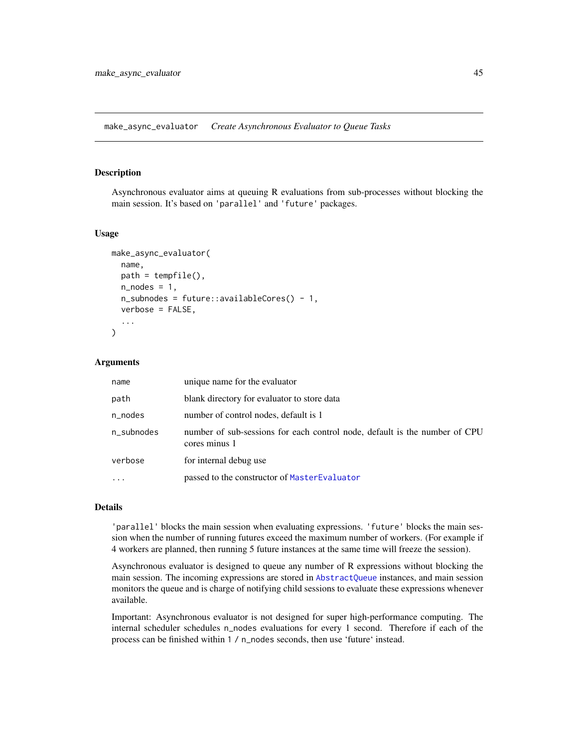# make_async_evaluator *Create Asynchronous Evaluator to Queue Tasks*

## Description

Asynchronous evaluator aims at queuing R evaluations from sub-processes without blocking the main session. It's based on 'parallel' and 'future' packages.

## Usage

```
make_async_evaluator(
  name,
  path = tempfile(),
  n_nodes = 1,
  n_subnodes = future::availableCores() - 1,
  verbose = FALSE,
  ...
)
```

## Arguments

| | |
|---|---|
| name | unique name for the evaluator |
| path | blank directory for evaluator to store data |
| n_nodes | number of control nodes, default is 1 |
| n_subnodes | number of sub-sessions for each control node, default is the number of CPU cores minus 1 |
| verbose | for internal debug use |
| ... | passed to the constructor of MasterEvaluator |

## Details

'parallel' blocks the main session when evaluating expressions. 'future' blocks the main session when the number of running futures exceed the maximum number of workers. (For example if 4 workers are planned, then running 5 future instances at the same time will freeze the session).

Asynchronous evaluator is designed to queue any number of R expressions without blocking the main session. The incoming expressions are stored in AbstractQueue instances, and main session monitors the queue and is charge of notifying child sessions to evaluate these expressions whenever available.

Important: Asynchronous evaluator is not designed for super high-performance computing. The internal scheduler schedules n_nodes evaluations for every 1 second. Therefore if each of the process can be finished within 1 / n_nodes seconds, then use 'future' instead.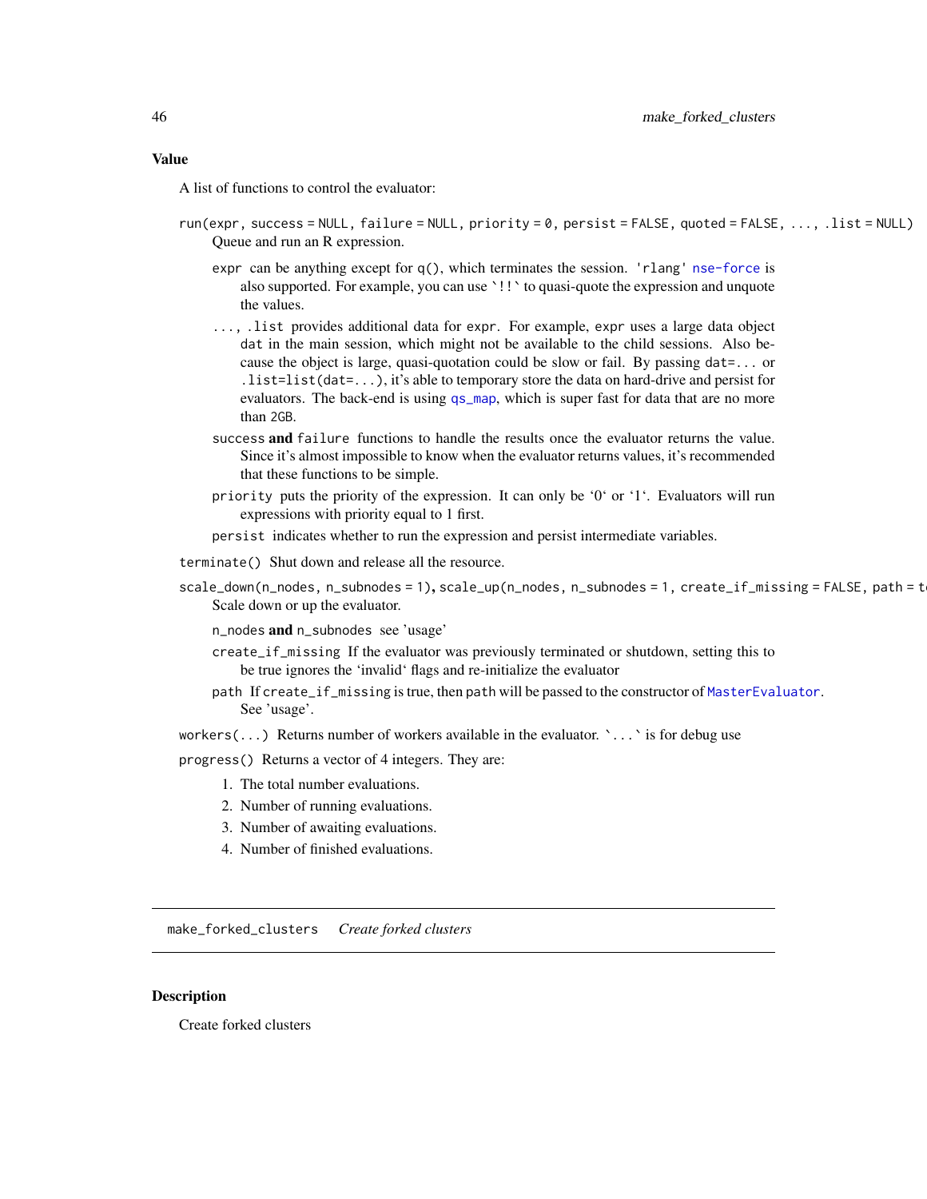### Value

A list of functions to control the evaluator:

`run(expr, success = NULL, failure = NULL, priority = 0, persist = FALSE, quoted = FALSE, ..., .list = NULL)`
Queue and run an R expression.

- `expr` can be anything except for `q()`, which terminates the session. `'rlang'` nse-force is also supported. For example, you can use `` `!!` `` to quasi-quote the expression and unquote the values.
- `..., .list` provides additional data for `expr`. For example, `expr` uses a large data object `dat` in the main session, which might not be available to the child sessions. Also because the object is large, quasi-quotation could be slow or fail. By passing `dat=...` or `.list=list(dat=...)`, it's able to temporary store the data on hard-drive and persist for evaluators. The back-end is using qs_map, which is super fast for data that are no more than 2GB.
- `success` **and** `failure` functions to handle the results once the evaluator returns the value. Since it's almost impossible to know when the evaluator returns values, it's recommended that these functions to be simple.
- `priority` puts the priority of the expression. It can only be '0' or '1'. Evaluators will run expressions with priority equal to 1 first.
- `persist` indicates whether to run the expression and persist intermediate variables.

`terminate()` Shut down and release all the resource.

`scale_down(n_nodes, n_subnodes = 1)`, `scale_up(n_nodes, n_subnodes = 1, create_if_missing = FALSE, path = t`
Scale down or up the evaluator.

- `n_nodes` **and** `n_subnodes` see 'usage'
- `create_if_missing` If the evaluator was previously terminated or shutdown, setting this to be true ignores the 'invalid' flags and re-initialize the evaluator
- `path` If `create_if_missing` is true, then `path` will be passed to the constructor of MasterEvaluator. See 'usage'.

`workers(...)` Returns number of workers available in the evaluator. `` `...` `` is for debug use

`progress()` Returns a vector of 4 integers. They are:

1. The total number evaluations.
2. Number of running evaluations.
3. Number of awaiting evaluations.
4. Number of finished evaluations.

---

## make_forked_clusters *Create forked clusters*

### Description

Create forked clusters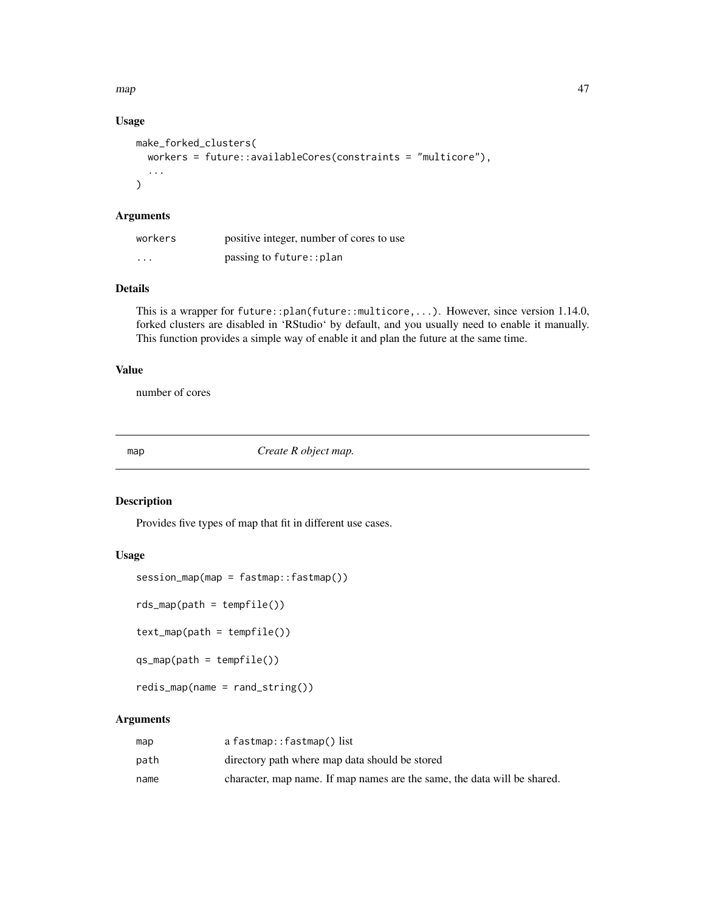### Usage

```
make_forked_clusters(
  workers = future::availableCores(constraints = "multicore"),
  ...
)
```

### Arguments

| | |
|---|---|
| workers | positive integer, number of cores to use |
| ... | passing to future::plan |

### Details

This is a wrapper for future::plan(future::multicore,...). However, since version 1.14.0, forked clusters are disabled in 'RStudio' by default, and you usually need to enable it manually. This function provides a simple way of enable it and plan the future at the same time.

### Value

number of cores

---

## map — *Create R object map.*

---

### Description

Provides five types of map that fit in different use cases.

### Usage

```
session_map(map = fastmap::fastmap())

rds_map(path = tempfile())

text_map(path = tempfile())

qs_map(path = tempfile())

redis_map(name = rand_string())
```

### Arguments

| | |
|---|---|
| map | a fastmap::fastmap() list |
| path | directory path where map data should be stored |
| name | character, map name. If map names are the same, the data will be shared. |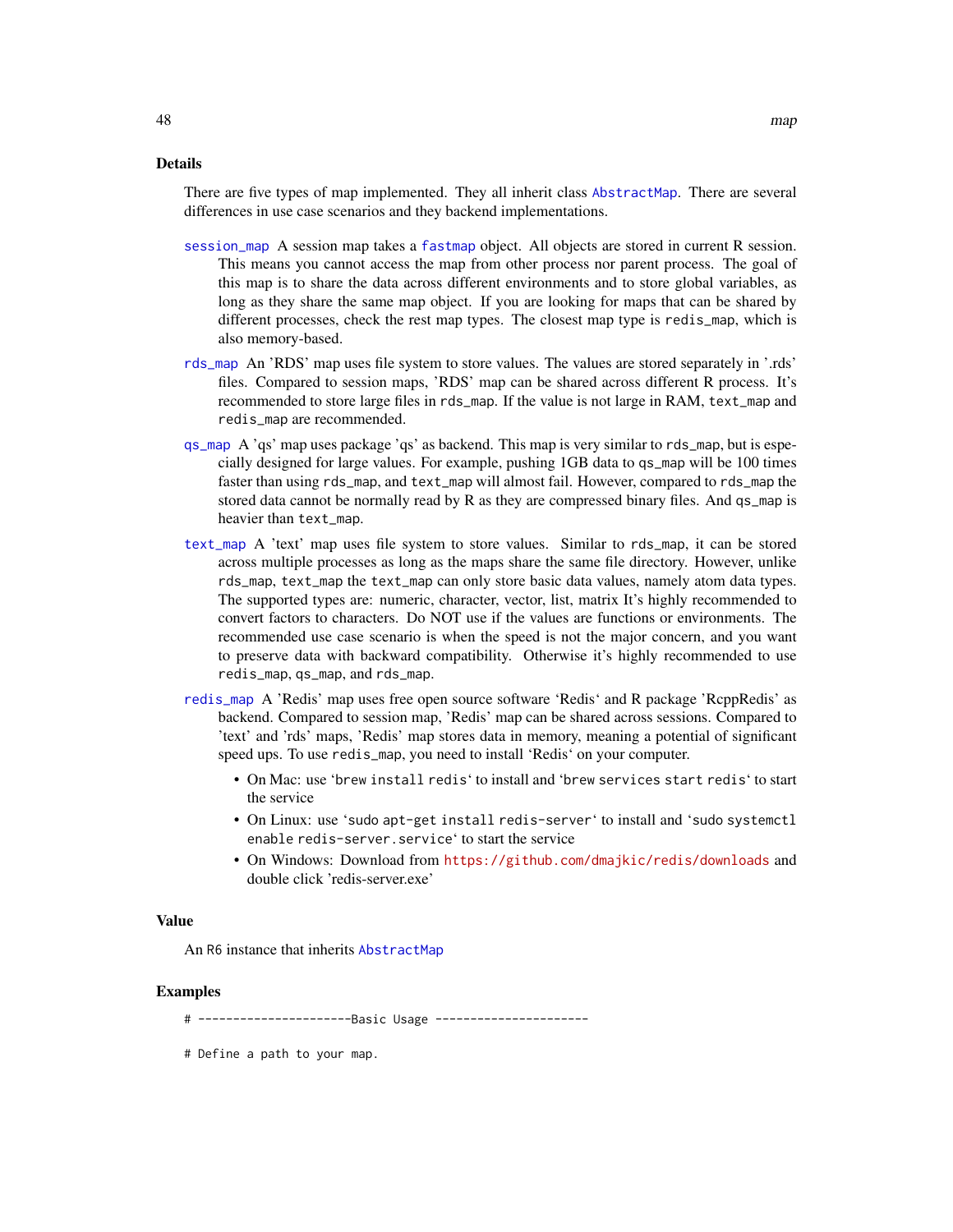## Details

There are five types of map implemented. They all inherit class `AbstractMap`. There are several differences in use case scenarios and they backend implementations.

**`session_map`** A session map takes a `fastmap` object. All objects are stored in current R session. This means you cannot access the map from other process nor parent process. The goal of this map is to share the data across different environments and to store global variables, as long as they share the same map object. If you are looking for maps that can be shared by different processes, check the rest map types. The closest map type is `redis_map`, which is also memory-based.

**`rds_map`** An 'RDS' map uses file system to store values. The values are stored separately in '.rds' files. Compared to session maps, 'RDS' map can be shared across different R process. It's recommended to store large files in `rds_map`. If the value is not large in RAM, `text_map` and `redis_map` are recommended.

**`qs_map`** A 'qs' map uses package 'qs' as backend. This map is very similar to `rds_map`, but is especially designed for large values. For example, pushing 1GB data to `qs_map` will be 100 times faster than using `rds_map`, and `text_map` will almost fail. However, compared to `rds_map` the stored data cannot be normally read by R as they are compressed binary files. And `qs_map` is heavier than `text_map`.

**`text_map`** A 'text' map uses file system to store values. Similar to `rds_map`, it can be stored across multiple processes as long as the maps share the same file directory. However, unlike `rds_map`, `text_map` the `text_map` can only store basic data values, namely atom data types. The supported types are: numeric, character, vector, list, matrix It's highly recommended to convert factors to characters. Do NOT use if the values are functions or environments. The recommended use case scenario is when the speed is not the major concern, and you want to preserve data with backward compatibility. Otherwise it's highly recommended to use `redis_map`, `qs_map`, and `rds_map`.

**`redis_map`** A 'Redis' map uses free open source software 'Redis' and R package 'RcppRedis' as backend. Compared to session map, 'Redis' map can be shared across sessions. Compared to 'text' and 'rds' maps, 'Redis' map stores data in memory, meaning a potential of significant speed ups. To use `redis_map`, you need to install 'Redis' on your computer.

- On Mac: use '`brew install redis`' to install and '`brew services start redis`' to start the service
- On Linux: use '`sudo apt-get install redis-server`' to install and '`sudo systemctl enable redis-server.service`' to start the service
- On Windows: Download from https://github.com/dmajkic/redis/downloads and double click 'redis-server.exe'

## Value

An R6 instance that inherits `AbstractMap`

## Examples

```
# ----------------------Basic Usage ----------------------

# Define a path to your map.
```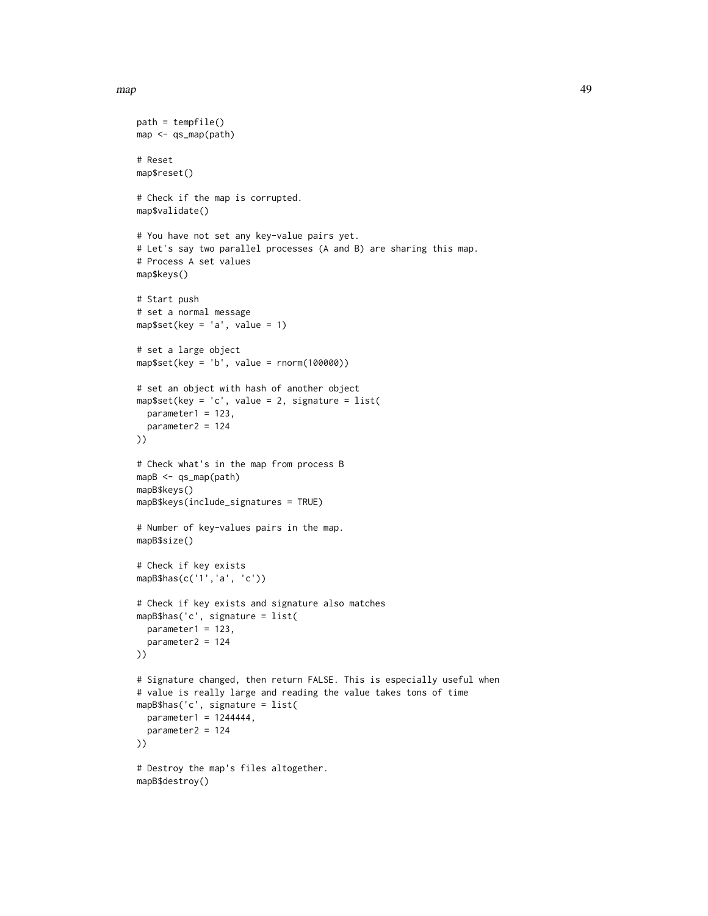```
path = tempfile()
map <- qs_map(path)

# Reset
map$reset()

# Check if the map is corrupted.
map$validate()

# You have not set any key-value pairs yet.
# Let's say two parallel processes (A and B) are sharing this map.
# Process A set values
map$keys()

# Start push
# set a normal message
map$set(key = 'a', value = 1)

# set a large object
map$set(key = 'b', value = rnorm(100000))

# set an object with hash of another object
map$set(key = 'c', value = 2, signature = list(
  parameter1 = 123,
  parameter2 = 124
))

# Check what's in the map from process B
mapB <- qs_map(path)
mapB$keys()
mapB$keys(include_signatures = TRUE)

# Number of key-values pairs in the map.
mapB$size()

# Check if key exists
mapB$has(c('1','a', 'c'))

# Check if key exists and signature also matches
mapB$has('c', signature = list(
  parameter1 = 123,
  parameter2 = 124
))

# Signature changed, then return FALSE. This is especially useful when
# value is really large and reading the value takes tons of time
mapB$has('c', signature = list(
  parameter1 = 1244444,
  parameter2 = 124
))

# Destroy the map's files altogether.
mapB$destroy()
```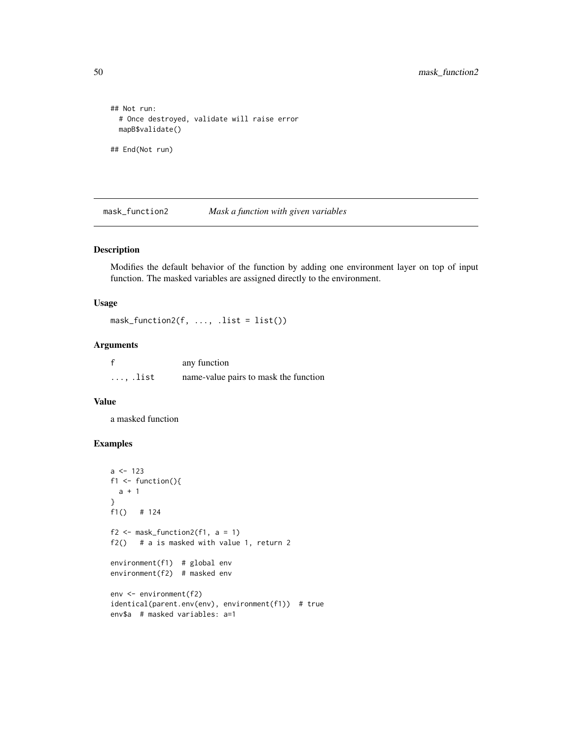```
## Not run:
  # Once destroyed, validate will raise error
  mapB$validate()

## End(Not run)
```

## mask_function2 *Mask a function with given variables*

### Description

Modifies the default behavior of the function by adding one environment layer on top of input function. The masked variables are assigned directly to the environment.

### Usage

```
mask_function2(f, ..., .list = list())
```

### Arguments

| | |
|---|---|
| f | any function |
| ..., .list | name-value pairs to mask the function |

### Value

a masked function

### Examples

```
a <- 123
f1 <- function(){
  a + 1
}
f1()   # 124

f2 <- mask_function2(f1, a = 1)
f2()   # a is masked with value 1, return 2

environment(f1)  # global env
environment(f2)  # masked env

env <- environment(f2)
identical(parent.env(env), environment(f1))  # true
env$a  # masked variables: a=1
```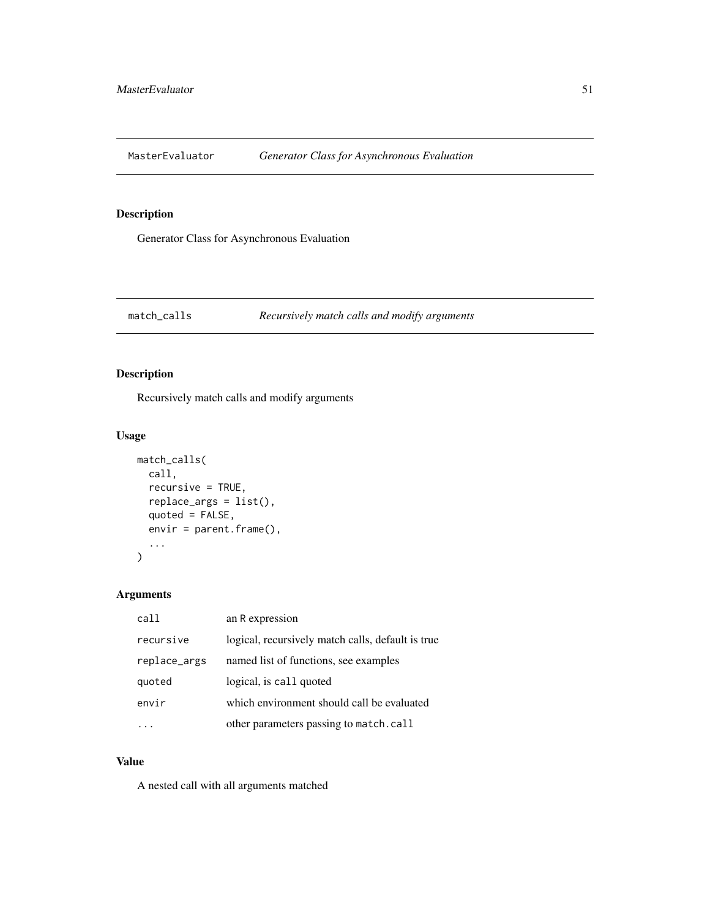## MasterEvaluator *Generator Class for Asynchronous Evaluation*

### Description

Generator Class for Asynchronous Evaluation

## match_calls *Recursively match calls and modify arguments*

### Description

Recursively match calls and modify arguments

### Usage

```
match_calls(
  call,
  recursive = TRUE,
  replace_args = list(),
  quoted = FALSE,
  envir = parent.frame(),
  ...
)
```

### Arguments

| | |
|---|---|
| call | an R expression |
| recursive | logical, recursively match calls, default is true |
| replace_args | named list of functions, see examples |
| quoted | logical, is `call` quoted |
| envir | which environment should call be evaluated |
| ... | other parameters passing to `match.call` |

### Value

A nested call with all arguments matched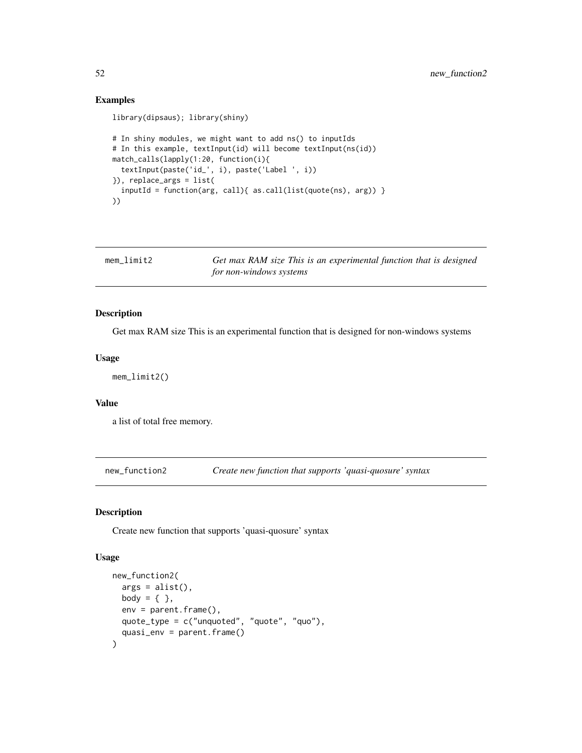## Examples

```
library(dipsaus); library(shiny)

# In shiny modules, we might want to add ns() to inputIds
# In this example, textInput(id) will become textInput(ns(id))
match_calls(lapply(1:20, function(i){
  textInput(paste('id_', i), paste('Label ', i))
}), replace_args = list(
  inputId = function(arg, call){ as.call(list(quote(ns), arg)) }
))
```

---

# mem_limit2 — *Get max RAM size This is an experimental function that is designed for non-windows systems*

## Description

Get max RAM size This is an experimental function that is designed for non-windows systems

## Usage

```
mem_limit2()
```

## Value

a list of total free memory.

---

# new_function2 — *Create new function that supports 'quasi-quosure' syntax*

## Description

Create new function that supports 'quasi-quosure' syntax

## Usage

```
new_function2(
  args = alist(),
  body = { },
  env = parent.frame(),
  quote_type = c("unquoted", "quote", "quo"),
  quasi_env = parent.frame()
)
```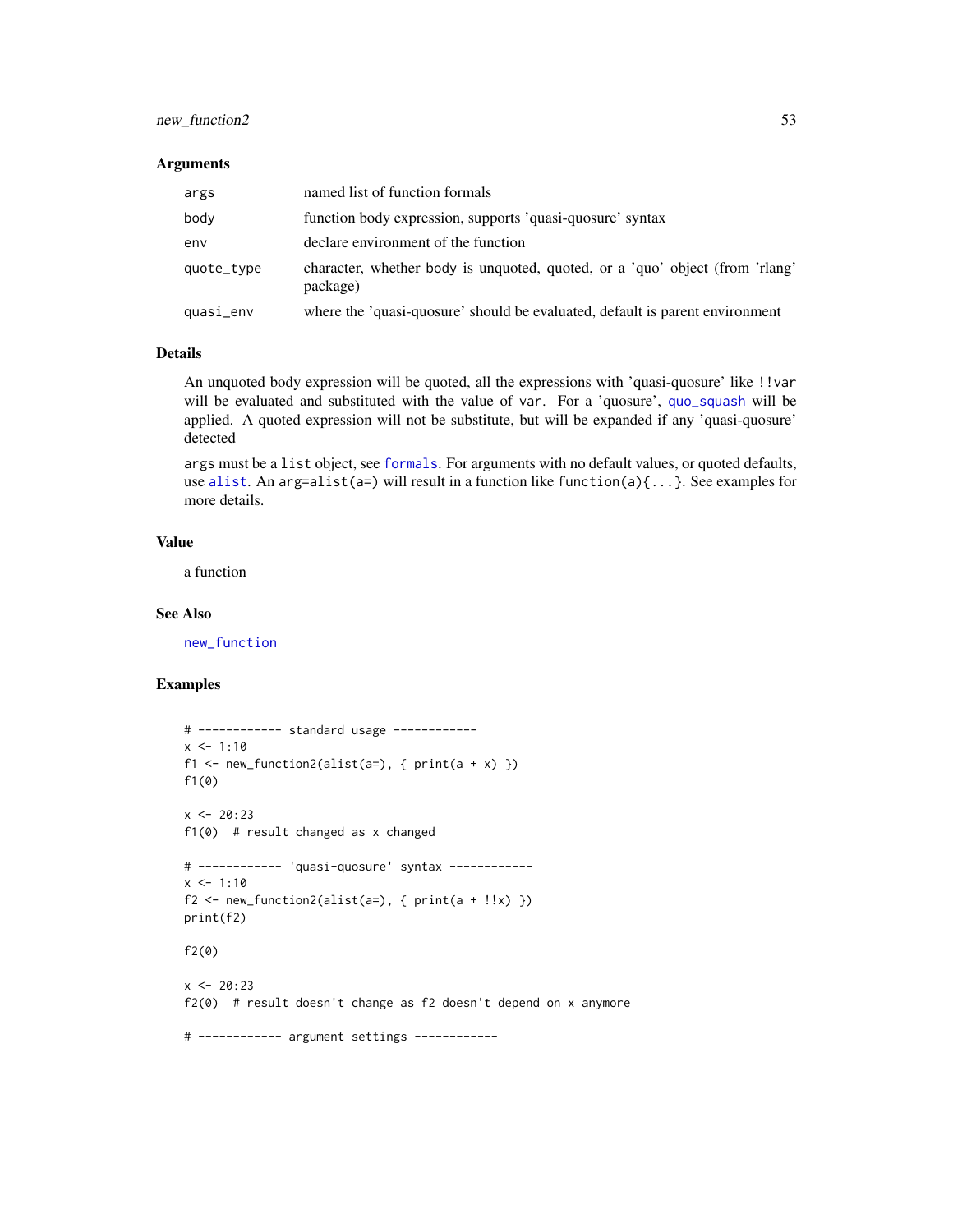### Arguments

| | |
|---|---|
| args | named list of function formals |
| body | function body expression, supports 'quasi-quosure' syntax |
| env | declare environment of the function |
| quote_type | character, whether body is unquoted, quoted, or a 'quo' object (from 'rlang' package) |
| quasi_env | where the 'quasi-quosure' should be evaluated, default is parent environment |

### Details

An unquoted body expression will be quoted, all the expressions with 'quasi-quosure' like `!!var` will be evaluated and substituted with the value of `var`. For a 'quosure', `quo_squash` will be applied. A quoted expression will not be substitute, but will be expanded if any 'quasi-quosure' detected

`args` must be a `list` object, see `formals`. For arguments with no default values, or quoted defaults, use `alist`. An `arg=alist(a=)` will result in a function like `function(a){...}`. See examples for more details.

### Value

a function

### See Also

`new_function`

### Examples

```
# ------------ standard usage ------------
x <- 1:10
f1 <- new_function2(alist(a=), { print(a + x) })
f1(0)

x <- 20:23
f1(0)  # result changed as x changed

# ------------ 'quasi-quosure' syntax ------------
x <- 1:10
f2 <- new_function2(alist(a=), { print(a + !!x) })
print(f2)

f2(0)

x <- 20:23
f2(0)  # result doesn't change as f2 doesn't depend on x anymore

# ------------ argument settings ------------
```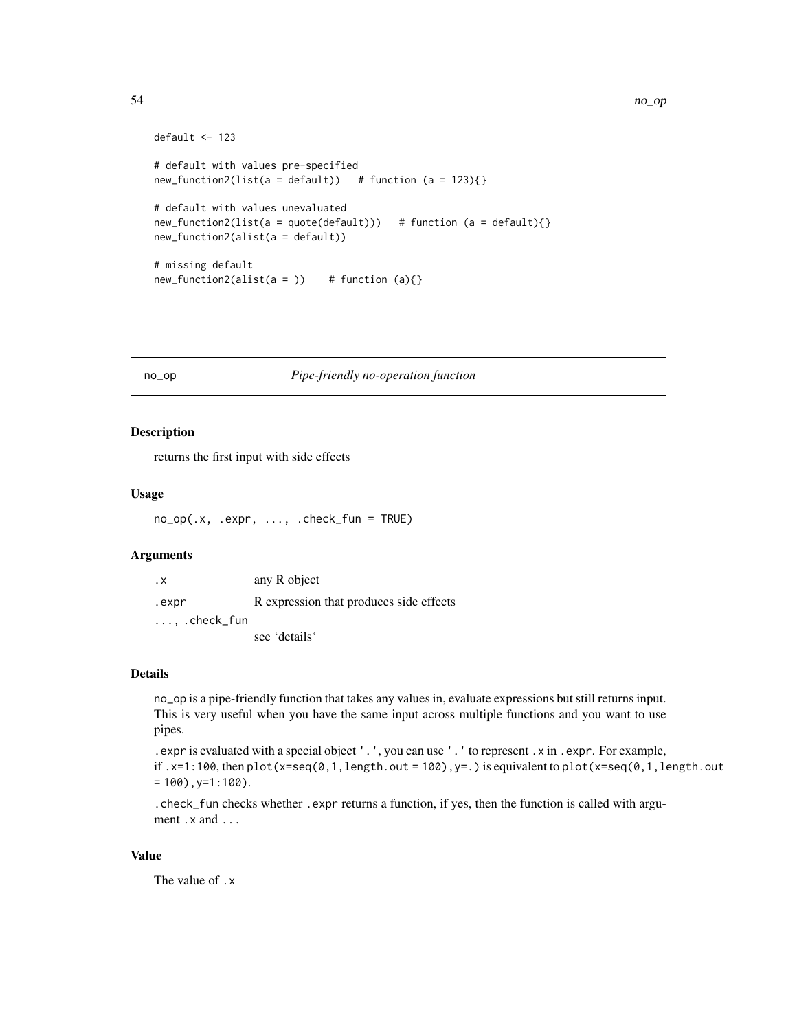```
default <- 123

# default with values pre-specified
new_function2(list(a = default))   # function (a = 123){}

# default with values unevaluated
new_function2(list(a = quote(default)))   # function (a = default){}
new_function2(alist(a = default))

# missing default
new_function2(alist(a = ))    # function (a){}
```

## no_op — *Pipe-friendly no-operation function*

### Description

returns the first input with side effects

### Usage

```
no_op(.x, .expr, ..., .check_fun = TRUE)
```

### Arguments

| | |
|---|---|
| `.x` | any R object |
| `.expr` | R expression that produces side effects |
| `..., .check_fun` | see 'details' |

### Details

`no_op` is a pipe-friendly function that takes any values in, evaluate expressions but still returns input. This is very useful when you have the same input across multiple functions and you want to use pipes.

`.expr` is evaluated with a special object `'.'`, you can use `'.'` to represent `.x` in `.expr`. For example, if `.x=1:100`, then `plot(x=seq(0,1,length.out = 100),y=.)` is equivalent to `plot(x=seq(0,1,length.out = 100),y=1:100)`.

`.check_fun` checks whether `.expr` returns a function, if yes, then the function is called with argument `.x` and `...`

### Value

The value of `.x`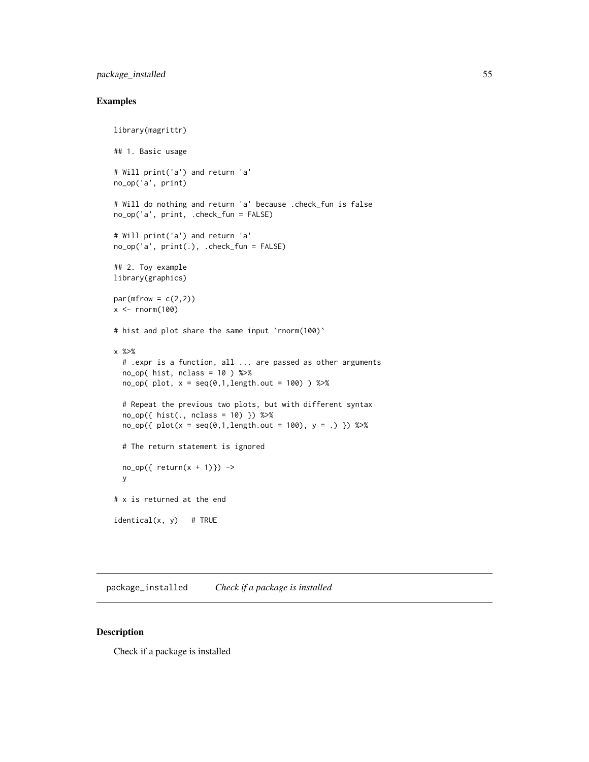## Examples

```
library(magrittr)

## 1. Basic usage

# Will print('a') and return 'a'
no_op('a', print)

# Will do nothing and return 'a' because .check_fun is false
no_op('a', print, .check_fun = FALSE)

# Will print('a') and return 'a'
no_op('a', print(.), .check_fun = FALSE)

## 2. Toy example
library(graphics)

par(mfrow = c(2,2))
x <- rnorm(100)

# hist and plot share the same input `rnorm(100)`

x %>%
  # .expr is a function, all ... are passed as other arguments
  no_op( hist, nclass = 10 ) %>%
  no_op( plot, x = seq(0,1,length.out = 100) ) %>%

  # Repeat the previous two plots, but with different syntax
  no_op({ hist(., nclass = 10) }) %>%
  no_op({ plot(x = seq(0,1,length.out = 100), y = .) }) %>%

  # The return statement is ignored

  no_op({ return(x + 1)}) ->
  y

# x is returned at the end

identical(x, y)   # TRUE
```

---

# package_installed *Check if a package is installed*

## Description

Check if a package is installed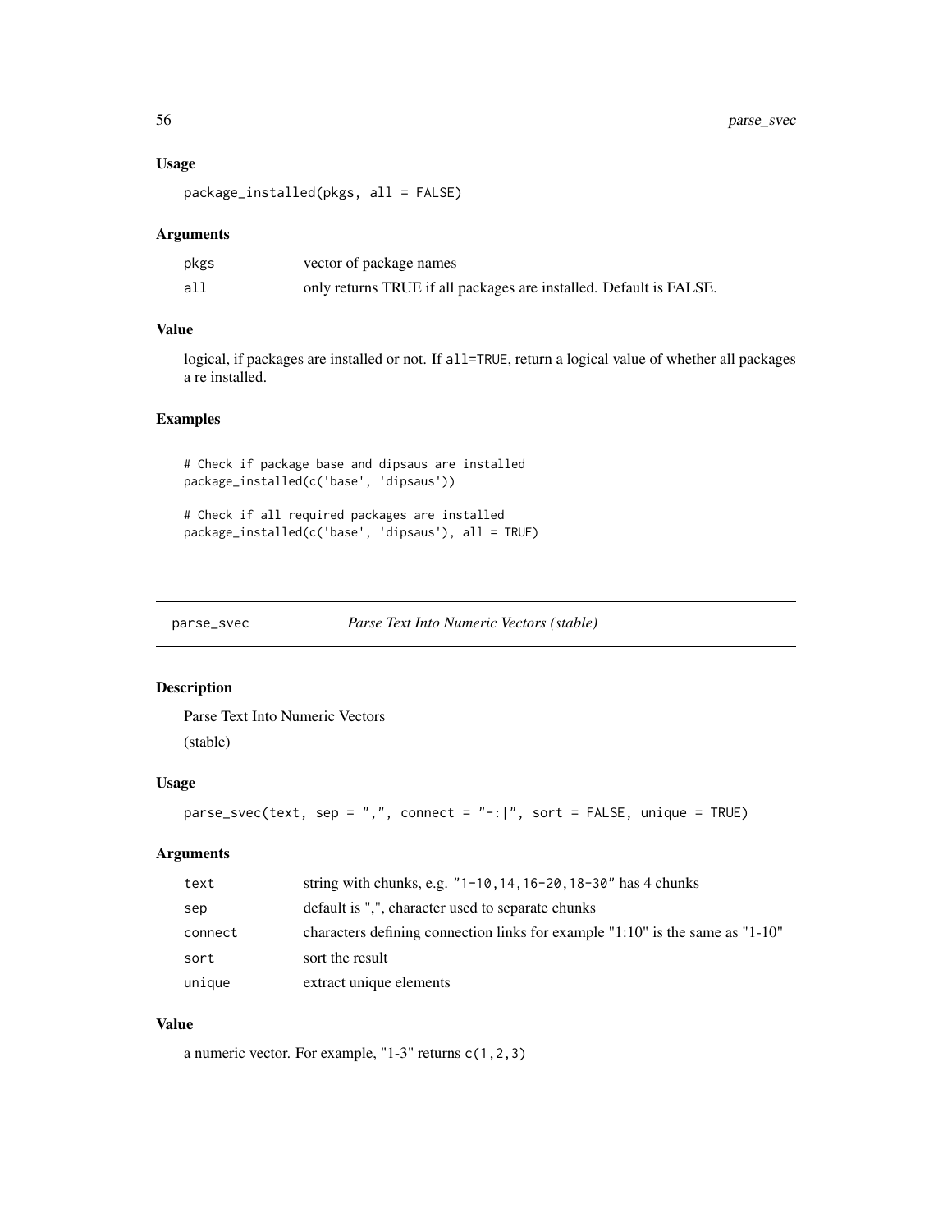### Usage

```
package_installed(pkgs, all = FALSE)
```

### Arguments

| | |
|---|---|
| pkgs | vector of package names |
| all | only returns TRUE if all packages are installed. Default is FALSE. |

### Value

logical, if packages are installed or not. If `all=TRUE`, return a logical value of whether all packages a re installed.

### Examples

```
# Check if package base and dipsaus are installed
package_installed(c('base', 'dipsaus'))

# Check if all required packages are installed
package_installed(c('base', 'dipsaus'), all = TRUE)
```

---

## parse_svec — *Parse Text Into Numeric Vectors (stable)*

### Description

Parse Text Into Numeric Vectors

(stable)

### Usage

```
parse_svec(text, sep = ",", connect = "-:|", sort = FALSE, unique = TRUE)
```

### Arguments

| | |
|---|---|
| text | string with chunks, e.g. `"1-10,14,16-20,18-30"` has 4 chunks |
| sep | default is ",", character used to separate chunks |
| connect | characters defining connection links for example "1:10" is the same as "1-10" |
| sort | sort the result |
| unique | extract unique elements |

### Value

a numeric vector. For example, "1-3" returns `c(1,2,3)`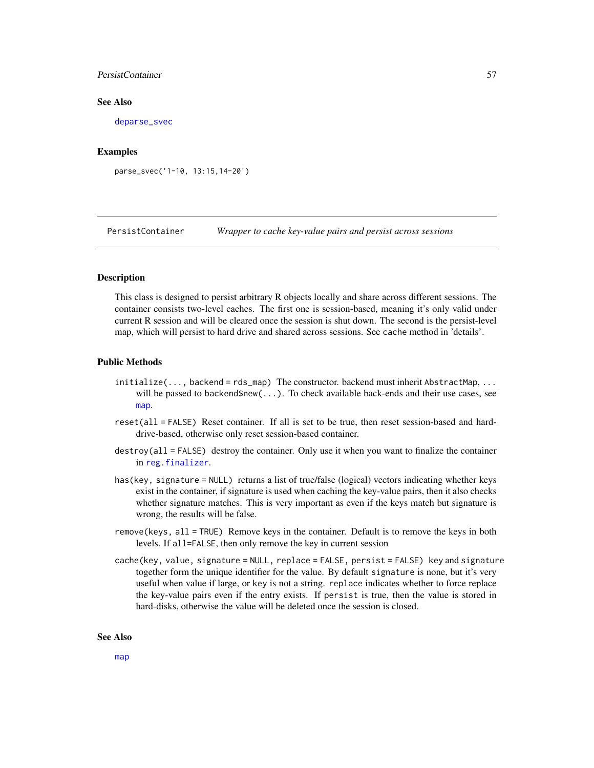### See Also

deparse_svec

### Examples

```
parse_svec('1-10, 13:15,14-20')
```

## PersistContainer — *Wrapper to cache key-value pairs and persist across sessions*

### Description

This class is designed to persist arbitrary R objects locally and share across different sessions. The container consists two-level caches. The first one is session-based, meaning it's only valid under current R session and will be cleared once the session is shut down. The second is the persist-level map, which will persist to hard drive and shared across sessions. See cache method in 'details'.

### Public Methods

- `initialize(..., backend = rds_map)` The constructor. backend must inherit `AbstractMap`, `...` will be passed to `backend$new(...)`. To check available back-ends and their use cases, see map.
- `reset(all = FALSE)` Reset container. If all is set to be true, then reset session-based and hard-drive-based, otherwise only reset session-based container.
- `destroy(all = FALSE)` destroy the container. Only use it when you want to finalize the container in reg.finalizer.
- `has(key, signature = NULL)` returns a list of true/false (logical) vectors indicating whether keys exist in the container, if signature is used when caching the key-value pairs, then it also checks whether signature matches. This is very important as even if the keys match but signature is wrong, the results will be false.
- `remove(keys, all = TRUE)` Remove keys in the container. Default is to remove the keys in both levels. If `all=FALSE`, then only remove the key in current session
- `cache(key, value, signature = NULL, replace = FALSE, persist = FALSE)` `key` and `signature` together form the unique identifier for the value. By default `signature` is none, but it's very useful when value if large, or `key` is not a string. `replace` indicates whether to force replace the key-value pairs even if the entry exists. If `persist` is true, then the value is stored in hard-disks, otherwise the value will be deleted once the session is closed.

### See Also

map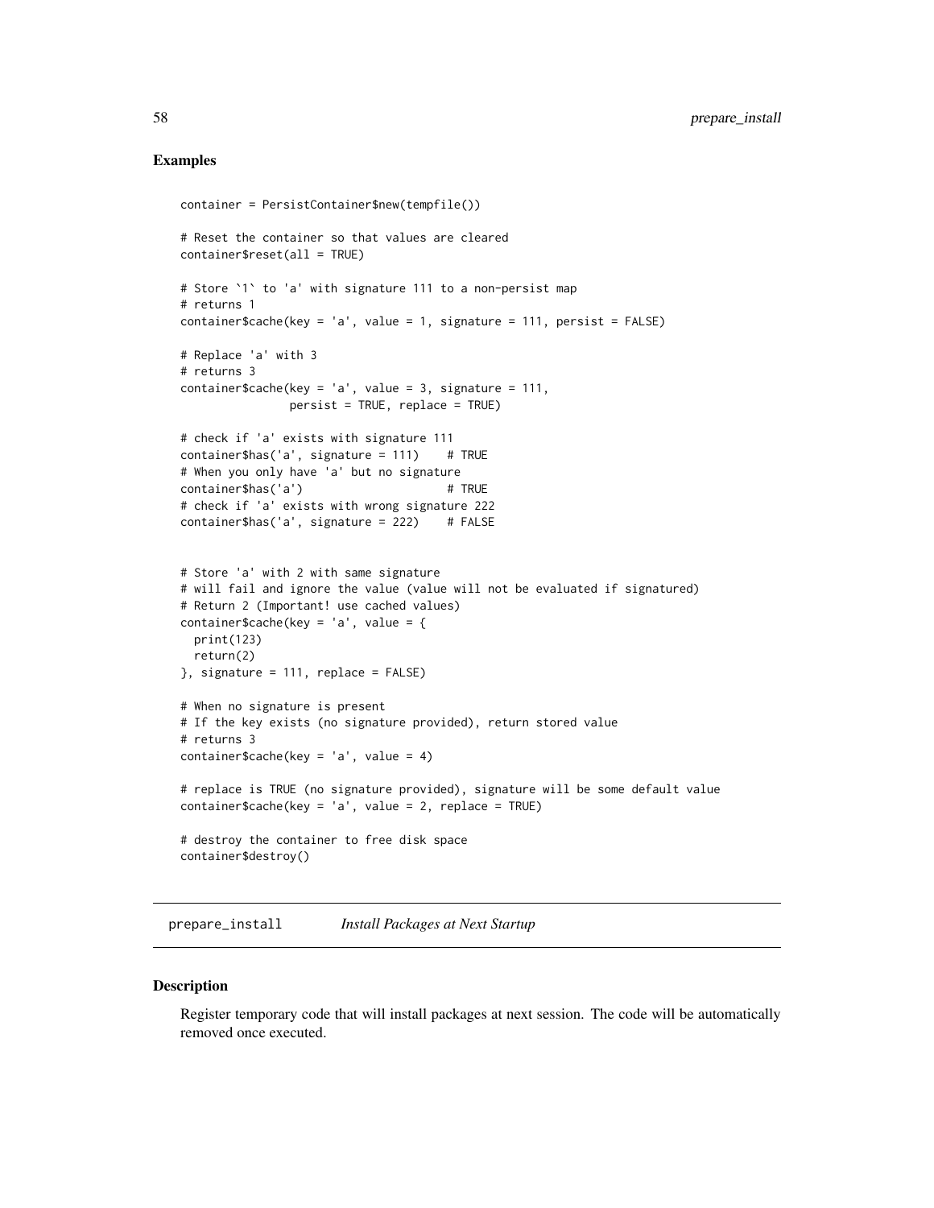## Examples

```
container = PersistContainer$new(tempfile())

# Reset the container so that values are cleared
container$reset(all = TRUE)

# Store `1` to 'a' with signature 111 to a non-persist map
# returns 1
container$cache(key = 'a', value = 1, signature = 111, persist = FALSE)

# Replace 'a' with 3
# returns 3
container$cache(key = 'a', value = 3, signature = 111,
                persist = TRUE, replace = TRUE)

# check if 'a' exists with signature 111
container$has('a', signature = 111)    # TRUE
# When you only have 'a' but no signature
container$has('a')                     # TRUE
# check if 'a' exists with wrong signature 222
container$has('a', signature = 222)    # FALSE


# Store 'a' with 2 with same signature
# will fail and ignore the value (value will not be evaluated if signatured)
# Return 2 (Important! use cached values)
container$cache(key = 'a', value = {
  print(123)
  return(2)
}, signature = 111, replace = FALSE)

# When no signature is present
# If the key exists (no signature provided), return stored value
# returns 3
container$cache(key = 'a', value = 4)

# replace is TRUE (no signature provided), signature will be some default value
container$cache(key = 'a', value = 2, replace = TRUE)

# destroy the container to free disk space
container$destroy()
```

---

## prepare_install *Install Packages at Next Startup*

### Description

Register temporary code that will install packages at next session. The code will be automatically removed once executed.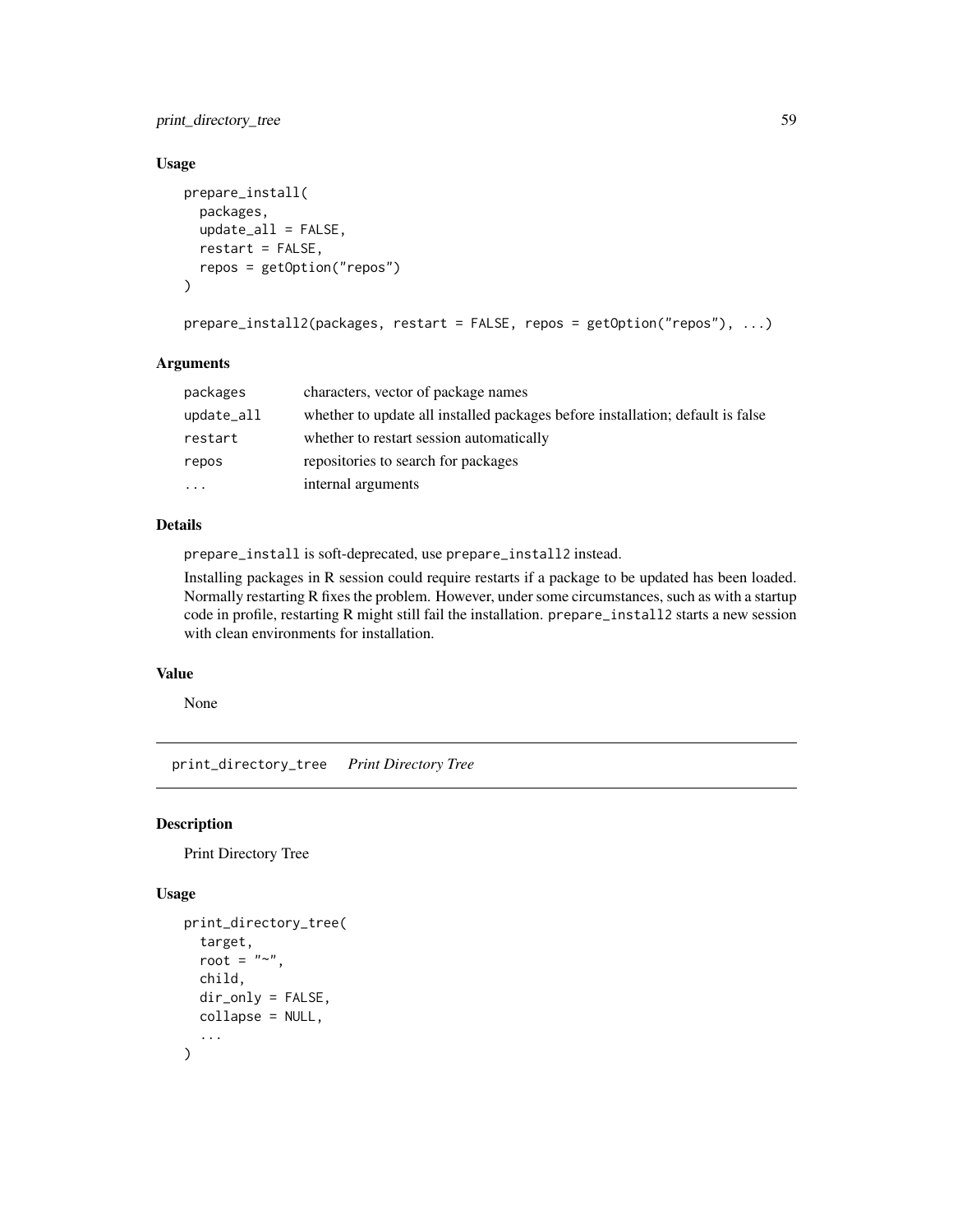### Usage

```
prepare_install(
  packages,
  update_all = FALSE,
  restart = FALSE,
  repos = getOption("repos")
)

prepare_install2(packages, restart = FALSE, repos = getOption("repos"), ...)
```

### Arguments

| | |
|---|---|
| `packages` | characters, vector of package names |
| `update_all` | whether to update all installed packages before installation; default is false |
| `restart` | whether to restart session automatically |
| `repos` | repositories to search for packages |
| `...` | internal arguments |

### Details

`prepare_install` is soft-deprecated, use `prepare_install2` instead.

Installing packages in R session could require restarts if a package to be updated has been loaded. Normally restarting R fixes the problem. However, under some circumstances, such as with a startup code in profile, restarting R might still fail the installation. `prepare_install2` starts a new session with clean environments for installation.

### Value

None

## print_directory_tree *Print Directory Tree*

### Description

Print Directory Tree

### Usage

```
print_directory_tree(
  target,
  root = "~",
  child,
  dir_only = FALSE,
  collapse = NULL,
  ...
)
```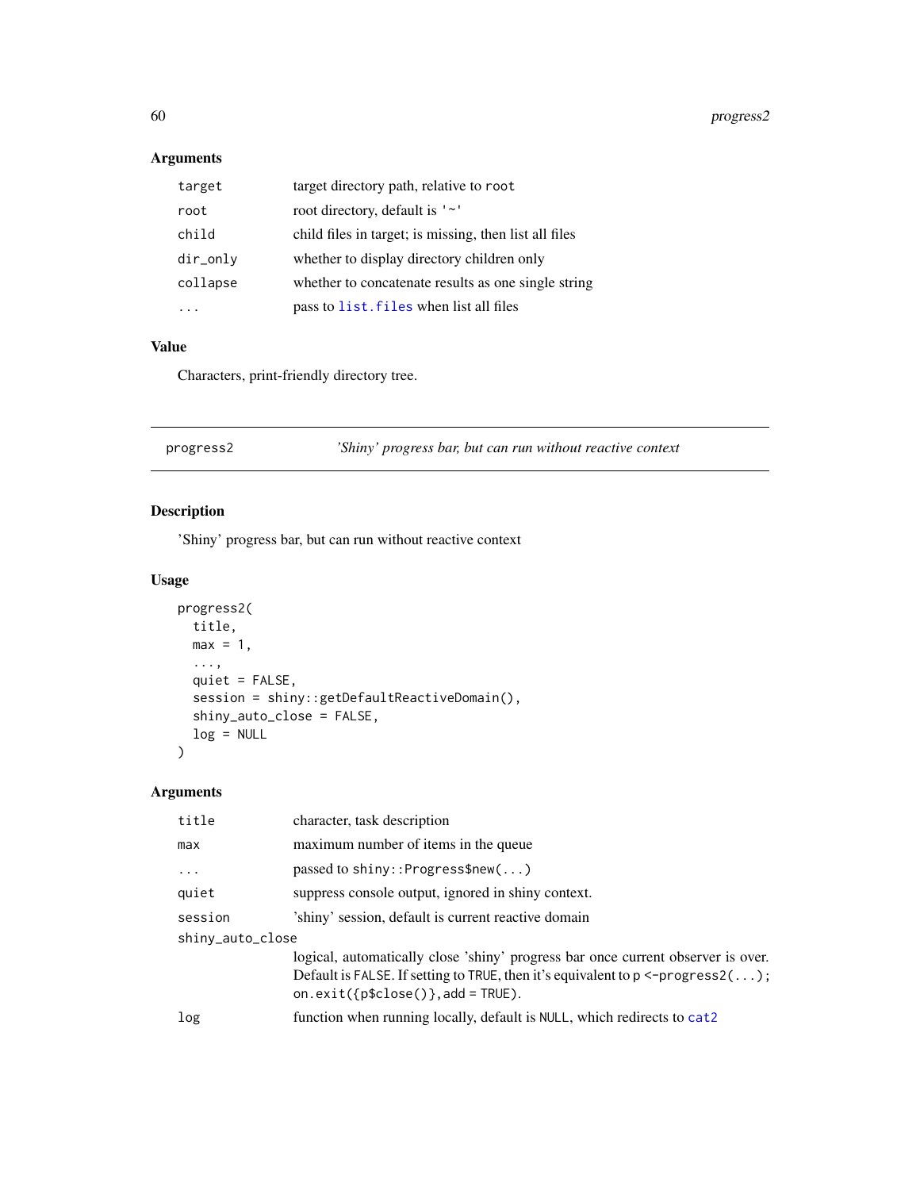### Arguments

| | |
|---|---|
| `target` | target directory path, relative to `root` |
| `root` | root directory, default is `'~'` |
| `child` | child files in target; is missing, then list all files |
| `dir_only` | whether to display directory children only |
| `collapse` | whether to concatenate results as one single string |
| `...` | pass to `list.files` when list all files |

### Value

Characters, print-friendly directory tree.

---

## progress2 — *'Shiny' progress bar, but can run without reactive context*

### Description

'Shiny' progress bar, but can run without reactive context

### Usage

```
progress2(
  title,
  max = 1,
  ...,
  quiet = FALSE,
  session = shiny::getDefaultReactiveDomain(),
  shiny_auto_close = FALSE,
  log = NULL
)
```

### Arguments

| | |
|---|---|
| `title` | character, task description |
| `max` | maximum number of items in the queue |
| `...` | passed to `shiny::Progress$new(...)` |
| `quiet` | suppress console output, ignored in shiny context. |
| `session` | 'shiny' session, default is current reactive domain |
| `shiny_auto_close` | logical, automatically close 'shiny' progress bar once current observer is over. Default is `FALSE`. If setting to `TRUE`, then it's equivalent to `p <-progress2(...); on.exit({p$close()},add = TRUE)`. |
| `log` | function when running locally, default is `NULL`, which redirects to `cat2` |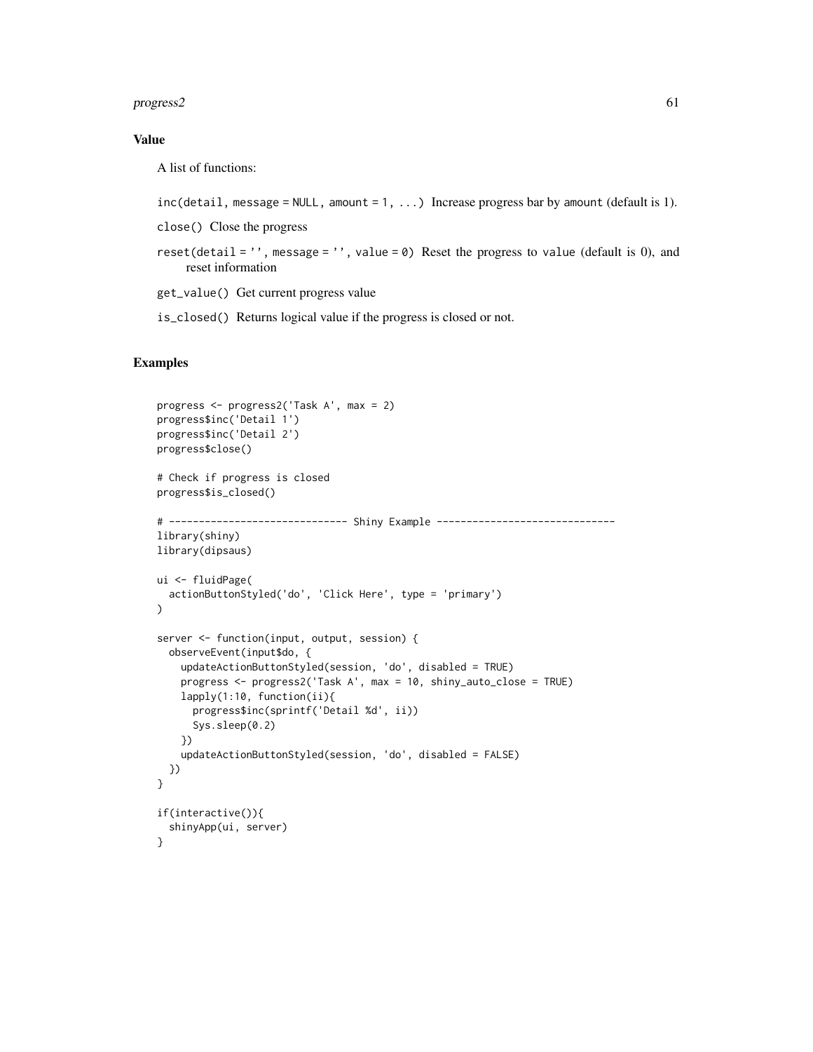## Value

A list of functions:

`inc(detail, message = NULL, amount = 1, ...)` Increase progress bar by `amount` (default is 1).

`close()` Close the progress

`reset(detail = '', message = '', value = 0)` Reset the progress to `value` (default is 0), and reset information

`get_value()` Get current progress value

`is_closed()` Returns logical value if the progress is closed or not.

## Examples

```
progress <- progress2('Task A', max = 2)
progress$inc('Detail 1')
progress$inc('Detail 2')
progress$close()

# Check if progress is closed
progress$is_closed()

# ------------------------------ Shiny Example ------------------------------
library(shiny)
library(dipsaus)

ui <- fluidPage(
  actionButtonStyled('do', 'Click Here', type = 'primary')
)

server <- function(input, output, session) {
  observeEvent(input$do, {
    updateActionButtonStyled(session, 'do', disabled = TRUE)
    progress <- progress2('Task A', max = 10, shiny_auto_close = TRUE)
    lapply(1:10, function(ii){
      progress$inc(sprintf('Detail %d', ii))
      Sys.sleep(0.2)
    })
    updateActionButtonStyled(session, 'do', disabled = FALSE)
  })
}

if(interactive()){
  shinyApp(ui, server)
}
```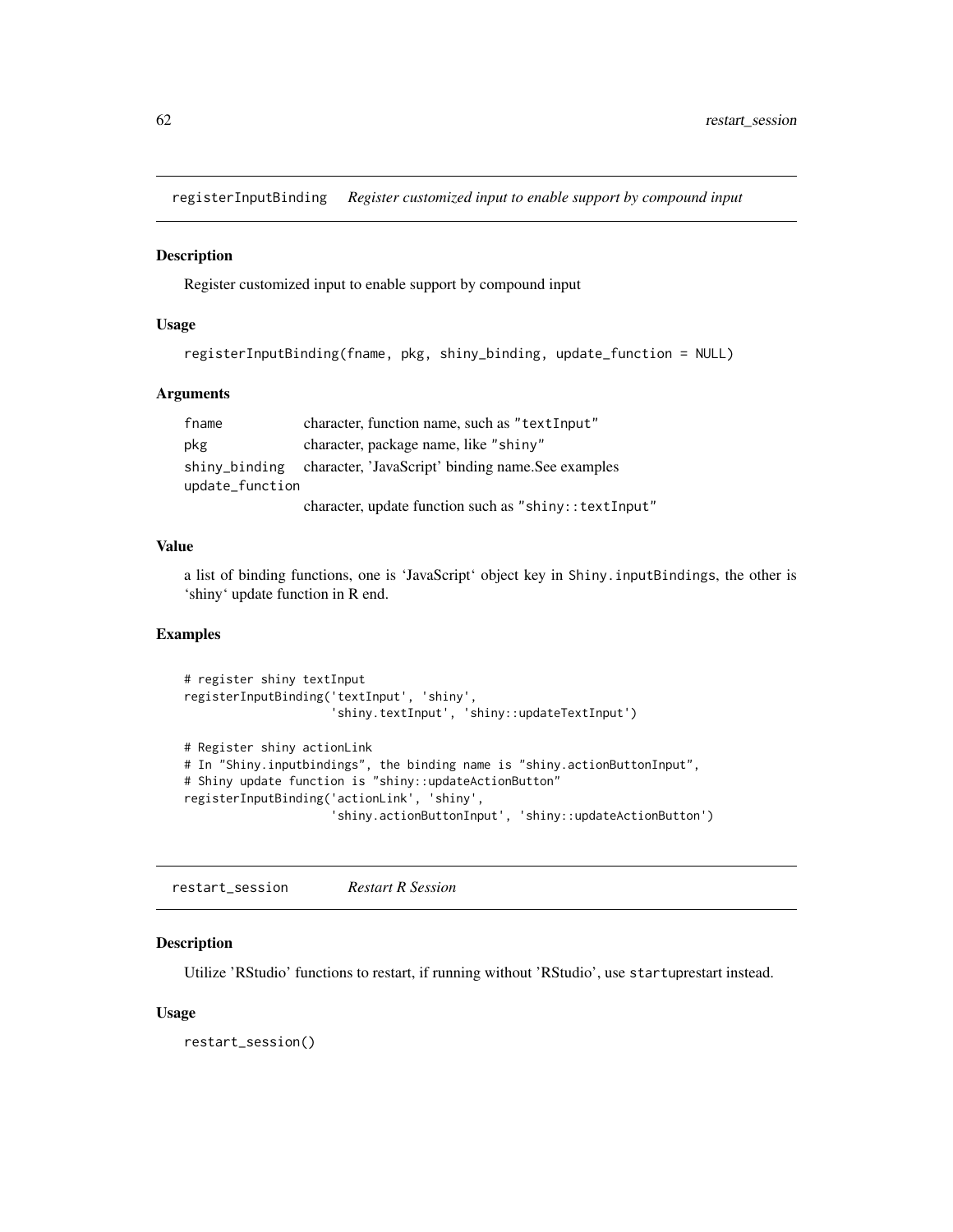## registerInputBinding *Register customized input to enable support by compound input*

### Description

Register customized input to enable support by compound input

### Usage

```
registerInputBinding(fname, pkg, shiny_binding, update_function = NULL)
```

### Arguments

| | |
|---|---|
| fname | character, function name, such as "textInput" |
| pkg | character, package name, like "shiny" |
| shiny_binding | character, 'JavaScript' binding name.See examples |
| update_function | character, update function such as "shiny::textInput" |

### Value

a list of binding functions, one is 'JavaScript' object key in Shiny.inputBindings, the other is 'shiny' update function in R end.

### Examples

```
# register shiny textInput
registerInputBinding('textInput', 'shiny',
                     'shiny.textInput', 'shiny::updateTextInput')

# Register shiny actionLink
# In "Shiny.inputbindings", the binding name is "shiny.actionButtonInput",
# Shiny update function is "shiny::updateActionButton"
registerInputBinding('actionLink', 'shiny',
                     'shiny.actionButtonInput', 'shiny::updateActionButton')
```

## restart_session *Restart R Session*

### Description

Utilize 'RStudio' functions to restart, if running without 'RStudio', use startuprestart instead.

### Usage

```
restart_session()
```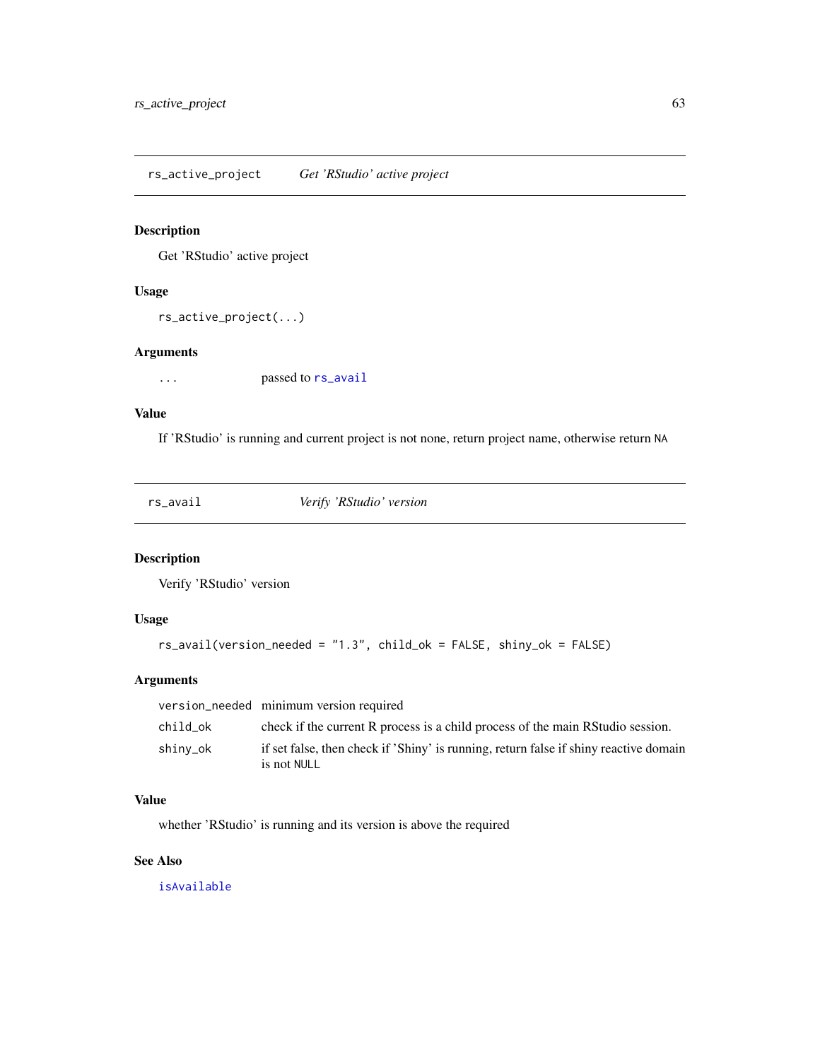## rs_active_project    *Get 'RStudio' active project*

### Description

Get 'RStudio' active project

### Usage

```
rs_active_project(...)
```

### Arguments

| | |
|---|---|
| `...` | passed to `rs_avail` |

### Value

If 'RStudio' is running and current project is not none, return project name, otherwise return `NA`

## rs_avail    *Verify 'RStudio' version*

### Description

Verify 'RStudio' version

### Usage

```
rs_avail(version_needed = "1.3", child_ok = FALSE, shiny_ok = FALSE)
```

### Arguments

| | |
|---|---|
| `version_needed` | minimum version required |
| `child_ok` | check if the current R process is a child process of the main RStudio session. |
| `shiny_ok` | if set false, then check if 'Shiny' is running, return false if shiny reactive domain is not `NULL` |

### Value

whether 'RStudio' is running and its version is above the required

### See Also

`isAvailable`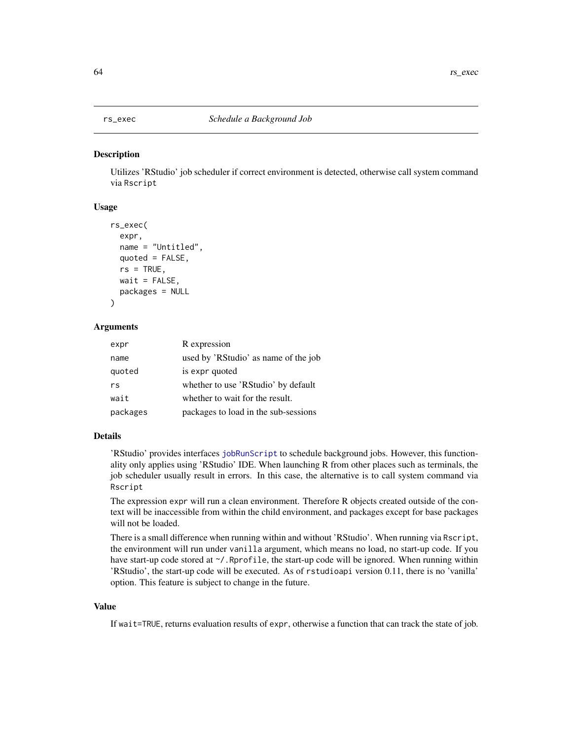## rs_exec — *Schedule a Background Job*

### Description

Utilizes 'RStudio' job scheduler if correct environment is detected, otherwise call system command via `Rscript`

### Usage

```
rs_exec(
  expr,
  name = "Untitled",
  quoted = FALSE,
  rs = TRUE,
  wait = FALSE,
  packages = NULL
)
```

### Arguments

| | |
|---|---|
| `expr` | R expression |
| `name` | used by 'RStudio' as name of the job |
| `quoted` | is `expr` quoted |
| `rs` | whether to use 'RStudio' by default |
| `wait` | whether to wait for the result. |
| `packages` | packages to load in the sub-sessions |

### Details

'RStudio' provides interfaces `jobRunScript` to schedule background jobs. However, this functionality only applies using 'RStudio' IDE. When launching R from other places such as terminals, the job scheduler usually result in errors. In this case, the alternative is to call system command via `Rscript`

The expression `expr` will run a clean environment. Therefore R objects created outside of the context will be inaccessible from within the child environment, and packages except for base packages will not be loaded.

There is a small difference when running within and without 'RStudio'. When running via `Rscript`, the environment will run under `vanilla` argument, which means no load, no start-up code. If you have start-up code stored at `~/.Rprofile`, the start-up code will be ignored. When running within 'RStudio', the start-up code will be executed. As of `rstudioapi` version 0.11, there is no 'vanilla' option. This feature is subject to change in the future.

### Value

If `wait=TRUE`, returns evaluation results of `expr`, otherwise a function that can track the state of job.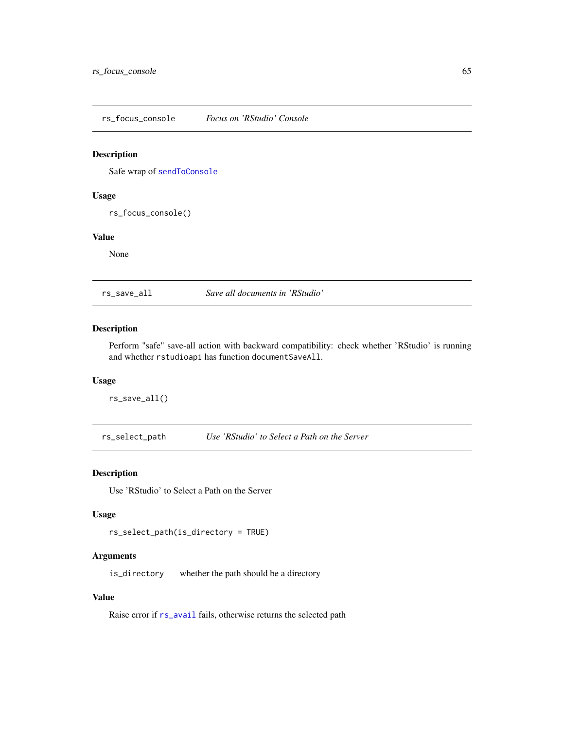## rs_focus_console — *Focus on 'RStudio' Console*

### Description

Safe wrap of `sendToConsole`

### Usage

```
rs_focus_console()
```

### Value

None

## rs_save_all — *Save all documents in 'RStudio'*

### Description

Perform "safe" save-all action with backward compatibility: check whether 'RStudio' is running and whether `rstudioapi` has function `documentSaveAll`.

### Usage

```
rs_save_all()
```

## rs_select_path — *Use 'RStudio' to Select a Path on the Server*

### Description

Use 'RStudio' to Select a Path on the Server

### Usage

```
rs_select_path(is_directory = TRUE)
```

### Arguments

| | |
|---|---|
| `is_directory` | whether the path should be a directory |

### Value

Raise error if `rs_avail` fails, otherwise returns the selected path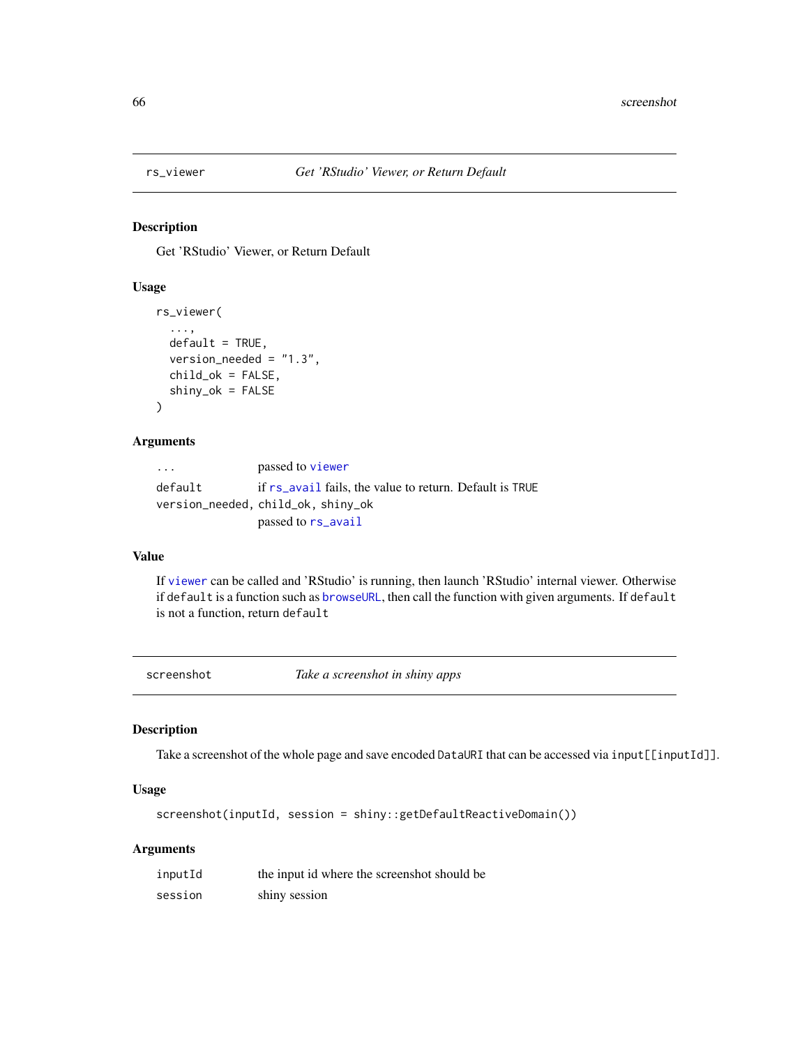## rs_viewer — *Get 'RStudio' Viewer, or Return Default*

### Description

Get 'RStudio' Viewer, or Return Default

### Usage

```
rs_viewer(
  ...,
  default = TRUE,
  version_needed = "1.3",
  child_ok = FALSE,
  shiny_ok = FALSE
)
```

### Arguments

| | |
|---|---|
| `...` | passed to `viewer` |
| `default` | if `rs_avail` fails, the value to return. Default is `TRUE` |
| `version_needed, child_ok, shiny_ok` | passed to `rs_avail` |

### Value

If `viewer` can be called and 'RStudio' is running, then launch 'RStudio' internal viewer. Otherwise if `default` is a function such as `browseURL`, then call the function with given arguments. If `default` is not a function, return `default`

## screenshot — *Take a screenshot in shiny apps*

### Description

Take a screenshot of the whole page and save encoded `DataURI` that can be accessed via `input[[inputId]]`.

### Usage

```
screenshot(inputId, session = shiny::getDefaultReactiveDomain())
```

### Arguments

| | |
|---|---|
| `inputId` | the input id where the screenshot should be |
| `session` | shiny session |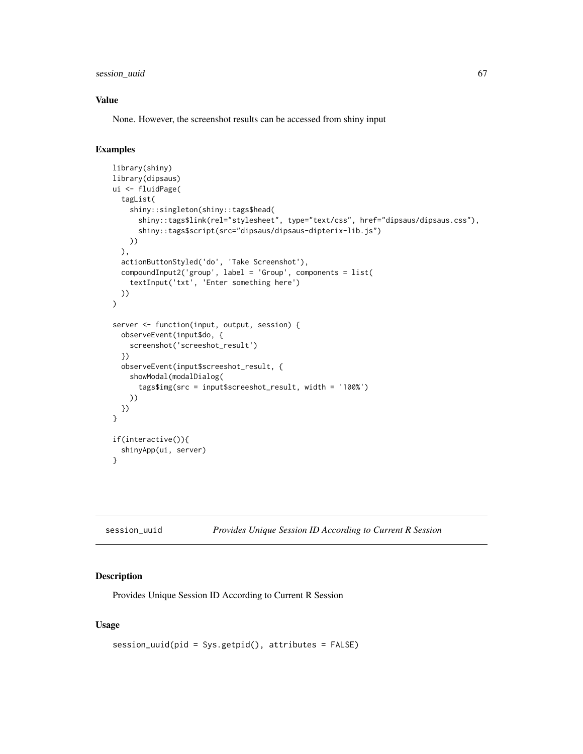### Value

None. However, the screenshot results can be accessed from shiny input

### Examples

```
library(shiny)
library(dipsaus)
ui <- fluidPage(
  tagList(
    shiny::singleton(shiny::tags$head(
      shiny::tags$link(rel="stylesheet", type="text/css", href="dipsaus/dipsaus.css"),
      shiny::tags$script(src="dipsaus/dipsaus-dipterix-lib.js")
    ))
  ),
  actionButtonStyled('do', 'Take Screenshot'),
  compoundInput2('group', label = 'Group', components = list(
    textInput('txt', 'Enter something here')
  ))
)

server <- function(input, output, session) {
  observeEvent(input$do, {
    screenshot('screeshot_result')
  })
  observeEvent(input$screeshot_result, {
    showModal(modalDialog(
      tags$img(src = input$screeshot_result, width = '100%')
    ))
  })
}

if(interactive()){
  shinyApp(ui, server)
}
```

---

## session_uuid — *Provides Unique Session ID According to Current R Session*

### Description

Provides Unique Session ID According to Current R Session

### Usage

```
session_uuid(pid = Sys.getpid(), attributes = FALSE)
```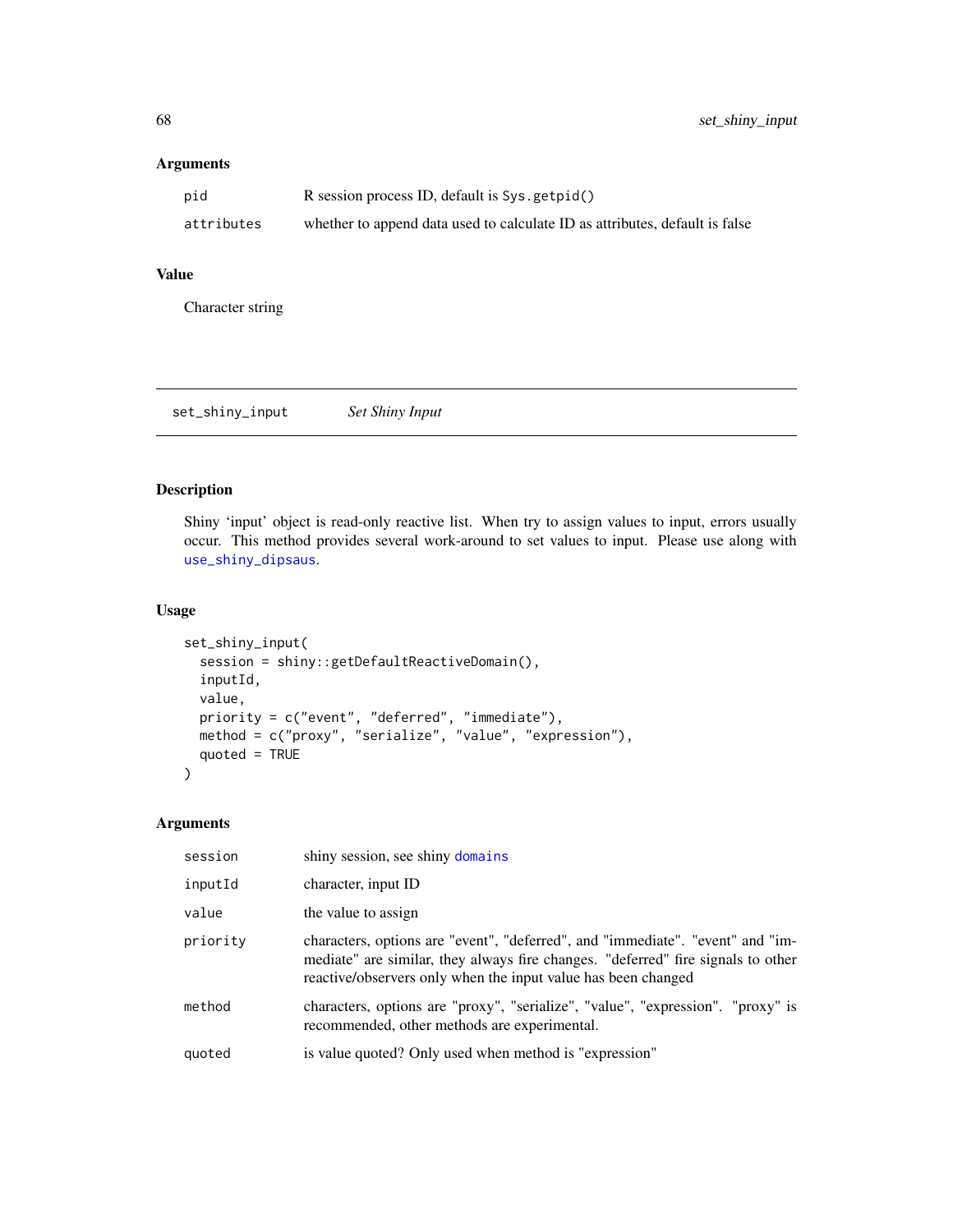### Arguments

| | |
|---|---|
| `pid` | R session process ID, default is `Sys.getpid()` |
| `attributes` | whether to append data used to calculate ID as attributes, default is false |

### Value

Character string

---

## set_shiny_input — *Set Shiny Input*

### Description

Shiny 'input' object is read-only reactive list. When try to assign values to input, errors usually occur. This method provides several work-around to set values to input. Please use along with `use_shiny_dipsaus`.

### Usage

```
set_shiny_input(
  session = shiny::getDefaultReactiveDomain(),
  inputId,
  value,
  priority = c("event", "deferred", "immediate"),
  method = c("proxy", "serialize", "value", "expression"),
  quoted = TRUE
)
```

### Arguments

| | |
|---|---|
| `session` | shiny session, see shiny `domains` |
| `inputId` | character, input ID |
| `value` | the value to assign |
| `priority` | characters, options are "event", "deferred", and "immediate". "event" and "immediate" are similar, they always fire changes. "deferred" fire signals to other reactive/observers only when the input value has been changed |
| `method` | characters, options are "proxy", "serialize", "value", "expression". "proxy" is recommended, other methods are experimental. |
| `quoted` | is value quoted? Only used when method is "expression" |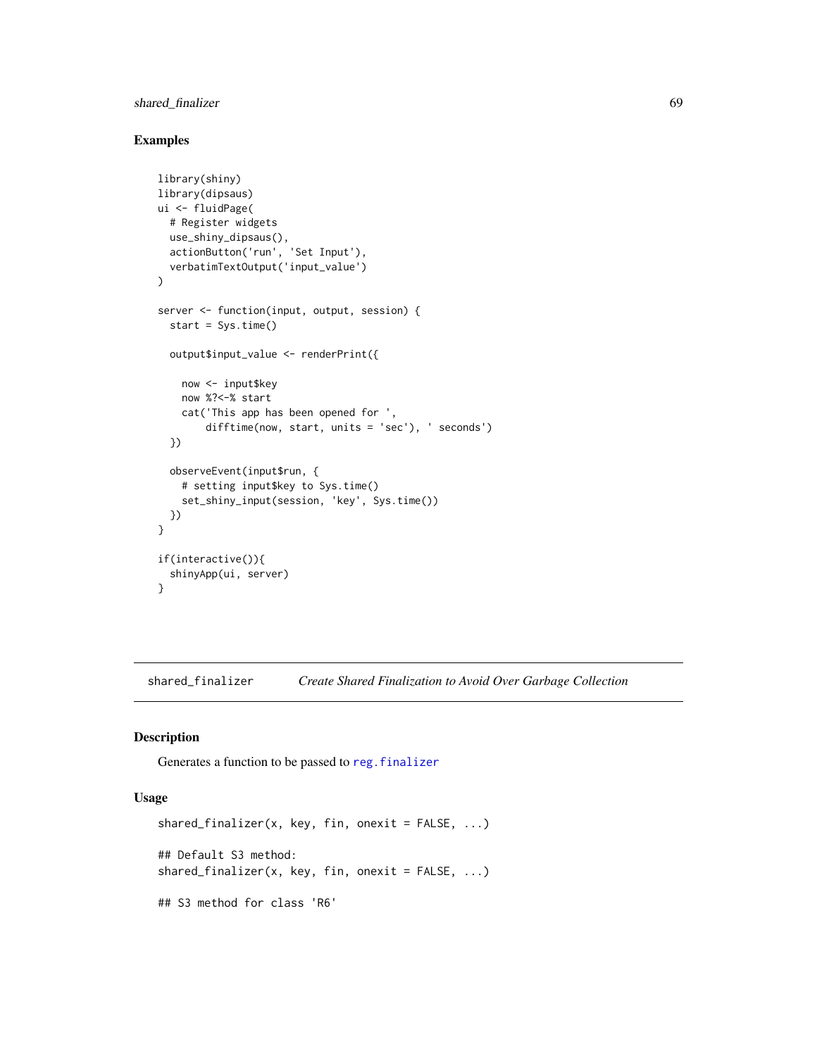## Examples

```
library(shiny)
library(dipsaus)
ui <- fluidPage(
  # Register widgets
  use_shiny_dipsaus(),
  actionButton('run', 'Set Input'),
  verbatimTextOutput('input_value')
)

server <- function(input, output, session) {
  start = Sys.time()

  output$input_value <- renderPrint({

    now <- input$key
    now %?<-% start
    cat('This app has been opened for ',
        difftime(now, start, units = 'sec'), ' seconds')
  })

  observeEvent(input$run, {
    # setting input$key to Sys.time()
    set_shiny_input(session, 'key', Sys.time())
  })
}

if(interactive()){
  shinyApp(ui, server)
}
```

---

`shared_finalizer` *Create Shared Finalization to Avoid Over Garbage Collection*

---

## Description

Generates a function to be passed to `reg.finalizer`

## Usage

```
shared_finalizer(x, key, fin, onexit = FALSE, ...)

## Default S3 method:
shared_finalizer(x, key, fin, onexit = FALSE, ...)

## S3 method for class 'R6'
```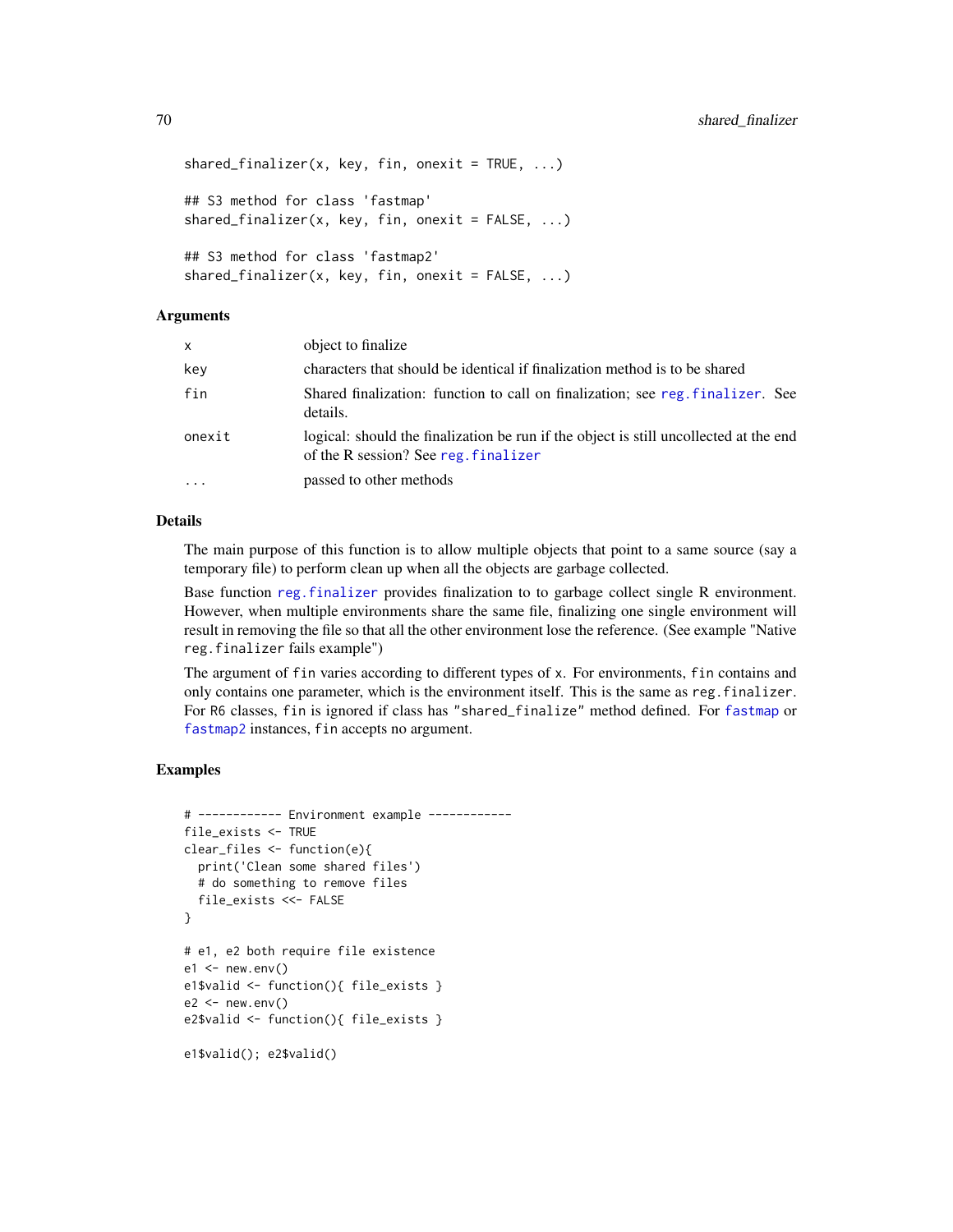```
shared_finalizer(x, key, fin, onexit = TRUE, ...)

## S3 method for class 'fastmap'
shared_finalizer(x, key, fin, onexit = FALSE, ...)

## S3 method for class 'fastmap2'
shared_finalizer(x, key, fin, onexit = FALSE, ...)
```

### Arguments

| | |
|---|---|
| `x` | object to finalize |
| `key` | characters that should be identical if finalization method is to be shared |
| `fin` | Shared finalization: function to call on finalization; see `reg.finalizer`. See details. |
| `onexit` | logical: should the finalization be run if the object is still uncollected at the end of the R session? See `reg.finalizer` |
| `...` | passed to other methods |

### Details

The main purpose of this function is to allow multiple objects that point to a same source (say a temporary file) to perform clean up when all the objects are garbage collected.

Base function `reg.finalizer` provides finalization to to garbage collect single R environment. However, when multiple environments share the same file, finalizing one single environment will result in removing the file so that all the other environment lose the reference. (See example "Native `reg.finalizer` fails example")

The argument of `fin` varies according to different types of `x`. For environments, `fin` contains and only contains one parameter, which is the environment itself. This is the same as `reg.finalizer`. For `R6` classes, `fin` is ignored if class has `"shared_finalize"` method defined. For `fastmap` or `fastmap2` instances, `fin` accepts no argument.

### Examples

```
# ------------ Environment example ------------
file_exists <- TRUE
clear_files <- function(e){
  print('Clean some shared files')
  # do something to remove files
  file_exists <<- FALSE
}

# e1, e2 both require file existence
e1 <- new.env()
e1$valid <- function(){ file_exists }
e2 <- new.env()
e2$valid <- function(){ file_exists }

e1$valid(); e2$valid()
```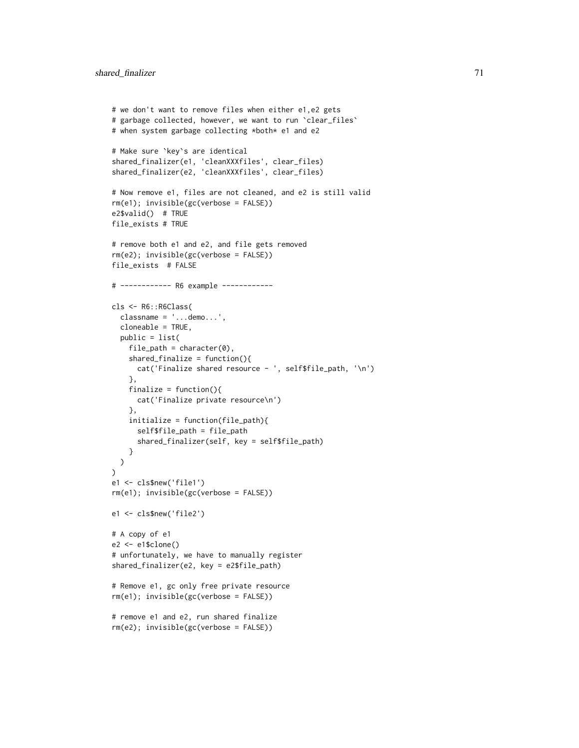```
# we don't want to remove files when either e1,e2 gets
# garbage collected, however, we want to run `clear_files`
# when system garbage collecting *both* e1 and e2

# Make sure `key`s are identical
shared_finalizer(e1, 'cleanXXXfiles', clear_files)
shared_finalizer(e2, 'cleanXXXfiles', clear_files)

# Now remove e1, files are not cleaned, and e2 is still valid
rm(e1); invisible(gc(verbose = FALSE))
e2$valid()  # TRUE
file_exists # TRUE

# remove both e1 and e2, and file gets removed
rm(e2); invisible(gc(verbose = FALSE))
file_exists  # FALSE

# ------------ R6 example ------------

cls <- R6::R6Class(
  classname = '...demo...',
  cloneable = TRUE,
  public = list(
    file_path = character(0),
    shared_finalize = function(){
      cat('Finalize shared resource - ', self$file_path, '\n')
    },
    finalize = function(){
      cat('Finalize private resource\n')
    },
    initialize = function(file_path){
      self$file_path = file_path
      shared_finalizer(self, key = self$file_path)
    }
  )
)
e1 <- cls$new('file1')
rm(e1); invisible(gc(verbose = FALSE))

e1 <- cls$new('file2')

# A copy of e1
e2 <- e1$clone()
# unfortunately, we have to manually register
shared_finalizer(e2, key = e2$file_path)

# Remove e1, gc only free private resource
rm(e1); invisible(gc(verbose = FALSE))

# remove e1 and e2, run shared finalize
rm(e2); invisible(gc(verbose = FALSE))
```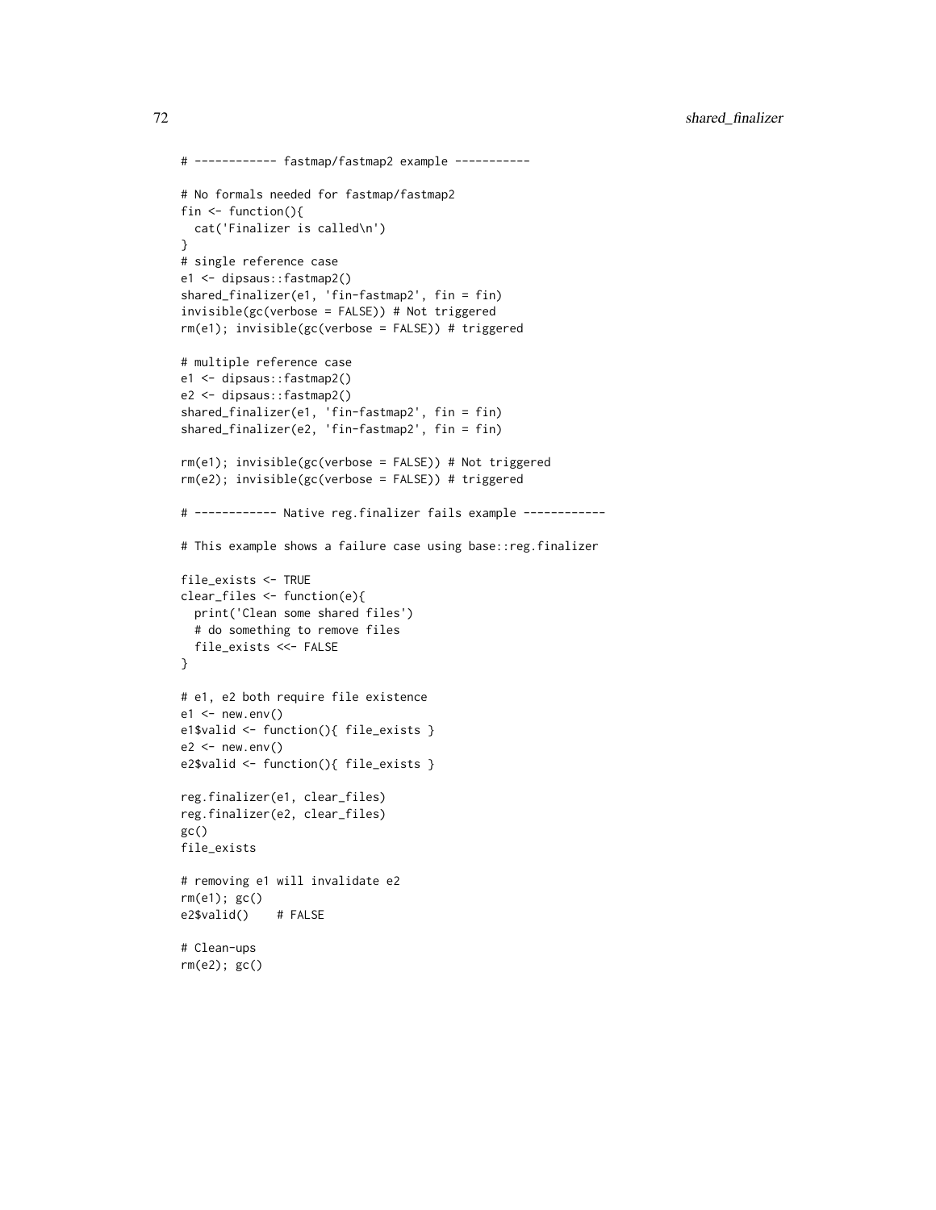```
# ----------- fastmap/fastmap2 example -----------

# No formals needed for fastmap/fastmap2
fin <- function(){
  cat('Finalizer is called\n')
}
# single reference case
e1 <- dipsaus::fastmap2()
shared_finalizer(e1, 'fin-fastmap2', fin = fin)
invisible(gc(verbose = FALSE)) # Not triggered
rm(e1); invisible(gc(verbose = FALSE)) # triggered

# multiple reference case
e1 <- dipsaus::fastmap2()
e2 <- dipsaus::fastmap2()
shared_finalizer(e1, 'fin-fastmap2', fin = fin)
shared_finalizer(e2, 'fin-fastmap2', fin = fin)

rm(e1); invisible(gc(verbose = FALSE)) # Not triggered
rm(e2); invisible(gc(verbose = FALSE)) # triggered

# ----------- Native reg.finalizer fails example ------------

# This example shows a failure case using base::reg.finalizer

file_exists <- TRUE
clear_files <- function(e){
  print('Clean some shared files')
  # do something to remove files
  file_exists <<- FALSE
}

# e1, e2 both require file existence
e1 <- new.env()
e1$valid <- function(){ file_exists }
e2 <- new.env()
e2$valid <- function(){ file_exists }

reg.finalizer(e1, clear_files)
reg.finalizer(e2, clear_files)
gc()
file_exists

# removing e1 will invalidate e2
rm(e1); gc()
e2$valid()    # FALSE

# Clean-ups
rm(e2); gc()
```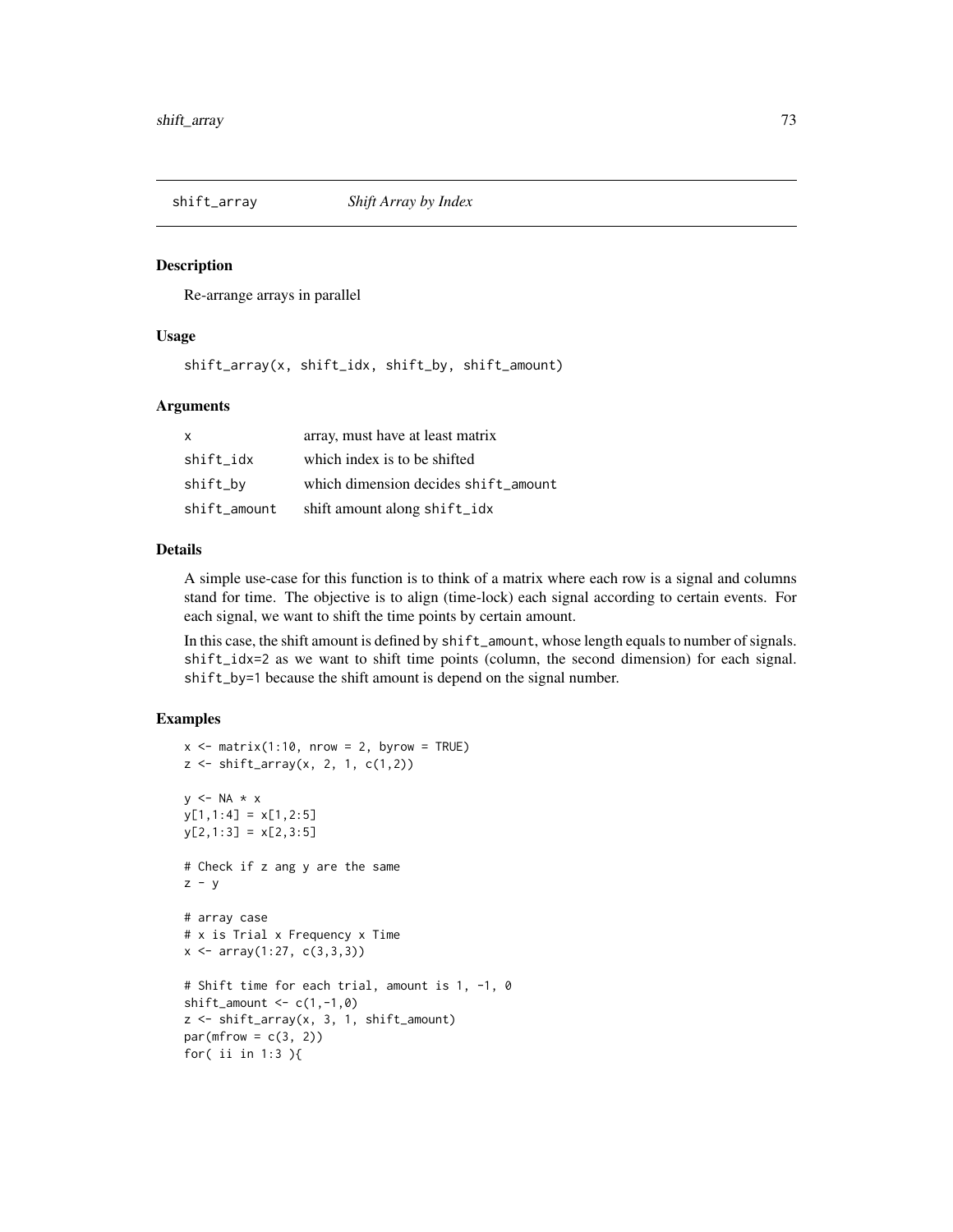# shift_array — *Shift Array by Index*

## Description

Re-arrange arrays in parallel

## Usage

```
shift_array(x, shift_idx, shift_by, shift_amount)
```

## Arguments

| | |
|---|---|
| `x` | array, must have at least matrix |
| `shift_idx` | which index is to be shifted |
| `shift_by` | which dimension decides `shift_amount` |
| `shift_amount` | shift amount along `shift_idx` |

## Details

A simple use-case for this function is to think of a matrix where each row is a signal and columns stand for time. The objective is to align (time-lock) each signal according to certain events. For each signal, we want to shift the time points by certain amount.

In this case, the shift amount is defined by `shift_amount`, whose length equals to number of signals. `shift_idx=2` as we want to shift time points (column, the second dimension) for each signal. `shift_by=1` because the shift amount is depend on the signal number.

## Examples

```
x <- matrix(1:10, nrow = 2, byrow = TRUE)
z <- shift_array(x, 2, 1, c(1,2))

y <- NA * x
y[1,1:4] = x[1,2:5]
y[2,1:3] = x[2,3:5]

# Check if z ang y are the same
z - y

# array case
# x is Trial x Frequency x Time
x <- array(1:27, c(3,3,3))

# Shift time for each trial, amount is 1, -1, 0
shift_amount <- c(1,-1,0)
z <- shift_array(x, 3, 1, shift_amount)
par(mfrow = c(3, 2))
for( ii in 1:3 ){
```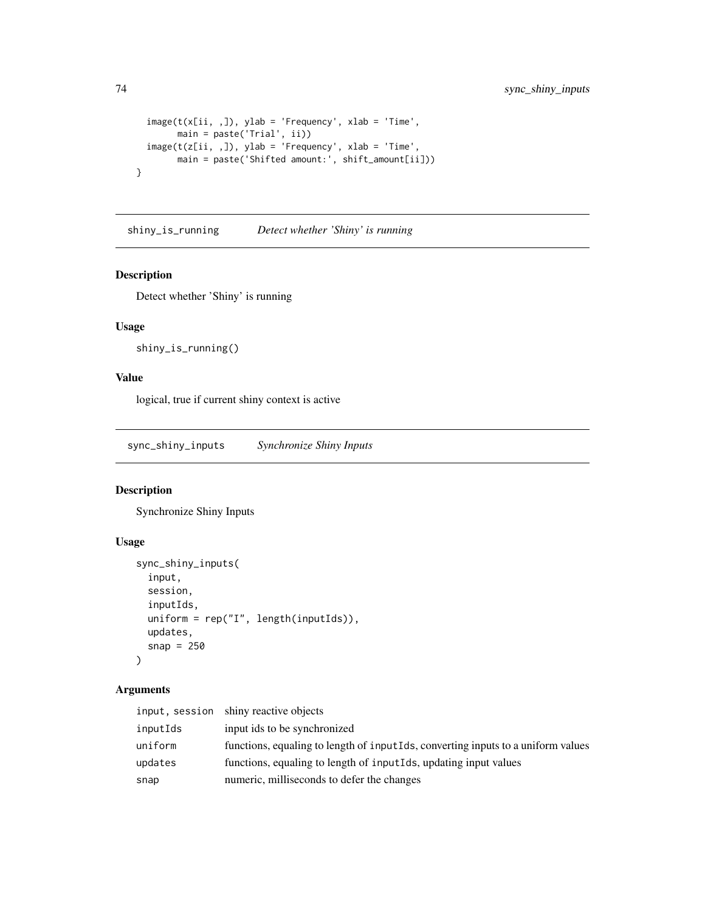```
  image(t(x[ii, ,]), ylab = 'Frequency', xlab = 'Time',
        main = paste('Trial', ii))
  image(t(z[ii, ,]), ylab = 'Frequency', xlab = 'Time',
        main = paste('Shifted amount:', shift_amount[ii]))
}
```

## shiny_is_running    *Detect whether 'Shiny' is running*

### Description

Detect whether 'Shiny' is running

### Usage

```
shiny_is_running()
```

### Value

logical, true if current shiny context is active

## sync_shiny_inputs    *Synchronize Shiny Inputs*

### Description

Synchronize Shiny Inputs

### Usage

```
sync_shiny_inputs(
  input,
  session,
  inputIds,
  uniform = rep("I", length(inputIds)),
  updates,
  snap = 250
)
```

### Arguments

| | |
|---|---|
| input, session | shiny reactive objects |
| inputIds | input ids to be synchronized |
| uniform | functions, equaling to length of inputIds, converting inputs to a uniform values |
| updates | functions, equaling to length of inputIds, updating input values |
| snap | numeric, milliseconds to defer the changes |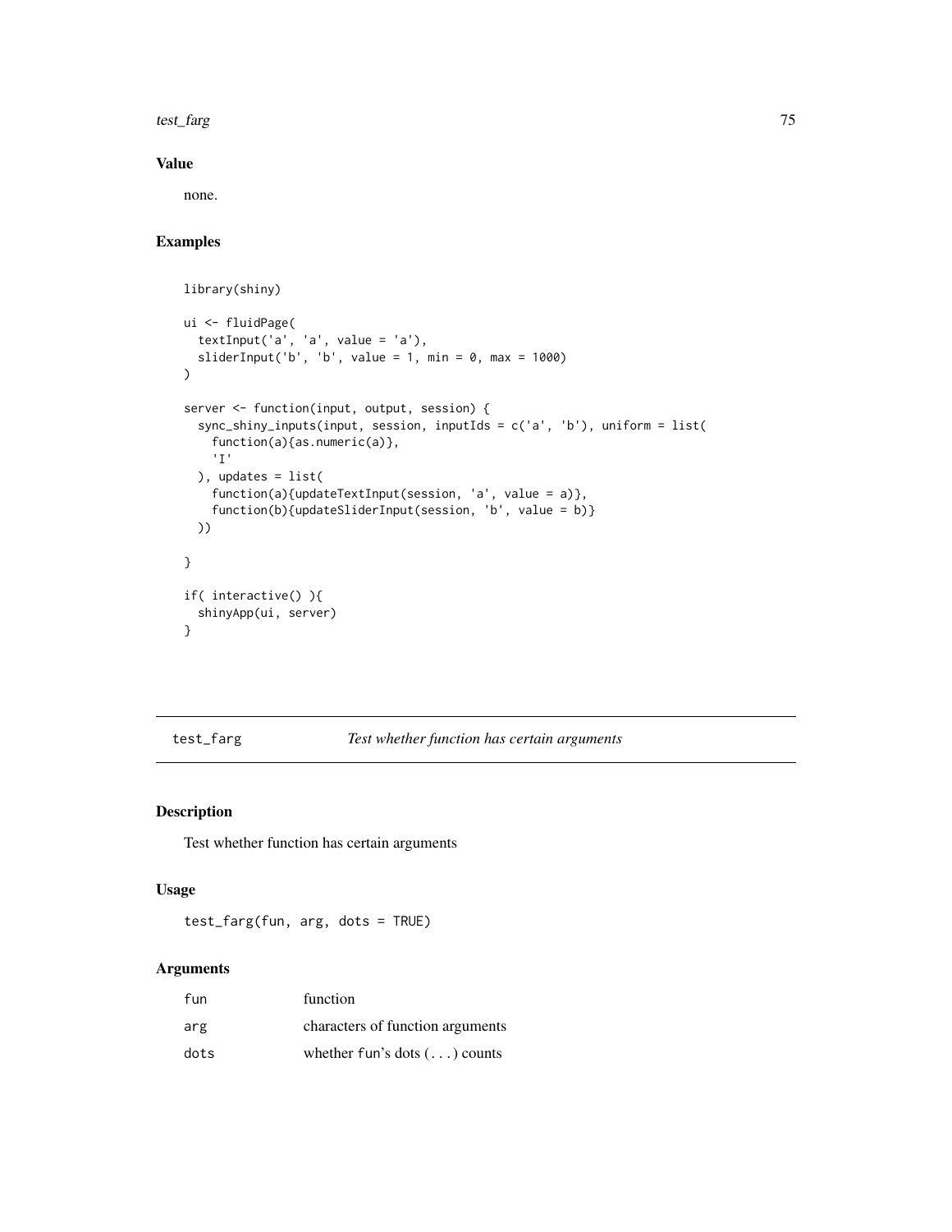## Value

none.

## Examples

```
library(shiny)

ui <- fluidPage(
  textInput('a', 'a', value = 'a'),
  sliderInput('b', 'b', value = 1, min = 0, max = 1000)
)

server <- function(input, output, session) {
  sync_shiny_inputs(input, session, inputIds = c('a', 'b'), uniform = list(
    function(a){as.numeric(a)},
    'I'
  ), updates = list(
    function(a){updateTextInput(session, 'a', value = a)},
    function(b){updateSliderInput(session, 'b', value = b)}
  ))

}

if( interactive() ){
  shinyApp(ui, server)
}
```

---

# test_farg *Test whether function has certain arguments*

## Description

Test whether function has certain arguments

## Usage

```
test_farg(fun, arg, dots = TRUE)
```

## Arguments

| | |
|---|---|
| fun | function |
| arg | characters of function arguments |
| dots | whether fun's dots (...) counts |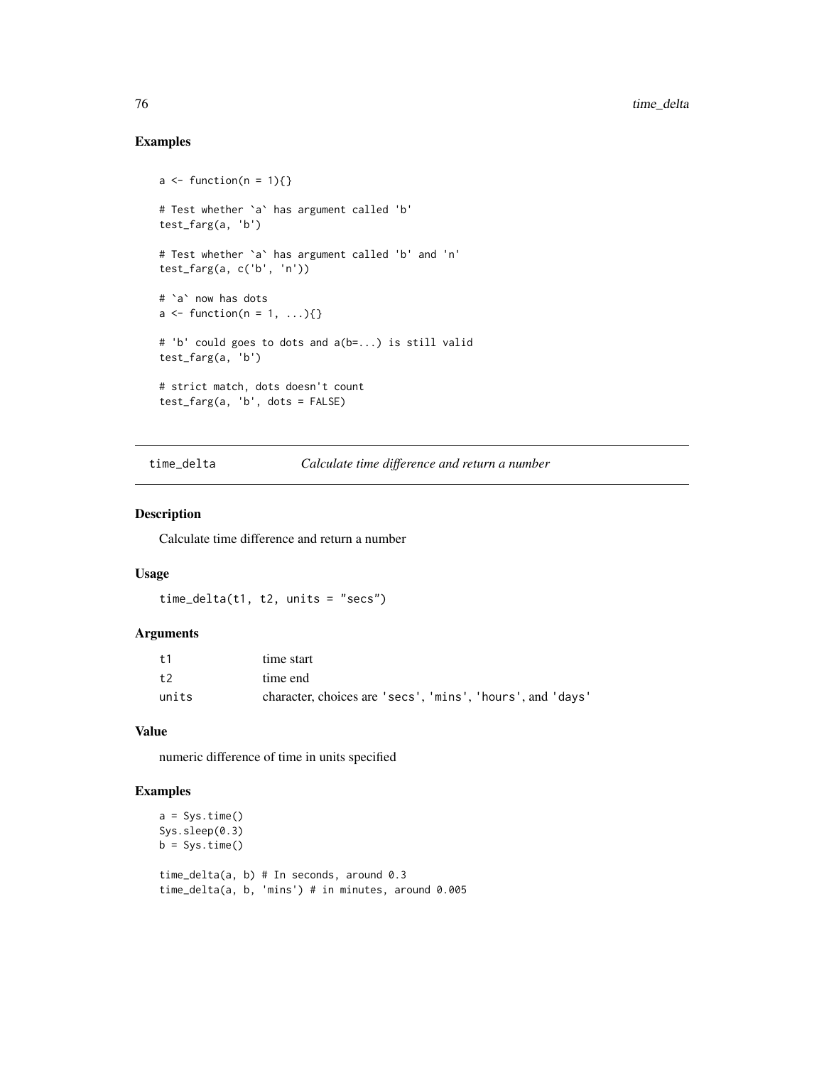## Examples

```
a <- function(n = 1){}

# Test whether `a` has argument called 'b'
test_farg(a, 'b')

# Test whether `a` has argument called 'b' and 'n'
test_farg(a, c('b', 'n'))

# `a` now has dots
a <- function(n = 1, ...){}

# 'b' could goes to dots and a(b=...) is still valid
test_farg(a, 'b')

# strict match, dots doesn't count
test_farg(a, 'b', dots = FALSE)
```

---

# time_delta *Calculate time difference and return a number*

## Description

Calculate time difference and return a number

## Usage

```
time_delta(t1, t2, units = "secs")
```

## Arguments

| | |
|---|---|
| t1 | time start |
| t2 | time end |
| units | character, choices are 'secs', 'mins', 'hours', and 'days' |

## Value

numeric difference of time in units specified

## Examples

```
a = Sys.time()
Sys.sleep(0.3)
b = Sys.time()

time_delta(a, b) # In seconds, around 0.3
time_delta(a, b, 'mins') # in minutes, around 0.005
```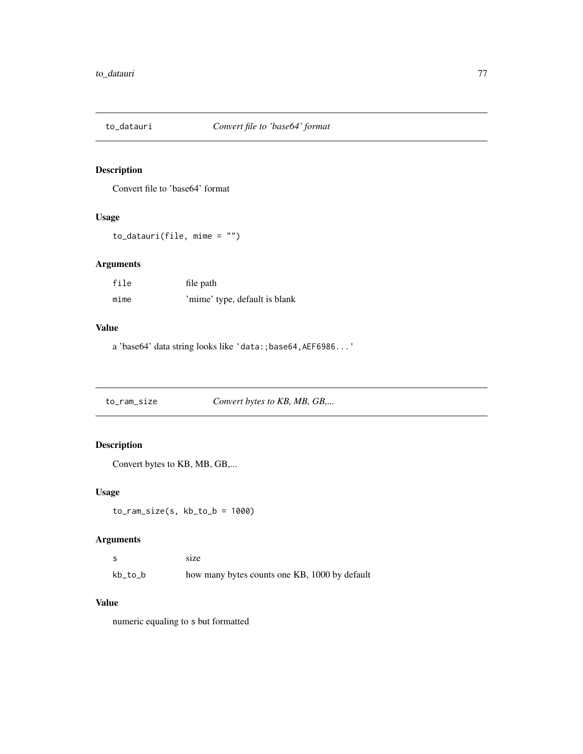## to_datauri *Convert file to 'base64' format*

### Description

Convert file to 'base64' format

### Usage

```
to_datauri(file, mime = "")
```

### Arguments

| | |
|---|---|
| `file` | file path |
| `mime` | 'mime' type, default is blank |

### Value

a 'base64' data string looks like `'data:;base64,AEF6986...'`

## to_ram_size *Convert bytes to KB, MB, GB,...*

### Description

Convert bytes to KB, MB, GB,...

### Usage

```
to_ram_size(s, kb_to_b = 1000)
```

### Arguments

| | |
|---|---|
| `s` | size |
| `kb_to_b` | how many bytes counts one KB, 1000 by default |

### Value

numeric equaling to `s` but formatted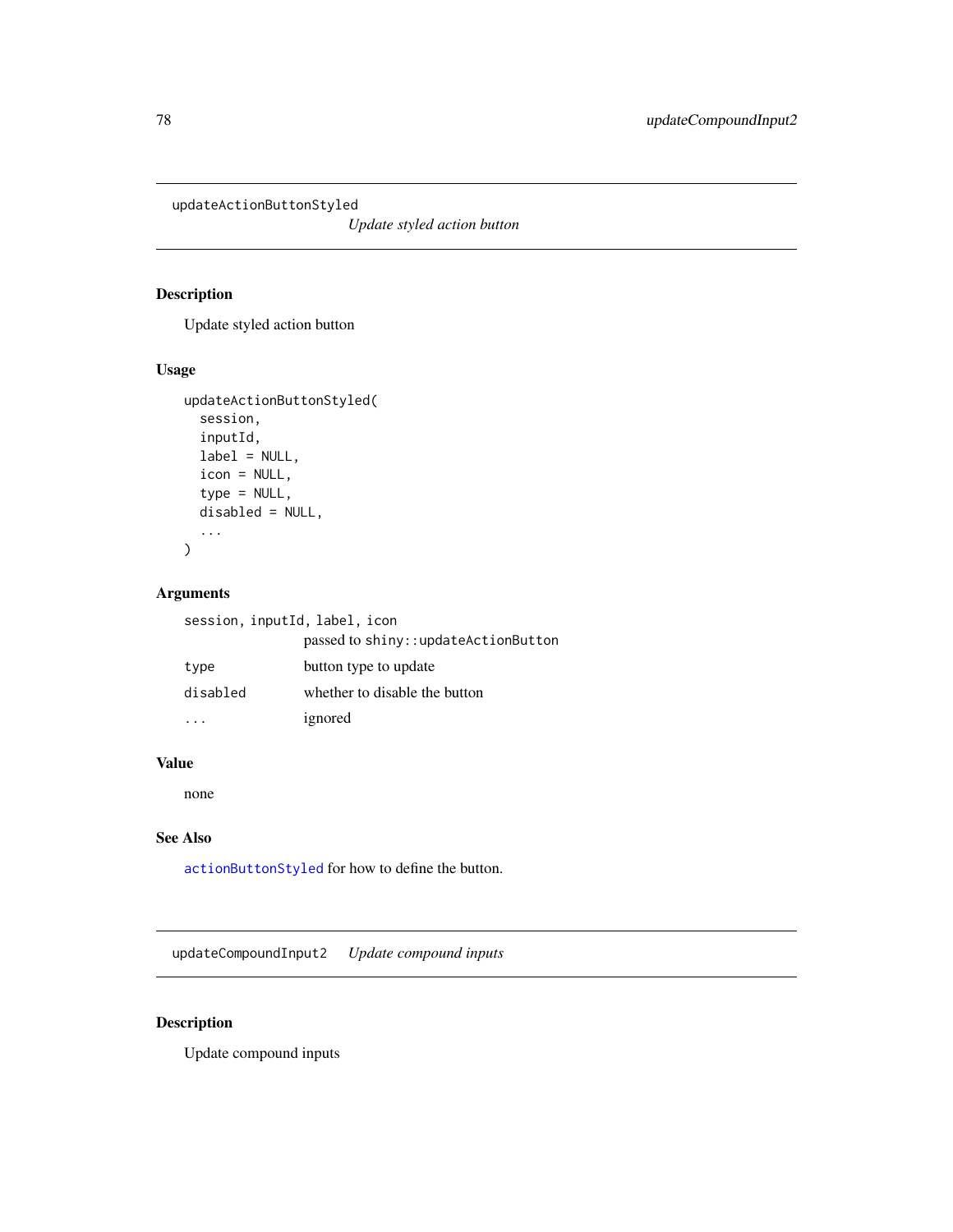## updateActionButtonStyled

*Update styled action button*

### Description

Update styled action button

### Usage

```
updateActionButtonStyled(
  session,
  inputId,
  label = NULL,
  icon = NULL,
  type = NULL,
  disabled = NULL,
  ...
)
```

### Arguments

| | |
|---|---|
| `session, inputId, label, icon` | passed to `shiny::updateActionButton` |
| `type` | button type to update |
| `disabled` | whether to disable the button |
| `...` | ignored |

### Value

none

### See Also

`actionButtonStyled` for how to define the button.

## updateCompoundInput2

*Update compound inputs*

### Description

Update compound inputs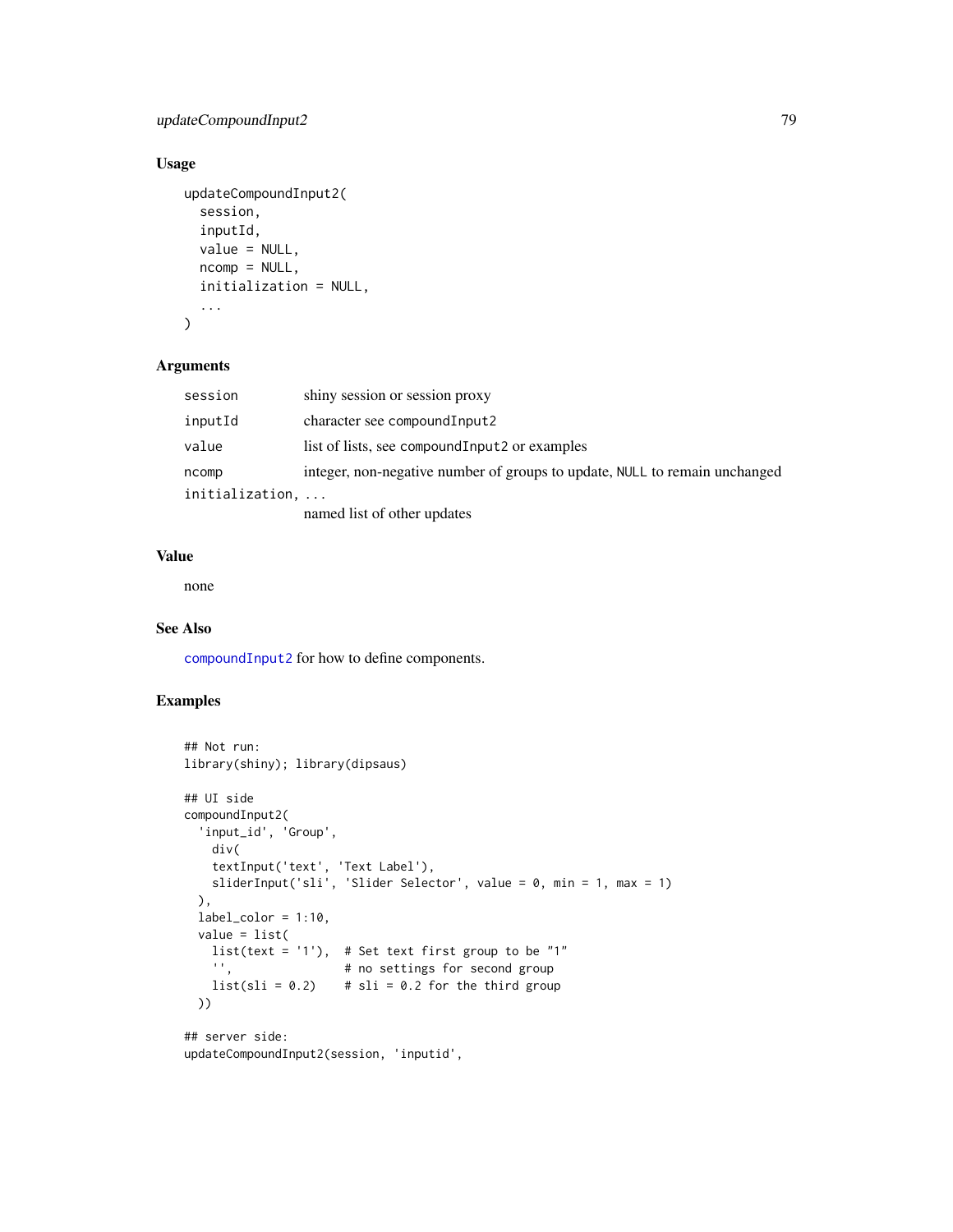### Usage

```
updateCompoundInput2(
  session,
  inputId,
  value = NULL,
  ncomp = NULL,
  initialization = NULL,
  ...
)
```

### Arguments

| | |
|---|---|
| session | shiny session or session proxy |
| inputId | character see compoundInput2 |
| value | list of lists, see compoundInput2 or examples |
| ncomp | integer, non-negative number of groups to update, NULL to remain unchanged |
| initialization, ... | named list of other updates |

### Value

none

### See Also

compoundInput2 for how to define components.

### Examples

```
## Not run:
library(shiny); library(dipsaus)

## UI side
compoundInput2(
  'input_id', 'Group',
    div(
    textInput('text', 'Text Label'),
    sliderInput('sli', 'Slider Selector', value = 0, min = 1, max = 1)
  ),
  label_color = 1:10,
  value = list(
    list(text = '1'),  # Set text first group to be "1"
    '',                # no settings for second group
    list(sli = 0.2)    # sli = 0.2 for the third group
  ))

## server side:
updateCompoundInput2(session, 'inputid',
```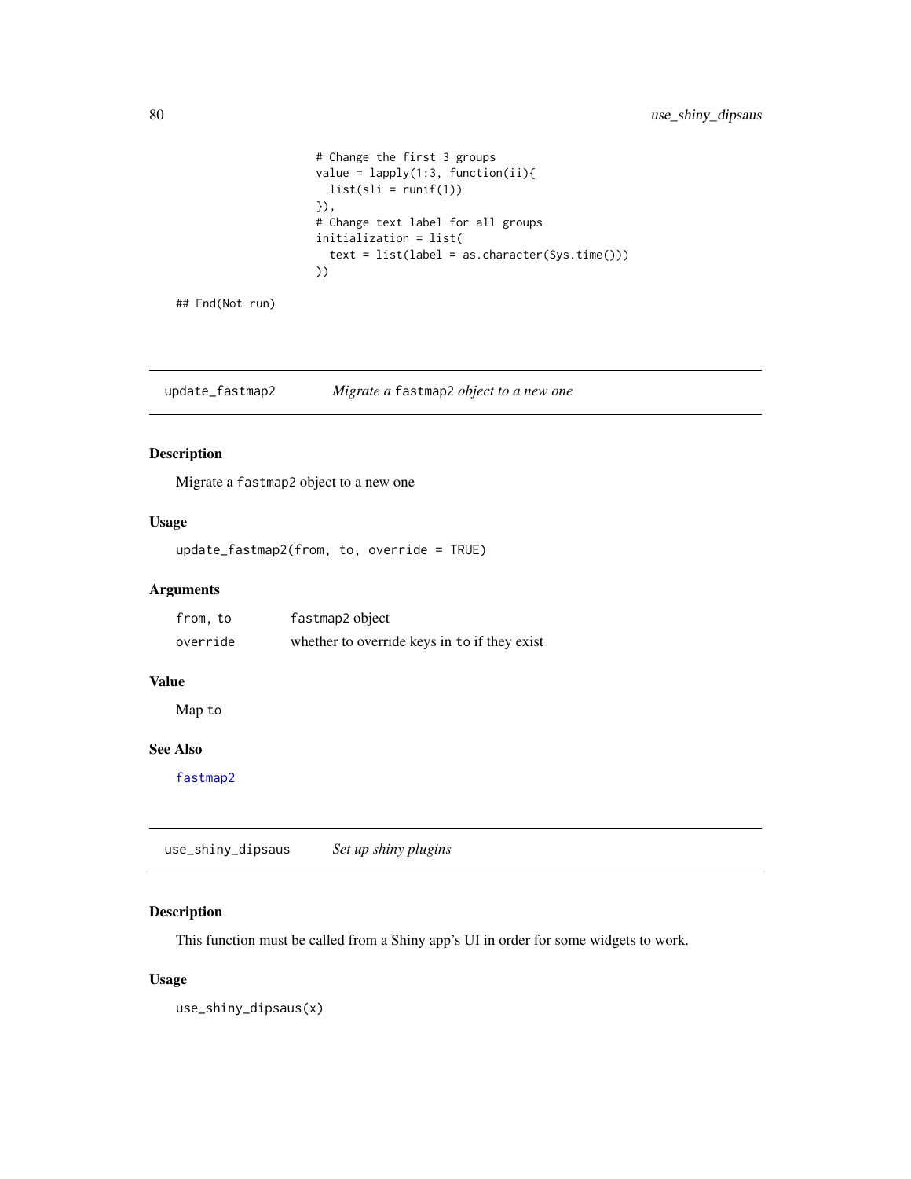```
                          # Change the first 3 groups
                          value = lapply(1:3, function(ii){
                            list(sli = runif(1))
                          }),
                          # Change text label for all groups
                          initialization = list(
                            text = list(label = as.character(Sys.time()))
                          ))

## End(Not run)
```

## update_fastmap2 — *Migrate a fastmap2 object to a new one*

### Description

Migrate a fastmap2 object to a new one

### Usage

```
update_fastmap2(from, to, override = TRUE)
```

### Arguments

| | |
|---|---|
| from, to | fastmap2 object |
| override | whether to override keys in to if they exist |

### Value

Map to

### See Also

fastmap2

## use_shiny_dipsaus — *Set up shiny plugins*

### Description

This function must be called from a Shiny app's UI in order for some widgets to work.

### Usage

```
use_shiny_dipsaus(x)
```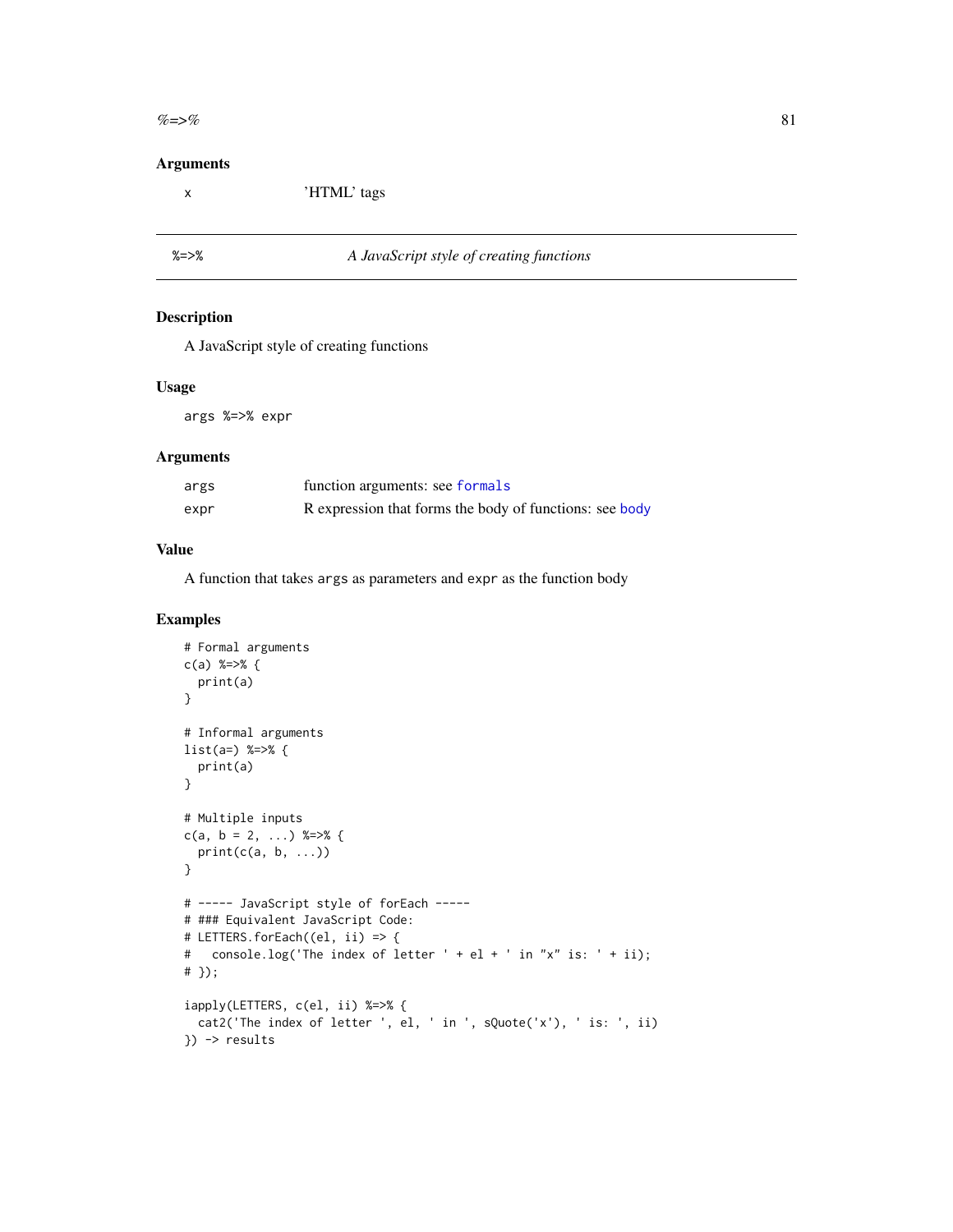## Arguments

| | |
|---|---|
| x | 'HTML' tags |

---

## %=>% — *A JavaScript style of creating functions*

### Description

A JavaScript style of creating functions

### Usage

```
args %=>% expr
```

### Arguments

| | |
|---|---|
| args | function arguments: see formals |
| expr | R expression that forms the body of functions: see body |

### Value

A function that takes `args` as parameters and `expr` as the function body

### Examples

```
# Formal arguments
c(a) %=>% {
  print(a)
}

# Informal arguments
list(a=) %=>% {
  print(a)
}

# Multiple inputs
c(a, b = 2, ...) %=>% {
  print(c(a, b, ...))
}

# ----- JavaScript style of forEach -----
# ### Equivalent JavaScript Code:
# LETTERS.forEach((el, ii) => {
#   console.log('The index of letter ' + el + ' in "x" is: ' + ii);
# });

iapply(LETTERS, c(el, ii) %=>% {
  cat2('The index of letter ', el, ' in ', sQuote('x'), ' is: ', ii)
}) -> results
```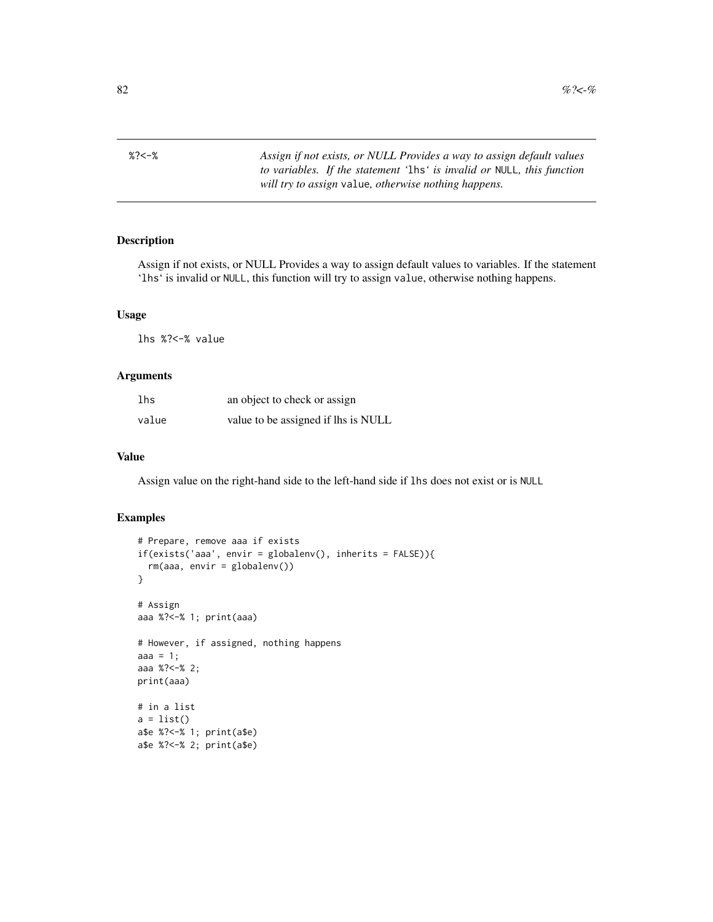`%?<-%` *Assign if not exists, or NULL Provides a way to assign default values to variables. If the statement '`lhs`' is invalid or* `NULL`*, this function will try to assign* `value`*, otherwise nothing happens.*

## Description

Assign if not exists, or NULL Provides a way to assign default values to variables. If the statement '`lhs`' is invalid or `NULL`, this function will try to assign `value`, otherwise nothing happens.

## Usage

```
lhs %?<-% value
```

## Arguments

| | |
|---|---|
| `lhs` | an object to check or assign |
| `value` | value to be assigned if lhs is NULL |

## Value

Assign value on the right-hand side to the left-hand side if `lhs` does not exist or is `NULL`

## Examples

```
# Prepare, remove aaa if exists
if(exists('aaa', envir = globalenv(), inherits = FALSE)){
  rm(aaa, envir = globalenv())
}

# Assign
aaa %?<-% 1; print(aaa)

# However, if assigned, nothing happens
aaa = 1;
aaa %?<-% 2;
print(aaa)

# in a list
a = list()
a$e %?<-% 1; print(a$e)
a$e %?<-% 2; print(a$e)
```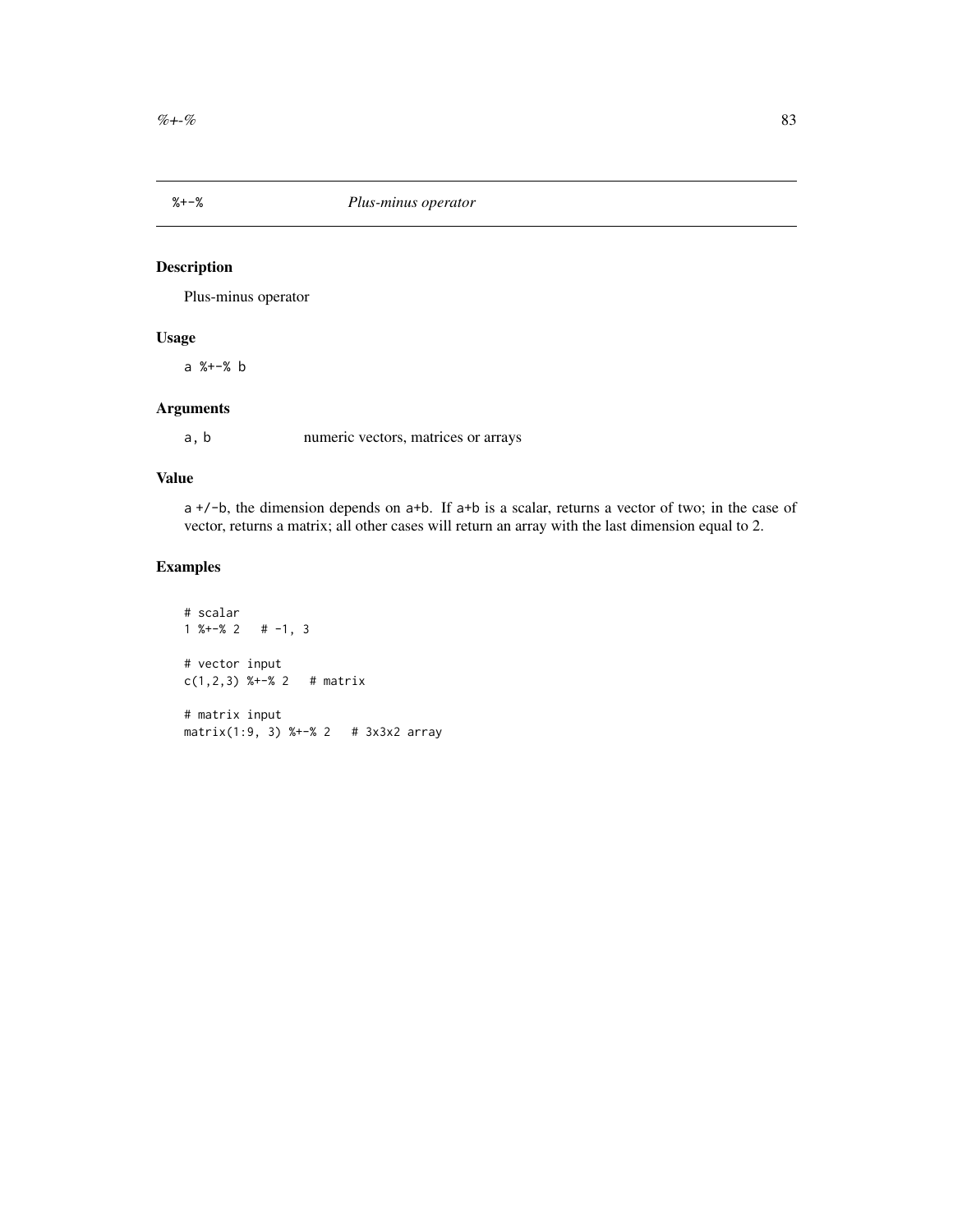## %+-% *Plus-minus operator*

### Description

Plus-minus operator

### Usage

```
a %+-% b
```

### Arguments

| | |
|---|---|
| a, b | numeric vectors, matrices or arrays |

### Value

a +/-b, the dimension depends on a+b. If a+b is a scalar, returns a vector of two; in the case of vector, returns a matrix; all other cases will return an array with the last dimension equal to 2.

### Examples

```
# scalar
1 %+-% 2   # -1, 3

# vector input
c(1,2,3) %+-% 2   # matrix

# matrix input
matrix(1:9, 3) %+-% 2   # 3x3x2 array
```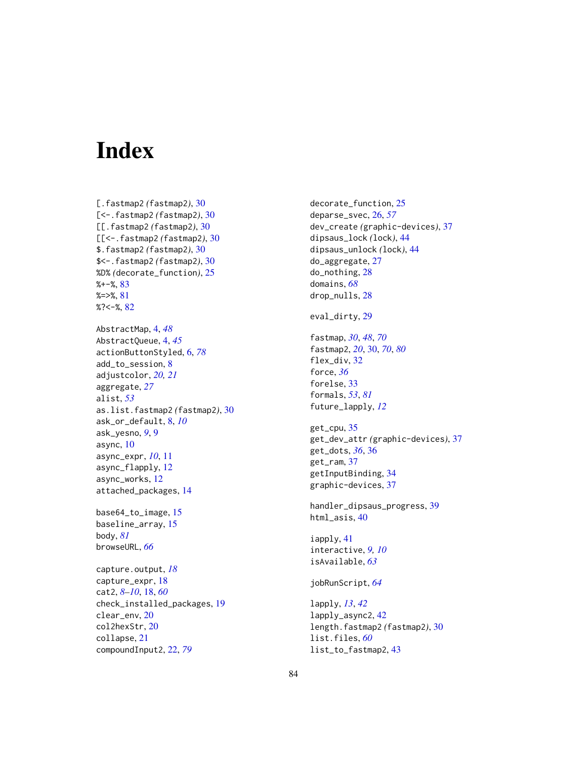# Index

[.fastmap2 *(fastmap2)*, 30
[<-.fastmap2 *(fastmap2)*, 30
[[.fastmap2 *(fastmap2)*, 30
[[<-.fastmap2 *(fastmap2)*, 30
$.fastmap2 *(fastmap2)*, 30
$<-.fastmap2 *(fastmap2)*, 30
%D% *(decorate_function)*, 25
%+-%, 83
%=>%, 81
%?<-%, 82

AbstractMap, 4, *48*
AbstractQueue, 4, *45*
actionButtonStyled, 6, *78*
add_to_session, 8
adjustcolor, *20, 21*
aggregate, *27*
alist, *53*
as.list.fastmap2 *(fastmap2)*, 30
ask_or_default, 8, *10*
ask_yesno, *9*, 9
async, 10
async_expr, *10*, 11
async_flapply, 12
async_works, 12
attached_packages, 14

base64_to_image, 15
baseline_array, 15
body, *81*
browseURL, *66*

capture.output, *18*
capture_expr, 18
cat2, *8–10*, 18, *60*
check_installed_packages, 19
clear_env, 20
col2hexStr, 20
collapse, 21
compoundInput2, 22, *79*

decorate_function, 25
deparse_svec, 26, *57*
dev_create *(graphic-devices)*, 37
dipsaus_lock *(lock)*, 44
dipsaus_unlock *(lock)*, 44
do_aggregate, 27
do_nothing, 28
domains, *68*
drop_nulls, 28

eval_dirty, 29

fastmap, *30*, *48*, *70*
fastmap2, *20*, 30, *70*, *80*
flex_div, 32
force, *36*
forelse, 33
formals, *53*, *81*
future_lapply, *12*

get_cpu, 35
get_dev_attr *(graphic-devices)*, 37
get_dots, *36*, 36
get_ram, 37
getInputBinding, 34
graphic-devices, 37

handler_dipsaus_progress, 39
html_asis, 40

iapply, 41
interactive, *9, 10*
isAvailable, *63*

jobRunScript, *64*

lapply, *13*, *42*
lapply_async2, 42
length.fastmap2 *(fastmap2)*, 30
list.files, *60*
list_to_fastmap2, 43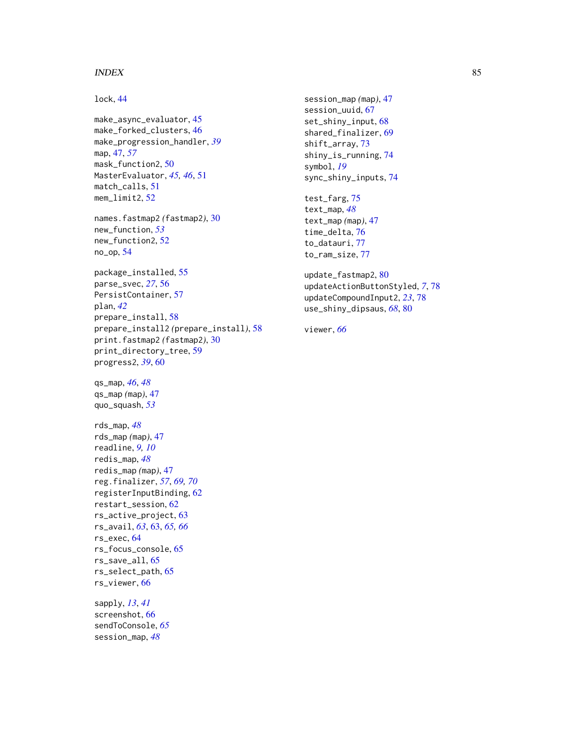lock, 44

make_async_evaluator, 45
make_forked_clusters, 46
make_progression_handler, *39*
map, 47, *57*
mask_function2, 50
MasterEvaluator, *45, 46*, 51
match_calls, 51
mem_limit2, 52

names.fastmap2 *(fastmap2)*, 30
new_function, *53*
new_function2, 52
no_op, 54

package_installed, 55
parse_svec, *27*, 56
PersistContainer, 57
plan, *42*
prepare_install, 58
prepare_install2 *(prepare_install)*, 58
print.fastmap2 *(fastmap2)*, 30
print_directory_tree, 59
progress2, *39*, 60

qs_map, *46*, *48*
qs_map *(map)*, 47
quo_squash, *53*

rds_map, *48*
rds_map *(map)*, 47
readline, *9, 10*
redis_map, *48*
redis_map *(map)*, 47
reg.finalizer, *57*, *69, 70*
registerInputBinding, 62
restart_session, 62
rs_active_project, 63
rs_avail, *63*, 63, *65, 66*
rs_exec, 64
rs_focus_console, 65
rs_save_all, 65
rs_select_path, 65
rs_viewer, 66

sapply, *13*, *41*
screenshot, 66
sendToConsole, *65*
session_map, *48*
session_map *(map)*, 47
session_uuid, 67
set_shiny_input, 68
shared_finalizer, 69
shift_array, 73
shiny_is_running, 74
symbol, *19*
sync_shiny_inputs, 74

test_farg, 75
text_map, *48*
text_map *(map)*, 47
time_delta, 76
to_datauri, 77
to_ram_size, 77

update_fastmap2, 80
updateActionButtonStyled, *7*, 78
updateCompoundInput2, *23*, 78
use_shiny_dipsaus, *68*, 80

viewer, *66*